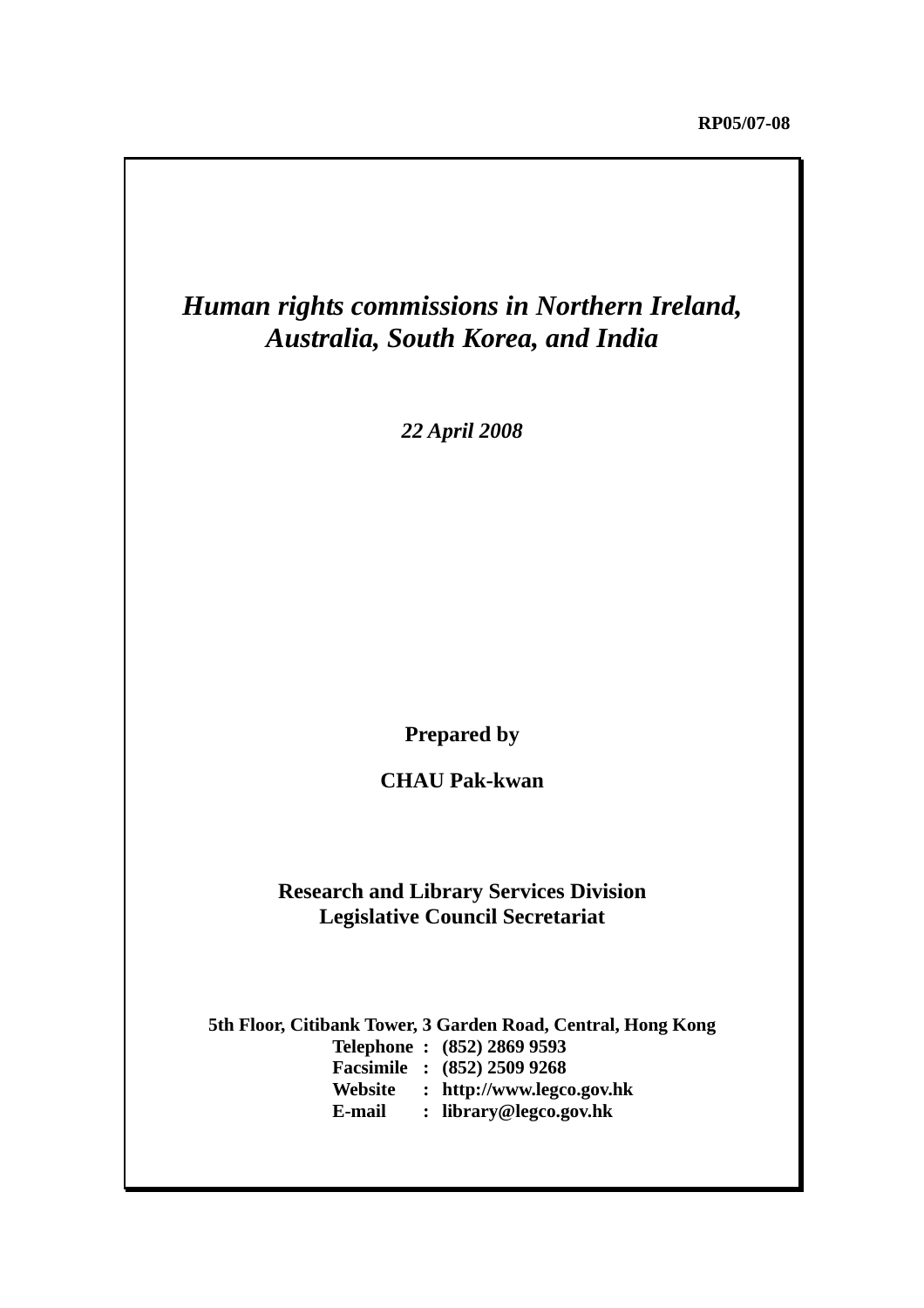RP05/07-08

# *Human rights commissions in Northern Ireland, Australia, South Korea, and India*

*22 April 2008*

**Prepared by**

**CHAU Pak-kwan**

**Research and Library Services Division**
**Legislative Council Secretariat**

**5th Floor, Citibank Tower, 3 Garden Road, Central, Hong Kong**
**Telephone : (852) 2869 9593**
**Facsimile : (852) 2509 9268**
**Website : http://www.legco.gov.hk**
**E-mail : library@legco.gov.hk**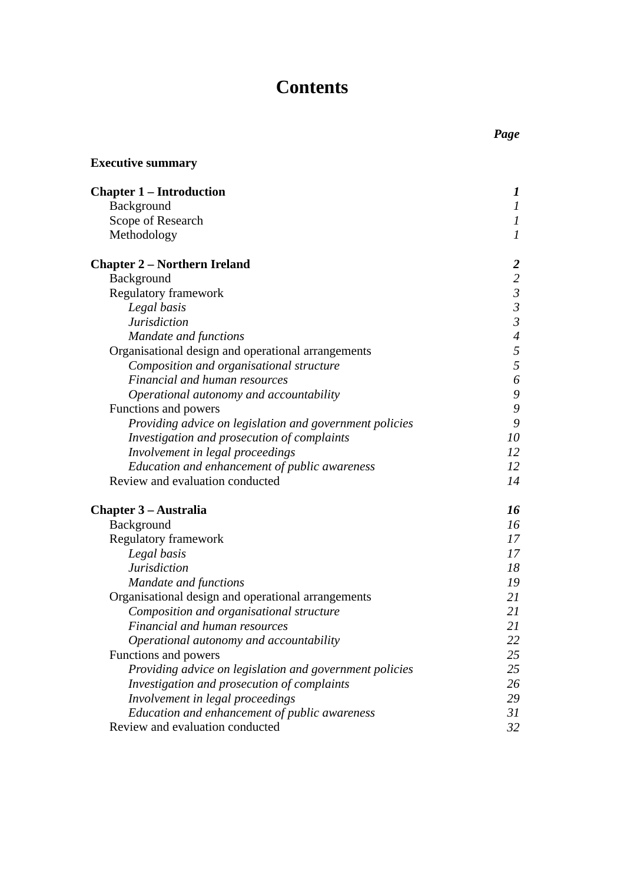# Contents

| | *Page* |
|---|---|
| **Executive summary** | |
| **Chapter 1 – Introduction** | ***1*** |
| Background | *1* |
| Scope of Research | *1* |
| Methodology | *1* |
| **Chapter 2 – Northern Ireland** | ***2*** |
| Background | *2* |
| Regulatory framework | *3* |
| *Legal basis* | *3* |
| *Jurisdiction* | *3* |
| *Mandate and functions* | *4* |
| Organisational design and operational arrangements | *5* |
| *Composition and organisational structure* | *5* |
| *Financial and human resources* | *6* |
| *Operational autonomy and accountability* | *9* |
| Functions and powers | *9* |
| *Providing advice on legislation and government policies* | *9* |
| *Investigation and prosecution of complaints* | *10* |
| *Involvement in legal proceedings* | *12* |
| *Education and enhancement of public awareness* | *12* |
| Review and evaluation conducted | *14* |
| **Chapter 3 – Australia** | ***16*** |
| Background | *16* |
| Regulatory framework | *17* |
| *Legal basis* | *17* |
| *Jurisdiction* | *18* |
| *Mandate and functions* | *19* |
| Organisational design and operational arrangements | *21* |
| *Composition and organisational structure* | *21* |
| *Financial and human resources* | *21* |
| *Operational autonomy and accountability* | *22* |
| Functions and powers | *25* |
| *Providing advice on legislation and government policies* | *25* |
| *Investigation and prosecution of complaints* | *26* |
| *Involvement in legal proceedings* | *29* |
| *Education and enhancement of public awareness* | *31* |
| Review and evaluation conducted | *32* |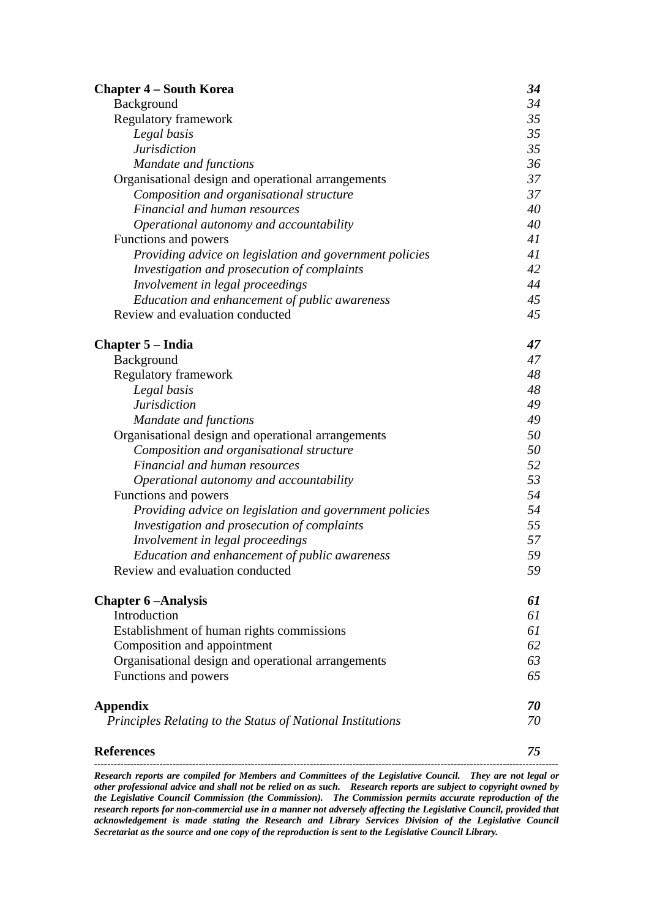| | |
|---|---|
| **Chapter 4 – South Korea** | ***34*** |
| Background | *34* |
| Regulatory framework | *35* |
| *Legal basis* | *35* |
| *Jurisdiction* | *35* |
| *Mandate and functions* | *36* |
| Organisational design and operational arrangements | *37* |
| *Composition and organisational structure* | *37* |
| *Financial and human resources* | *40* |
| *Operational autonomy and accountability* | *40* |
| Functions and powers | *41* |
| *Providing advice on legislation and government policies* | *41* |
| *Investigation and prosecution of complaints* | *42* |
| *Involvement in legal proceedings* | *44* |
| *Education and enhancement of public awareness* | *45* |
| Review and evaluation conducted | *45* |
| **Chapter 5 – India** | ***47*** |
| Background | *47* |
| Regulatory framework | *48* |
| *Legal basis* | *48* |
| *Jurisdiction* | *49* |
| *Mandate and functions* | *49* |
| Organisational design and operational arrangements | *50* |
| *Composition and organisational structure* | *50* |
| *Financial and human resources* | *52* |
| *Operational autonomy and accountability* | *53* |
| Functions and powers | *54* |
| *Providing advice on legislation and government policies* | *54* |
| *Investigation and prosecution of complaints* | *55* |
| *Involvement in legal proceedings* | *57* |
| *Education and enhancement of public awareness* | *59* |
| Review and evaluation conducted | *59* |
| **Chapter 6 –Analysis** | ***61*** |
| Introduction | *61* |
| Establishment of human rights commissions | *61* |
| Composition and appointment | *62* |
| Organisational design and operational arrangements | *63* |
| Functions and powers | *65* |
| **Appendix** | ***70*** |
| *Principles Relating to the Status of National Institutions* | *70* |
| **References** | ***75*** |

---

***Research reports are compiled for Members and Committees of the Legislative Council. They are not legal or other professional advice and shall not be relied on as such. Research reports are subject to copyright owned by the Legislative Council Commission (the Commission). The Commission permits accurate reproduction of the research reports for non-commercial use in a manner not adversely affecting the Legislative Council, provided that acknowledgement is made stating the Research and Library Services Division of the Legislative Council Secretariat as the source and one copy of the reproduction is sent to the Legislative Council Library.***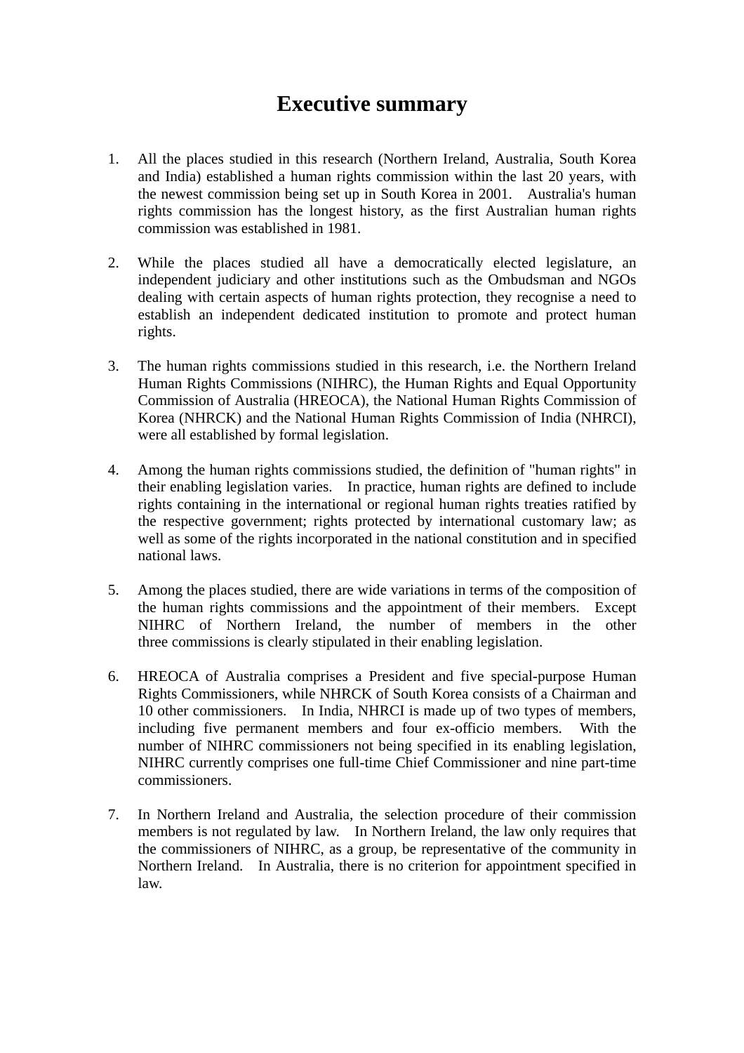# Executive summary

1. All the places studied in this research (Northern Ireland, Australia, South Korea and India) established a human rights commission within the last 20 years, with the newest commission being set up in South Korea in 2001. Australia's human rights commission has the longest history, as the first Australian human rights commission was established in 1981.

2. While the places studied all have a democratically elected legislature, an independent judiciary and other institutions such as the Ombudsman and NGOs dealing with certain aspects of human rights protection, they recognise a need to establish an independent dedicated institution to promote and protect human rights.

3. The human rights commissions studied in this research, i.e. the Northern Ireland Human Rights Commissions (NIHRC), the Human Rights and Equal Opportunity Commission of Australia (HREOCA), the National Human Rights Commission of Korea (NHRCK) and the National Human Rights Commission of India (NHRCI), were all established by formal legislation.

4. Among the human rights commissions studied, the definition of "human rights" in their enabling legislation varies. In practice, human rights are defined to include rights containing in the international or regional human rights treaties ratified by the respective government; rights protected by international customary law; as well as some of the rights incorporated in the national constitution and in specified national laws.

5. Among the places studied, there are wide variations in terms of the composition of the human rights commissions and the appointment of their members. Except NIHRC of Northern Ireland, the number of members in the other three commissions is clearly stipulated in their enabling legislation.

6. HREOCA of Australia comprises a President and five special-purpose Human Rights Commissioners, while NHRCK of South Korea consists of a Chairman and 10 other commissioners. In India, NHRCI is made up of two types of members, including five permanent members and four ex-officio members. With the number of NIHRC commissioners not being specified in its enabling legislation, NIHRC currently comprises one full-time Chief Commissioner and nine part-time commissioners.

7. In Northern Ireland and Australia, the selection procedure of their commission members is not regulated by law. In Northern Ireland, the law only requires that the commissioners of NIHRC, as a group, be representative of the community in Northern Ireland. In Australia, there is no criterion for appointment specified in law.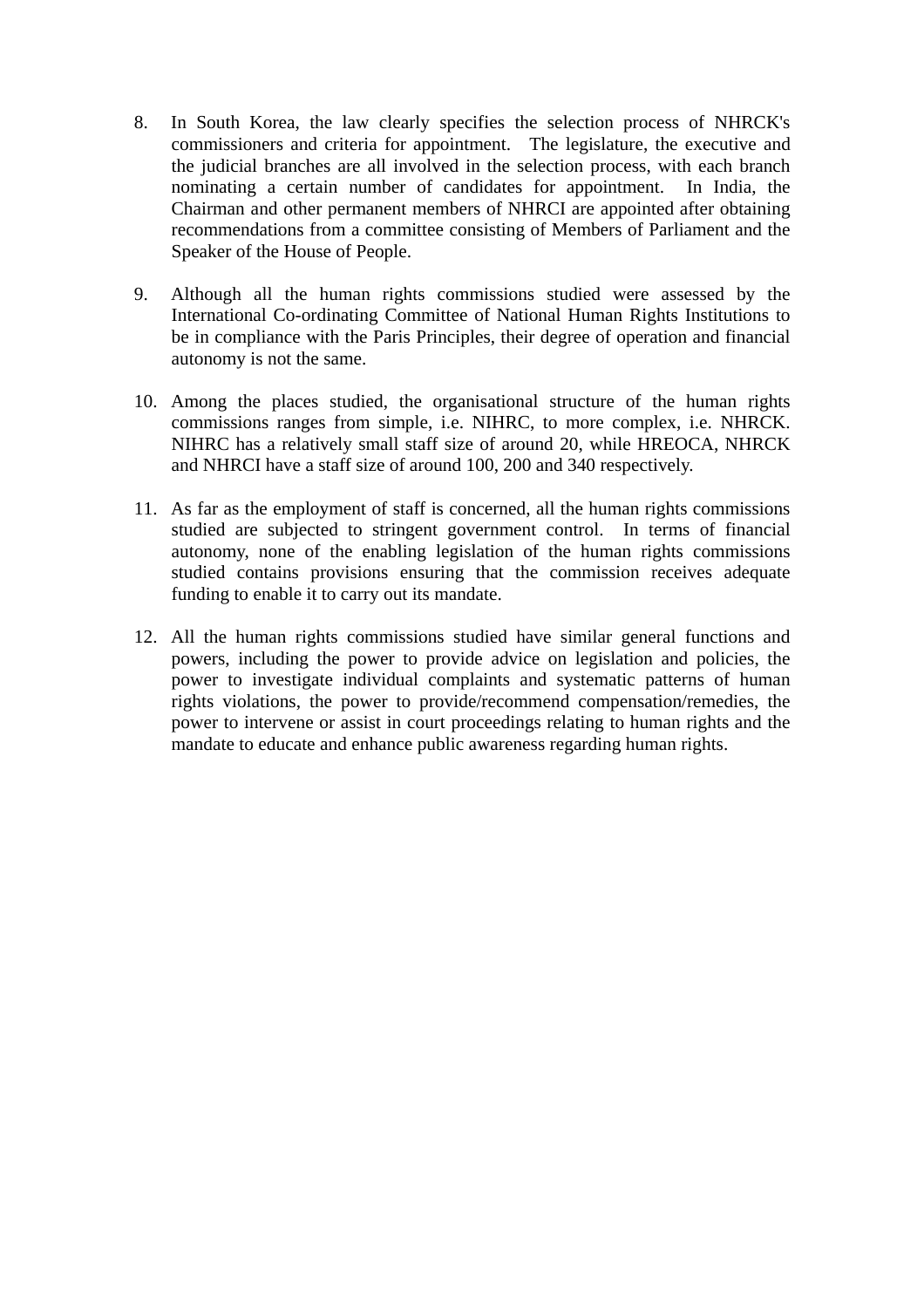8. In South Korea, the law clearly specifies the selection process of NHRCK's commissioners and criteria for appointment. The legislature, the executive and the judicial branches are all involved in the selection process, with each branch nominating a certain number of candidates for appointment. In India, the Chairman and other permanent members of NHRCI are appointed after obtaining recommendations from a committee consisting of Members of Parliament and the Speaker of the House of People.

9. Although all the human rights commissions studied were assessed by the International Co-ordinating Committee of National Human Rights Institutions to be in compliance with the Paris Principles, their degree of operation and financial autonomy is not the same.

10. Among the places studied, the organisational structure of the human rights commissions ranges from simple, i.e. NIHRC, to more complex, i.e. NHRCK. NIHRC has a relatively small staff size of around 20, while HREOCA, NHRCK and NHRCI have a staff size of around 100, 200 and 340 respectively.

11. As far as the employment of staff is concerned, all the human rights commissions studied are subjected to stringent government control. In terms of financial autonomy, none of the enabling legislation of the human rights commissions studied contains provisions ensuring that the commission receives adequate funding to enable it to carry out its mandate.

12. All the human rights commissions studied have similar general functions and powers, including the power to provide advice on legislation and policies, the power to investigate individual complaints and systematic patterns of human rights violations, the power to provide/recommend compensation/remedies, the power to intervene or assist in court proceedings relating to human rights and the mandate to educate and enhance public awareness regarding human rights.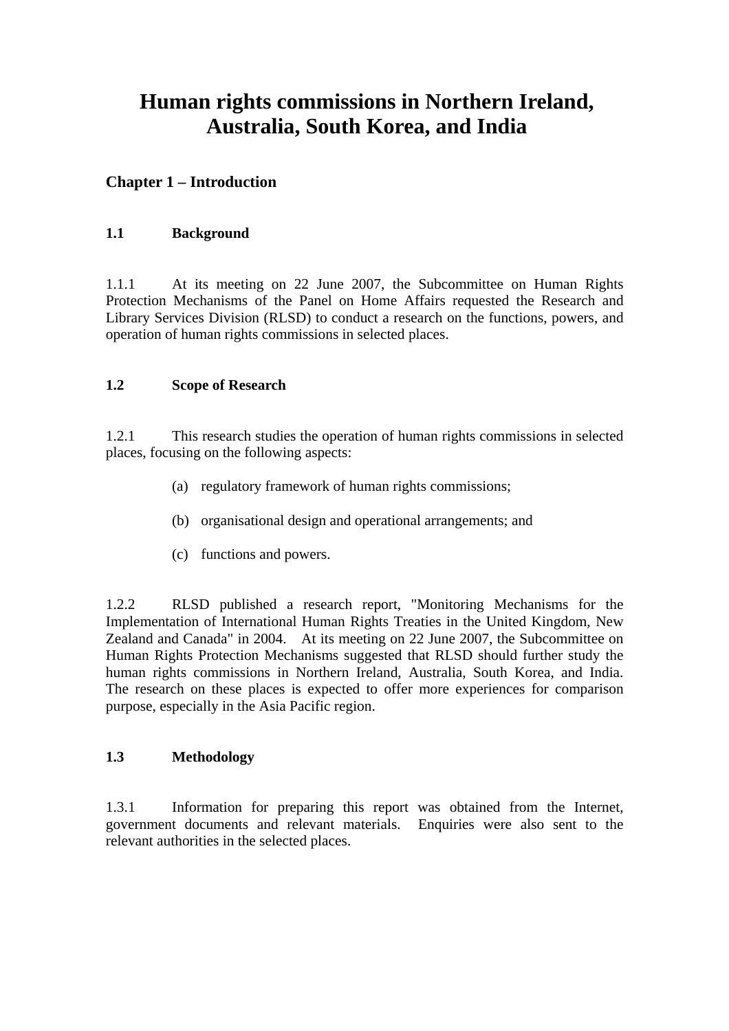# Human rights commissions in Northern Ireland, Australia, South Korea, and India

## Chapter 1 – Introduction

### 1.1 Background

1.1.1 At its meeting on 22 June 2007, the Subcommittee on Human Rights Protection Mechanisms of the Panel on Home Affairs requested the Research and Library Services Division (RLSD) to conduct a research on the functions, powers, and operation of human rights commissions in selected places.

### 1.2 Scope of Research

1.2.1 This research studies the operation of human rights commissions in selected places, focusing on the following aspects:

(a) regulatory framework of human rights commissions;

(b) organisational design and operational arrangements; and

(c) functions and powers.

1.2.2 RLSD published a research report, "Monitoring Mechanisms for the Implementation of International Human Rights Treaties in the United Kingdom, New Zealand and Canada" in 2004. At its meeting on 22 June 2007, the Subcommittee on Human Rights Protection Mechanisms suggested that RLSD should further study the human rights commissions in Northern Ireland, Australia, South Korea, and India. The research on these places is expected to offer more experiences for comparison purpose, especially in the Asia Pacific region.

### 1.3 Methodology

1.3.1 Information for preparing this report was obtained from the Internet, government documents and relevant materials. Enquiries were also sent to the relevant authorities in the selected places.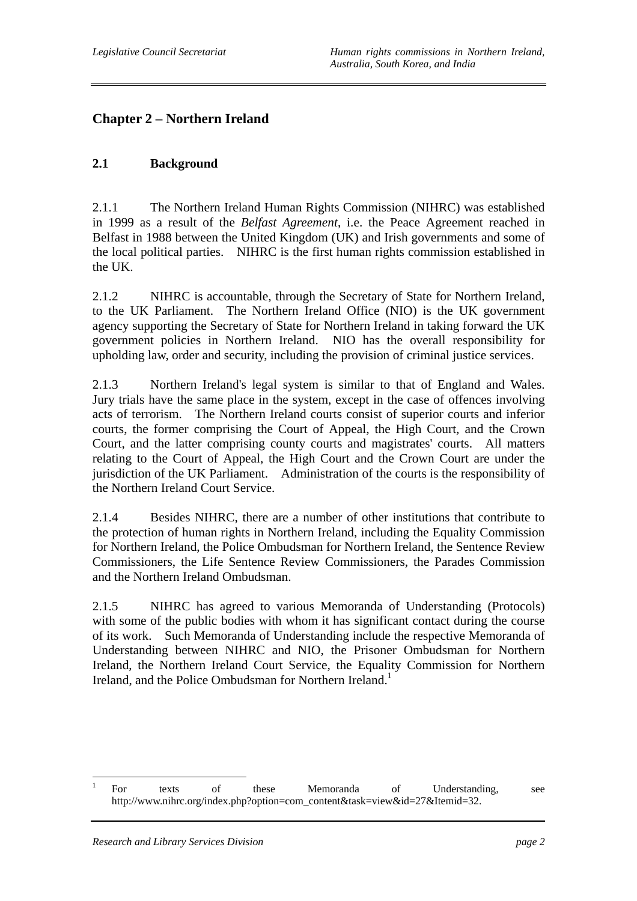## Chapter 2 – Northern Ireland

### 2.1 Background

2.1.1 The Northern Ireland Human Rights Commission (NIHRC) was established in 1999 as a result of the *Belfast Agreement*, i.e. the Peace Agreement reached in Belfast in 1988 between the United Kingdom (UK) and Irish governments and some of the local political parties. NIHRC is the first human rights commission established in the UK.

2.1.2 NIHRC is accountable, through the Secretary of State for Northern Ireland, to the UK Parliament. The Northern Ireland Office (NIO) is the UK government agency supporting the Secretary of State for Northern Ireland in taking forward the UK government policies in Northern Ireland. NIO has the overall responsibility for upholding law, order and security, including the provision of criminal justice services.

2.1.3 Northern Ireland's legal system is similar to that of England and Wales. Jury trials have the same place in the system, except in the case of offences involving acts of terrorism. The Northern Ireland courts consist of superior courts and inferior courts, the former comprising the Court of Appeal, the High Court, and the Crown Court, and the latter comprising county courts and magistrates' courts. All matters relating to the Court of Appeal, the High Court and the Crown Court are under the jurisdiction of the UK Parliament. Administration of the courts is the responsibility of the Northern Ireland Court Service.

2.1.4 Besides NIHRC, there are a number of other institutions that contribute to the protection of human rights in Northern Ireland, including the Equality Commission for Northern Ireland, the Police Ombudsman for Northern Ireland, the Sentence Review Commissioners, the Life Sentence Review Commissioners, the Parades Commission and the Northern Ireland Ombudsman.

2.1.5 NIHRC has agreed to various Memoranda of Understanding (Protocols) with some of the public bodies with whom it has significant contact during the course of its work. Such Memoranda of Understanding include the respective Memoranda of Understanding between NIHRC and NIO, the Prisoner Ombudsman for Northern Ireland, the Northern Ireland Court Service, the Equality Commission for Northern Ireland, and the Police Ombudsman for Northern Ireland.[1]

---

[1] For texts of these Memoranda of Understanding, see http://www.nihrc.org/index.php?option=com_content&task=view&id=27&Itemid=32.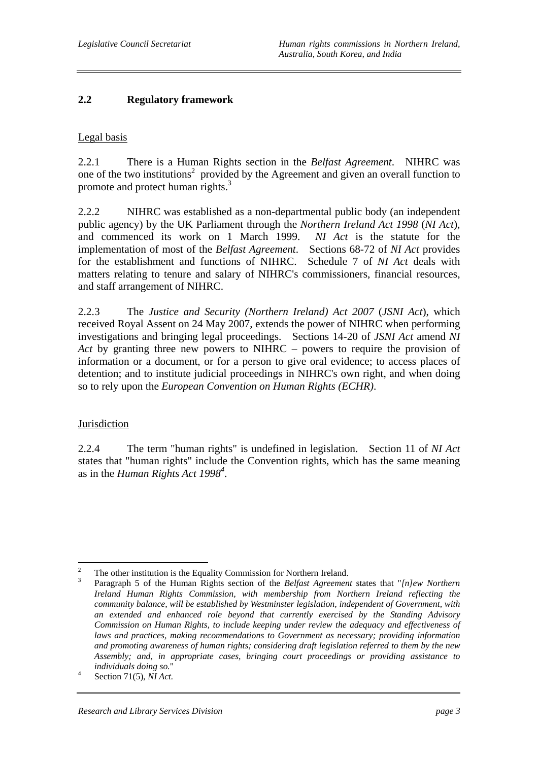## 2.2 Regulatory framework

Legal basis

2.2.1 There is a Human Rights section in the *Belfast Agreement*. NIHRC was one of the two institutions[2] provided by the Agreement and given an overall function to promote and protect human rights.[3]

2.2.2 NIHRC was established as a non-departmental public body (an independent public agency) by the UK Parliament through the *Northern Ireland Act 1998* (*NI Act*), and commenced its work on 1 March 1999. *NI Act* is the statute for the implementation of most of the *Belfast Agreement*. Sections 68-72 of *NI Act* provides for the establishment and functions of NIHRC. Schedule 7 of *NI Act* deals with matters relating to tenure and salary of NIHRC's commissioners, financial resources, and staff arrangement of NIHRC.

2.2.3 The *Justice and Security (Northern Ireland) Act 2007* (*JSNI Act*), which received Royal Assent on 24 May 2007, extends the power of NIHRC when performing investigations and bringing legal proceedings. Sections 14-20 of *JSNI Act* amend *NI Act* by granting three new powers to NIHRC – powers to require the provision of information or a document, or for a person to give oral evidence; to access places of detention; and to institute judicial proceedings in NIHRC's own right, and when doing so to rely upon the *European Convention on Human Rights (ECHR)*.

Jurisdiction

2.2.4 The term "human rights" is undefined in legislation. Section 11 of *NI Act* states that "human rights" include the Convention rights, which has the same meaning as in the *Human Rights Act 1998*[4].

---

[2] The other institution is the Equality Commission for Northern Ireland.

[3] Paragraph 5 of the Human Rights section of the *Belfast Agreement* states that "*[n]ew Northern Ireland Human Rights Commission, with membership from Northern Ireland reflecting the community balance, will be established by Westminster legislation, independent of Government, with an extended and enhanced role beyond that currently exercised by the Standing Advisory Commission on Human Rights, to include keeping under review the adequacy and effectiveness of laws and practices, making recommendations to Government as necessary; providing information and promoting awareness of human rights; considering draft legislation referred to them by the new Assembly; and, in appropriate cases, bringing court proceedings or providing assistance to individuals doing so.*"

[4] Section 71(5), *NI Act*.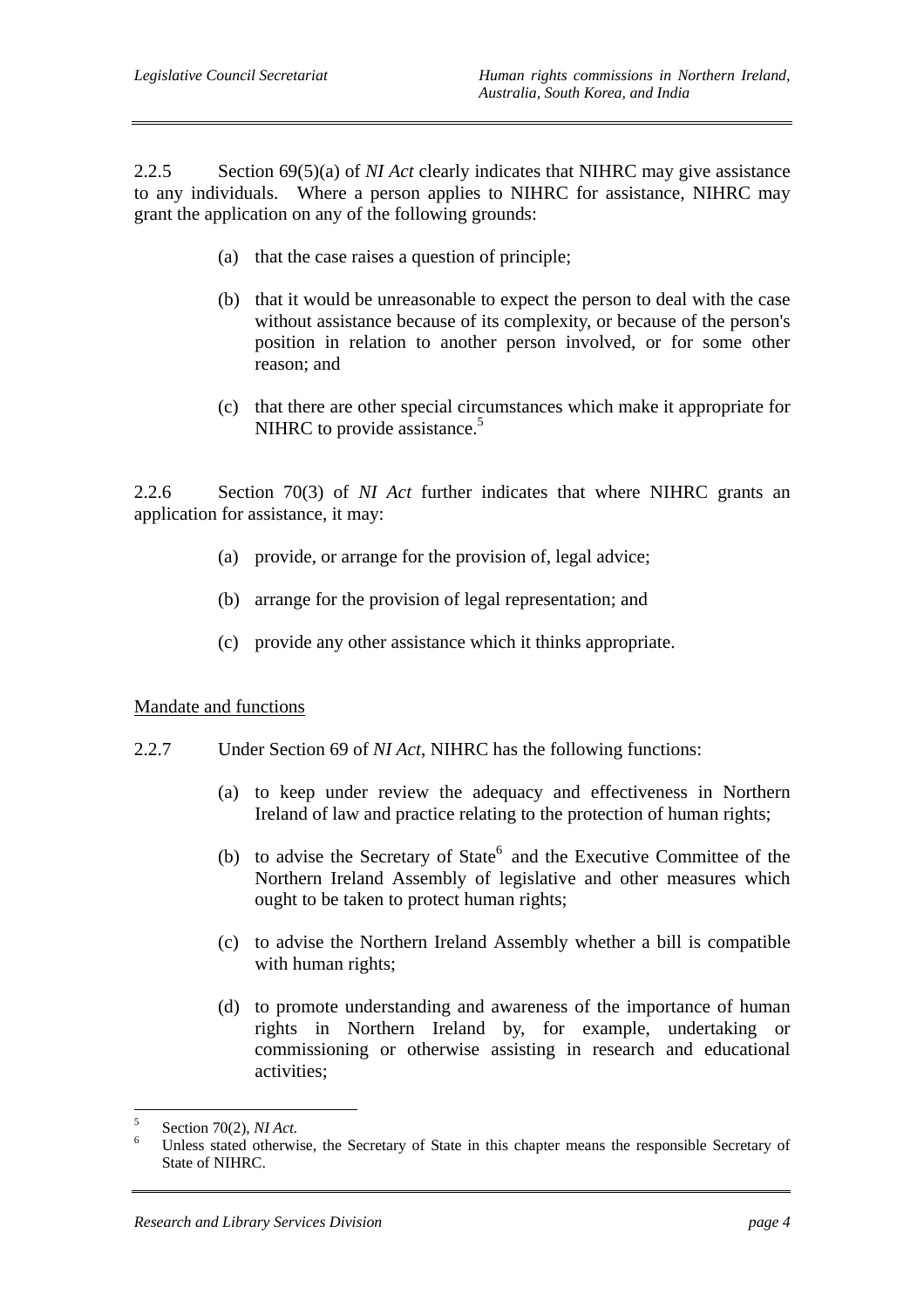2.2.5 Section 69(5)(a) of *NI Act* clearly indicates that NIHRC may give assistance to any individuals. Where a person applies to NIHRC for assistance, NIHRC may grant the application on any of the following grounds:

(a) that the case raises a question of principle;

(b) that it would be unreasonable to expect the person to deal with the case without assistance because of its complexity, or because of the person's position in relation to another person involved, or for some other reason; and

(c) that there are other special circumstances which make it appropriate for NIHRC to provide assistance.[5]

2.2.6 Section 70(3) of *NI Act* further indicates that where NIHRC grants an application for assistance, it may:

(a) provide, or arrange for the provision of, legal advice;

(b) arrange for the provision of legal representation; and

(c) provide any other assistance which it thinks appropriate.

<u>Mandate and functions</u>

2.2.7 Under Section 69 of *NI Act*, NIHRC has the following functions:

(a) to keep under review the adequacy and effectiveness in Northern Ireland of law and practice relating to the protection of human rights;

(b) to advise the Secretary of State[6] and the Executive Committee of the Northern Ireland Assembly of legislative and other measures which ought to be taken to protect human rights;

(c) to advise the Northern Ireland Assembly whether a bill is compatible with human rights;

(d) to promote understanding and awareness of the importance of human rights in Northern Ireland by, for example, undertaking or commissioning or otherwise assisting in research and educational activities;

---

[5] Section 70(2), *NI Act*.

[6] Unless stated otherwise, the Secretary of State in this chapter means the responsible Secretary of State of NIHRC.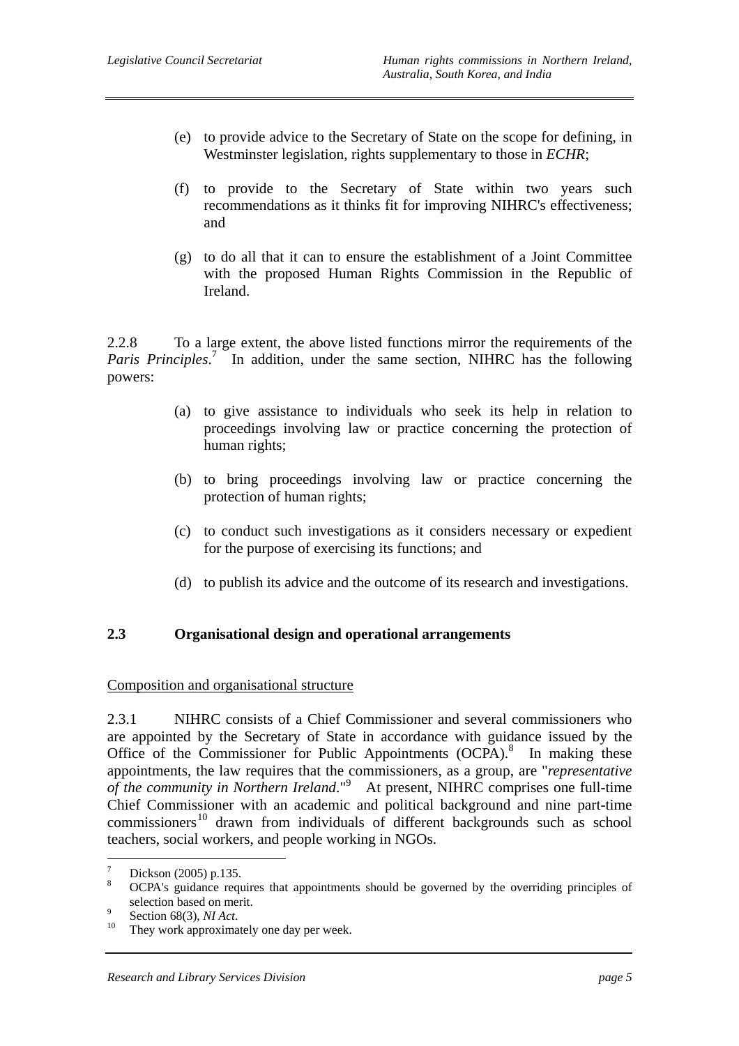(e) to provide advice to the Secretary of State on the scope for defining, in Westminster legislation, rights supplementary to those in *ECHR*;

(f) to provide to the Secretary of State within two years such recommendations as it thinks fit for improving NIHRC's effectiveness; and

(g) to do all that it can to ensure the establishment of a Joint Committee with the proposed Human Rights Commission in the Republic of Ireland.

2.2.8 To a large extent, the above listed functions mirror the requirements of the *Paris Principles*.[7] In addition, under the same section, NIHRC has the following powers:

(a) to give assistance to individuals who seek its help in relation to proceedings involving law or practice concerning the protection of human rights;

(b) to bring proceedings involving law or practice concerning the protection of human rights;

(c) to conduct such investigations as it considers necessary or expedient for the purpose of exercising its functions; and

(d) to publish its advice and the outcome of its research and investigations.

## 2.3 Organisational design and operational arrangements

Composition and organisational structure

2.3.1 NIHRC consists of a Chief Commissioner and several commissioners who are appointed by the Secretary of State in accordance with guidance issued by the Office of the Commissioner for Public Appointments (OCPA).[8] In making these appointments, the law requires that the commissioners, as a group, are "*representative of the community in Northern Ireland*."[9] At present, NIHRC comprises one full-time Chief Commissioner with an academic and political background and nine part-time commissioners[10] drawn from individuals of different backgrounds such as school teachers, social workers, and people working in NGOs.

---

[7] Dickson (2005) p.135.

[8] OCPA's guidance requires that appointments should be governed by the overriding principles of selection based on merit.

[9] Section 68(3), *NI Act*.

[10] They work approximately one day per week.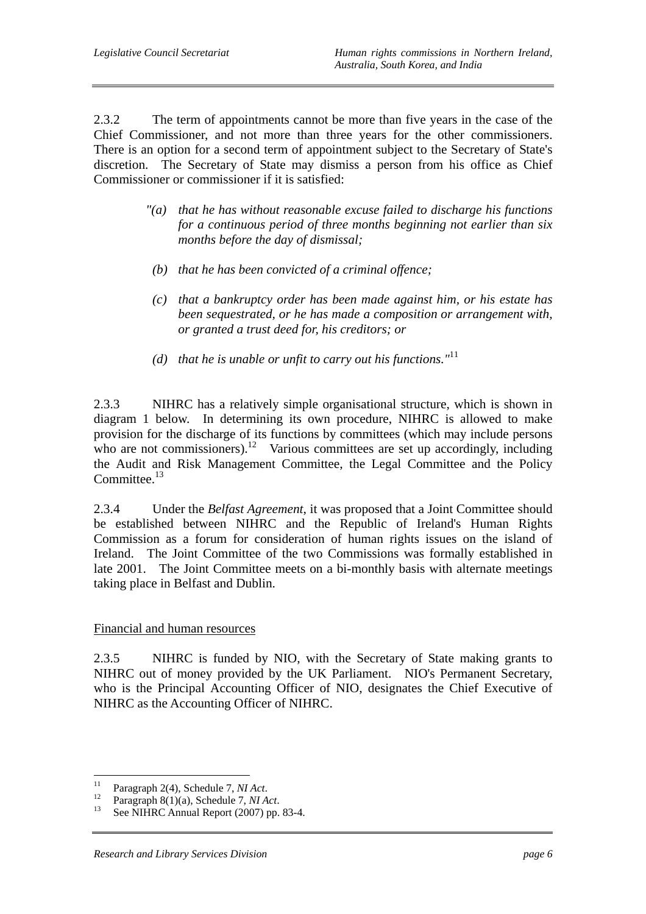2.3.2 The term of appointments cannot be more than five years in the case of the Chief Commissioner, and not more than three years for the other commissioners. There is an option for a second term of appointment subject to the Secretary of State's discretion. The Secretary of State may dismiss a person from his office as Chief Commissioner or commissioner if it is satisfied:

> *"(a) that he has without reasonable excuse failed to discharge his functions for a continuous period of three months beginning not earlier than six months before the day of dismissal;*
>
> *(b) that he has been convicted of a criminal offence;*
>
> *(c) that a bankruptcy order has been made against him, or his estate has been sequestrated, or he has made a composition or arrangement with, or granted a trust deed for, his creditors; or*
>
> *(d) that he is unable or unfit to carry out his functions."*[11]

2.3.3 NIHRC has a relatively simple organisational structure, which is shown in diagram 1 below. In determining its own procedure, NIHRC is allowed to make provision for the discharge of its functions by committees (which may include persons who are not commissioners).[12] Various committees are set up accordingly, including the Audit and Risk Management Committee, the Legal Committee and the Policy Committee.[13]

2.3.4 Under the *Belfast Agreement*, it was proposed that a Joint Committee should be established between NIHRC and the Republic of Ireland's Human Rights Commission as a forum for consideration of human rights issues on the island of Ireland. The Joint Committee of the two Commissions was formally established in late 2001. The Joint Committee meets on a bi-monthly basis with alternate meetings taking place in Belfast and Dublin.

Financial and human resources

2.3.5 NIHRC is funded by NIO, with the Secretary of State making grants to NIHRC out of money provided by the UK Parliament. NIO's Permanent Secretary, who is the Principal Accounting Officer of NIO, designates the Chief Executive of NIHRC as the Accounting Officer of NIHRC.

---

[11] Paragraph 2(4), Schedule 7, *NI Act*.

[12] Paragraph 8(1)(a), Schedule 7, *NI Act*.

[13] See NIHRC Annual Report (2007) pp. 83-4.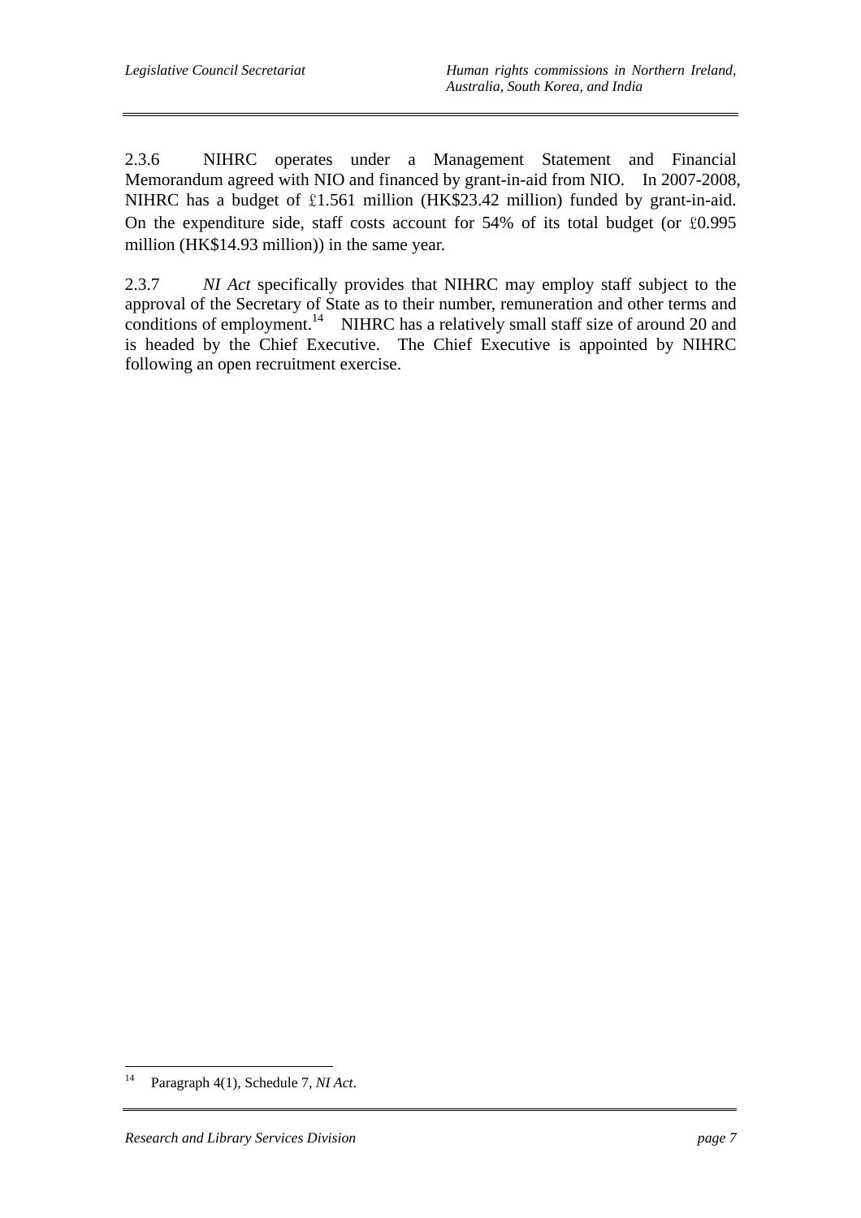2.3.6 NIHRC operates under a Management Statement and Financial Memorandum agreed with NIO and financed by grant-in-aid from NIO. In 2007-2008, NIHRC has a budget of ￡1.561 million (HK$23.42 million) funded by grant-in-aid. On the expenditure side, staff costs account for 54% of its total budget (or ￡0.995 million (HK$14.93 million)) in the same year.

2.3.7 *NI Act* specifically provides that NIHRC may employ staff subject to the approval of the Secretary of State as to their number, remuneration and other terms and conditions of employment.[14] NIHRC has a relatively small staff size of around 20 and is headed by the Chief Executive. The Chief Executive is appointed by NIHRC following an open recruitment exercise.

---

[14] Paragraph 4(1), Schedule 7, *NI Act*.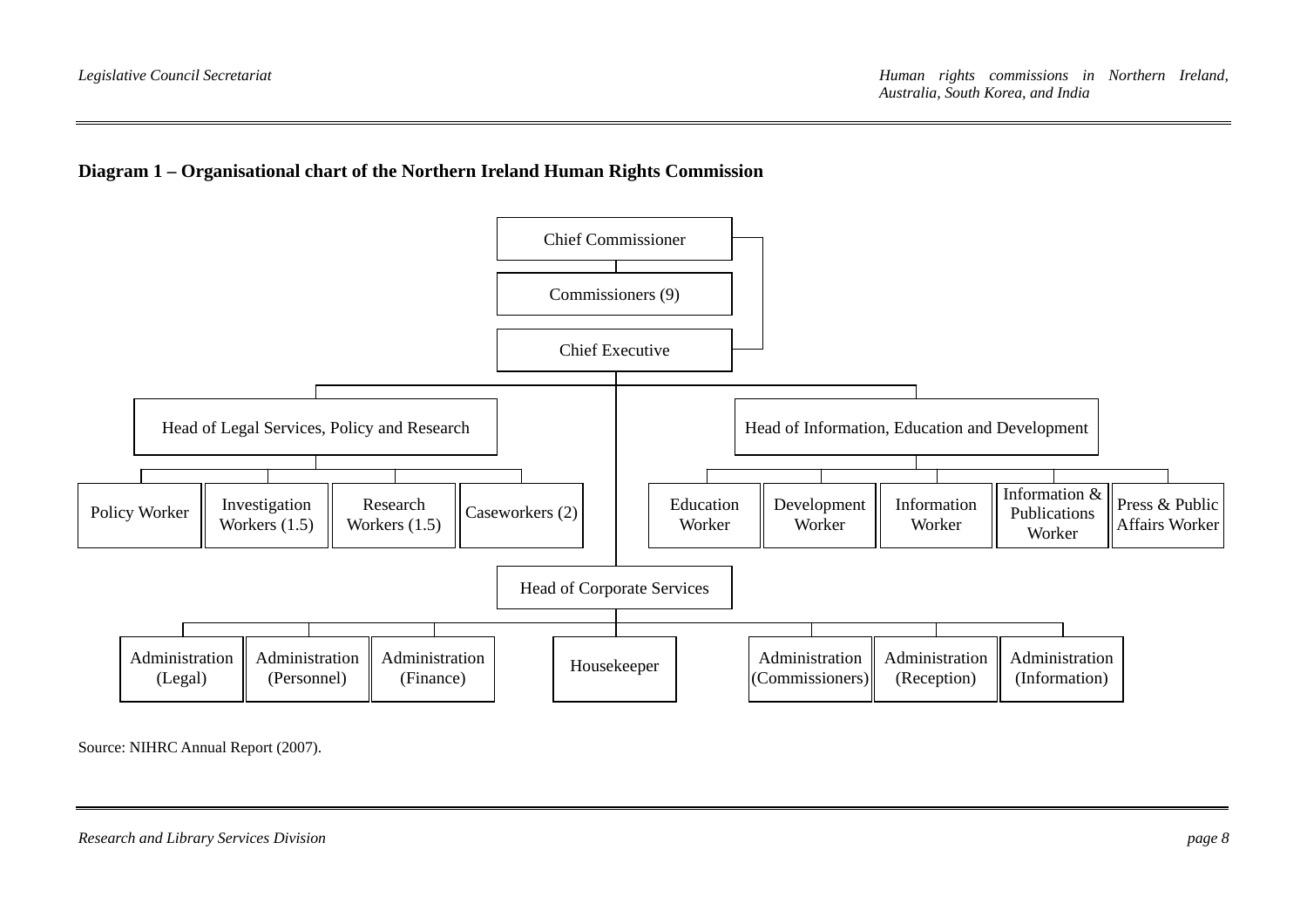**Diagram 1 – Organisational chart of the Northern Ireland Human Rights Commission**

- Chief Commissioner
  - Commissioners (9)
  - Chief Executive
    - Head of Legal Services, Policy and Research
      - Policy Worker
      - Investigation Workers (1.5)
      - Research Workers (1.5)
      - Caseworkers (2)
    - Head of Information, Education and Development
      - Education Worker
      - Development Worker
      - Information Worker
      - Information & Publications Worker
      - Press & Public Affairs Worker
    - Head of Corporate Services
      - Administration (Legal)
      - Administration (Personnel)
      - Administration (Finance)
      - Housekeeper
      - Administration (Commissioners)
      - Administration (Reception)
      - Administration (Information)

Source: NIHRC Annual Report (2007).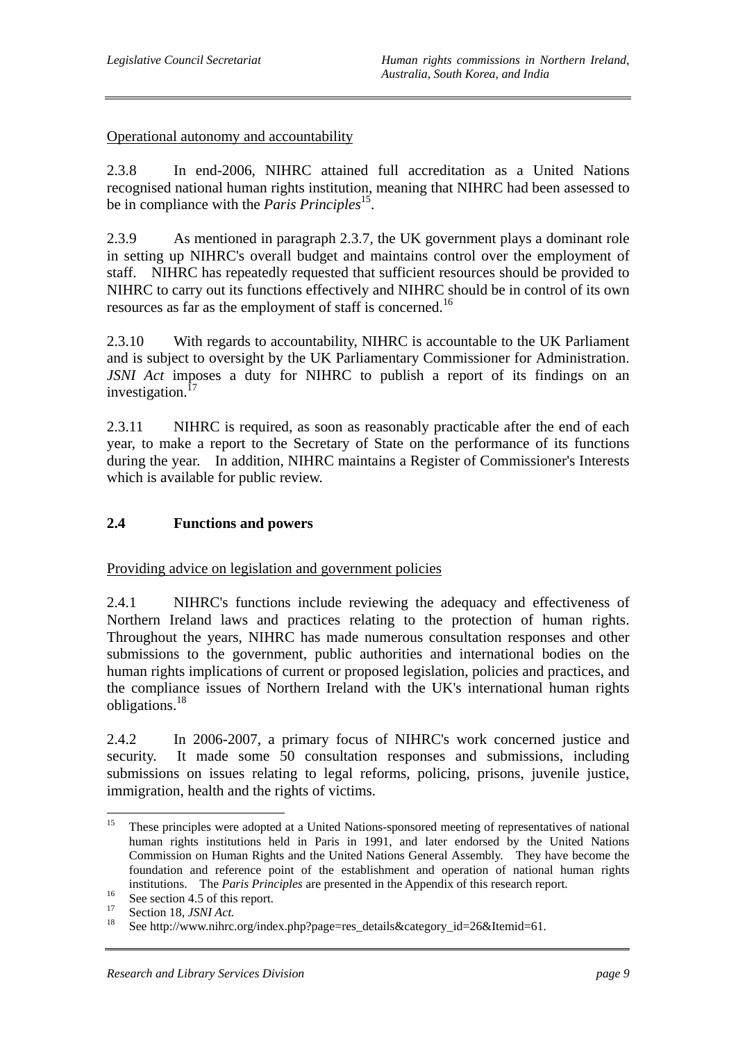Operational autonomy and accountability

2.3.8 In end-2006, NIHRC attained full accreditation as a United Nations recognised national human rights institution, meaning that NIHRC had been assessed to be in compliance with the *Paris Principles*[15].

2.3.9 As mentioned in paragraph 2.3.7, the UK government plays a dominant role in setting up NIHRC's overall budget and maintains control over the employment of staff. NIHRC has repeatedly requested that sufficient resources should be provided to NIHRC to carry out its functions effectively and NIHRC should be in control of its own resources as far as the employment of staff is concerned.[16]

2.3.10 With regards to accountability, NIHRC is accountable to the UK Parliament and is subject to oversight by the UK Parliamentary Commissioner for Administration. *JSNI Act* imposes a duty for NIHRC to publish a report of its findings on an investigation.[17]

2.3.11 NIHRC is required, as soon as reasonably practicable after the end of each year, to make a report to the Secretary of State on the performance of its functions during the year. In addition, NIHRC maintains a Register of Commissioner's Interests which is available for public review.

## 2.4 Functions and powers

Providing advice on legislation and government policies

2.4.1 NIHRC's functions include reviewing the adequacy and effectiveness of Northern Ireland laws and practices relating to the protection of human rights. Throughout the years, NIHRC has made numerous consultation responses and other submissions to the government, public authorities and international bodies on the human rights implications of current or proposed legislation, policies and practices, and the compliance issues of Northern Ireland with the UK's international human rights obligations.[18]

2.4.2 In 2006-2007, a primary focus of NIHRC's work concerned justice and security. It made some 50 consultation responses and submissions, including submissions on issues relating to legal reforms, policing, prisons, juvenile justice, immigration, health and the rights of victims.

---

[15] These principles were adopted at a United Nations-sponsored meeting of representatives of national human rights institutions held in Paris in 1991, and later endorsed by the United Nations Commission on Human Rights and the United Nations General Assembly. They have become the foundation and reference point of the establishment and operation of national human rights institutions. The *Paris Principles* are presented in the Appendix of this research report.

[16] See section 4.5 of this report.

[17] Section 18, *JSNI Act.*

[18] See http://www.nihrc.org/index.php?page=res_details&category_id=26&Itemid=61.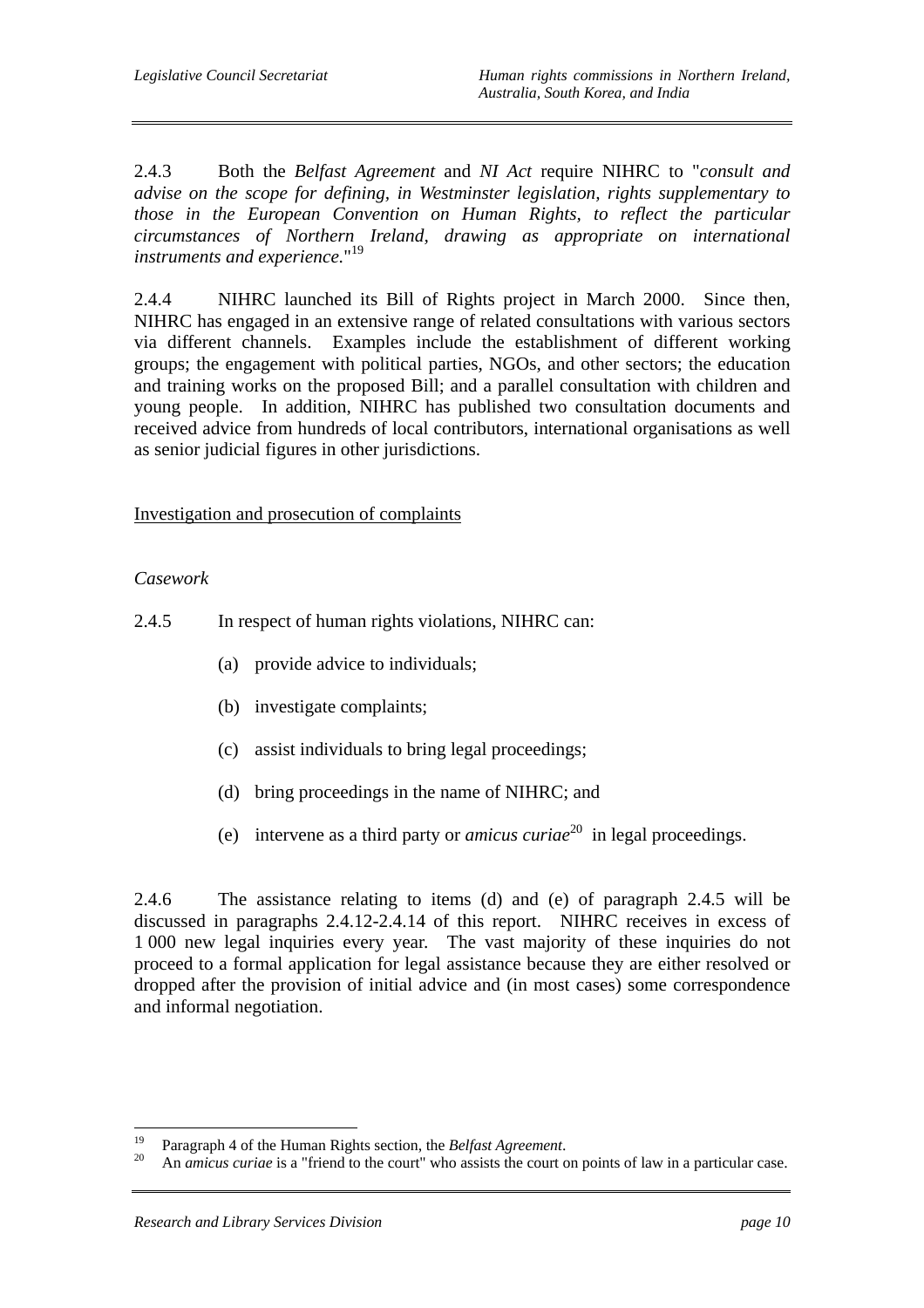2.4.3 Both the *Belfast Agreement* and *NI Act* require NIHRC to "*consult and advise on the scope for defining, in Westminster legislation, rights supplementary to those in the European Convention on Human Rights, to reflect the particular circumstances of Northern Ireland, drawing as appropriate on international instruments and experience.*"[19]

2.4.4 NIHRC launched its Bill of Rights project in March 2000. Since then, NIHRC has engaged in an extensive range of related consultations with various sectors via different channels. Examples include the establishment of different working groups; the engagement with political parties, NGOs, and other sectors; the education and training works on the proposed Bill; and a parallel consultation with children and young people. In addition, NIHRC has published two consultation documents and received advice from hundreds of local contributors, international organisations as well as senior judicial figures in other jurisdictions.

<u>Investigation and prosecution of complaints</u>

*Casework*

2.4.5 In respect of human rights violations, NIHRC can:

(a) provide advice to individuals;

(b) investigate complaints;

(c) assist individuals to bring legal proceedings;

(d) bring proceedings in the name of NIHRC; and

(e) intervene as a third party or *amicus curiae*[20] in legal proceedings.

2.4.6 The assistance relating to items (d) and (e) of paragraph 2.4.5 will be discussed in paragraphs 2.4.12-2.4.14 of this report. NIHRC receives in excess of 1 000 new legal inquiries every year. The vast majority of these inquiries do not proceed to a formal application for legal assistance because they are either resolved or dropped after the provision of initial advice and (in most cases) some correspondence and informal negotiation.

---

[19] Paragraph 4 of the Human Rights section, the *Belfast Agreement*.

[20] An *amicus curiae* is a "friend to the court" who assists the court on points of law in a particular case.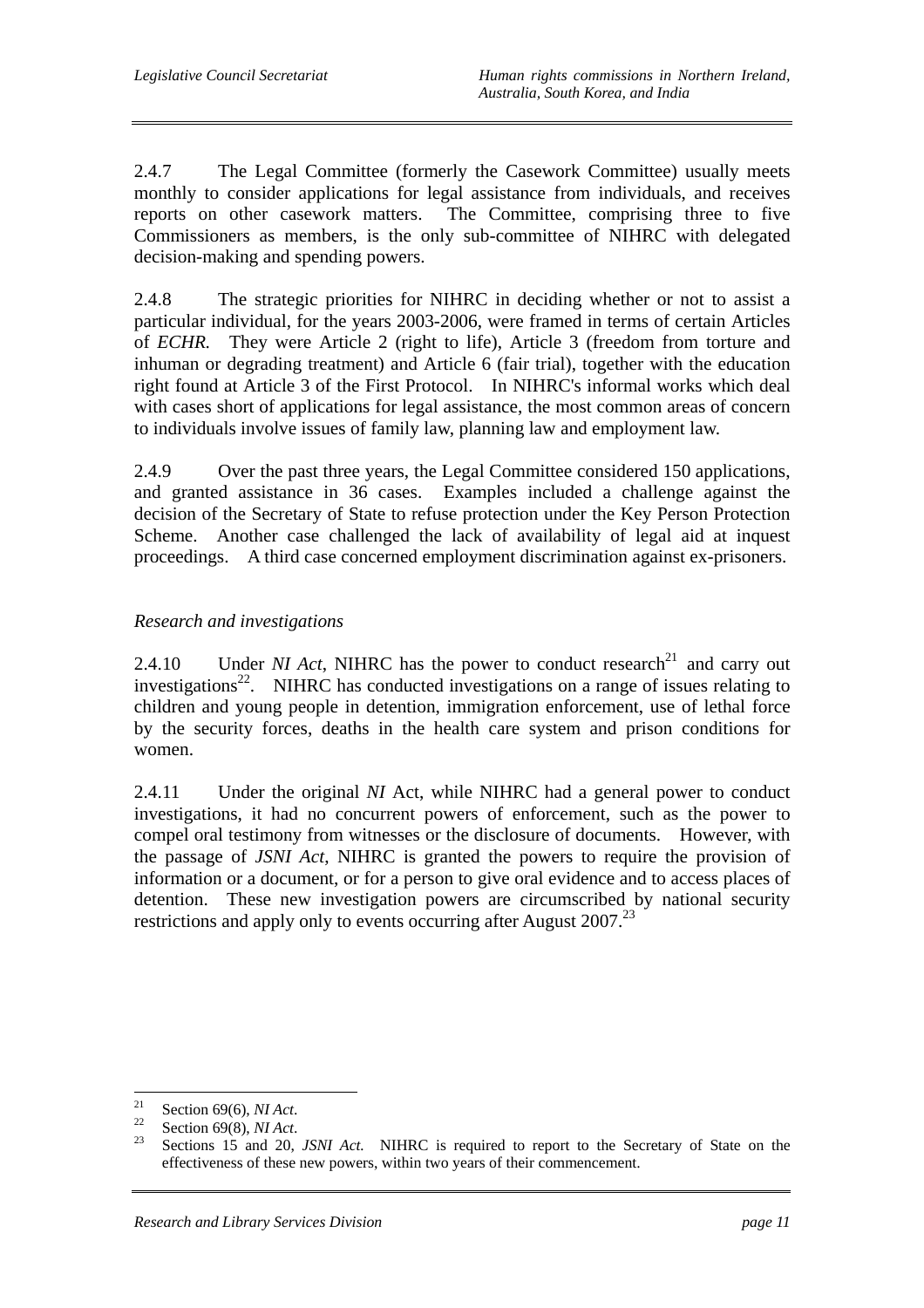2.4.7 The Legal Committee (formerly the Casework Committee) usually meets monthly to consider applications for legal assistance from individuals, and receives reports on other casework matters. The Committee, comprising three to five Commissioners as members, is the only sub-committee of NIHRC with delegated decision-making and spending powers.

2.4.8 The strategic priorities for NIHRC in deciding whether or not to assist a particular individual, for the years 2003-2006, were framed in terms of certain Articles of *ECHR*. They were Article 2 (right to life), Article 3 (freedom from torture and inhuman or degrading treatment) and Article 6 (fair trial), together with the education right found at Article 3 of the First Protocol. In NIHRC's informal works which deal with cases short of applications for legal assistance, the most common areas of concern to individuals involve issues of family law, planning law and employment law.

2.4.9 Over the past three years, the Legal Committee considered 150 applications, and granted assistance in 36 cases. Examples included a challenge against the decision of the Secretary of State to refuse protection under the Key Person Protection Scheme. Another case challenged the lack of availability of legal aid at inquest proceedings. A third case concerned employment discrimination against ex-prisoners.

*Research and investigations*

2.4.10 Under *NI Act*, NIHRC has the power to conduct research[21] and carry out investigations[22]. NIHRC has conducted investigations on a range of issues relating to children and young people in detention, immigration enforcement, use of lethal force by the security forces, deaths in the health care system and prison conditions for women.

2.4.11 Under the original *NI* Act, while NIHRC had a general power to conduct investigations, it had no concurrent powers of enforcement, such as the power to compel oral testimony from witnesses or the disclosure of documents. However, with the passage of *JSNI Act*, NIHRC is granted the powers to require the provision of information or a document, or for a person to give oral evidence and to access places of detention. These new investigation powers are circumscribed by national security restrictions and apply only to events occurring after August 2007.[23]

---

[21] Section 69(6), *NI Act*.

[22] Section 69(8), *NI Act*.

[23] Sections 15 and 20, *JSNI Act*. NIHRC is required to report to the Secretary of State on the effectiveness of these new powers, within two years of their commencement.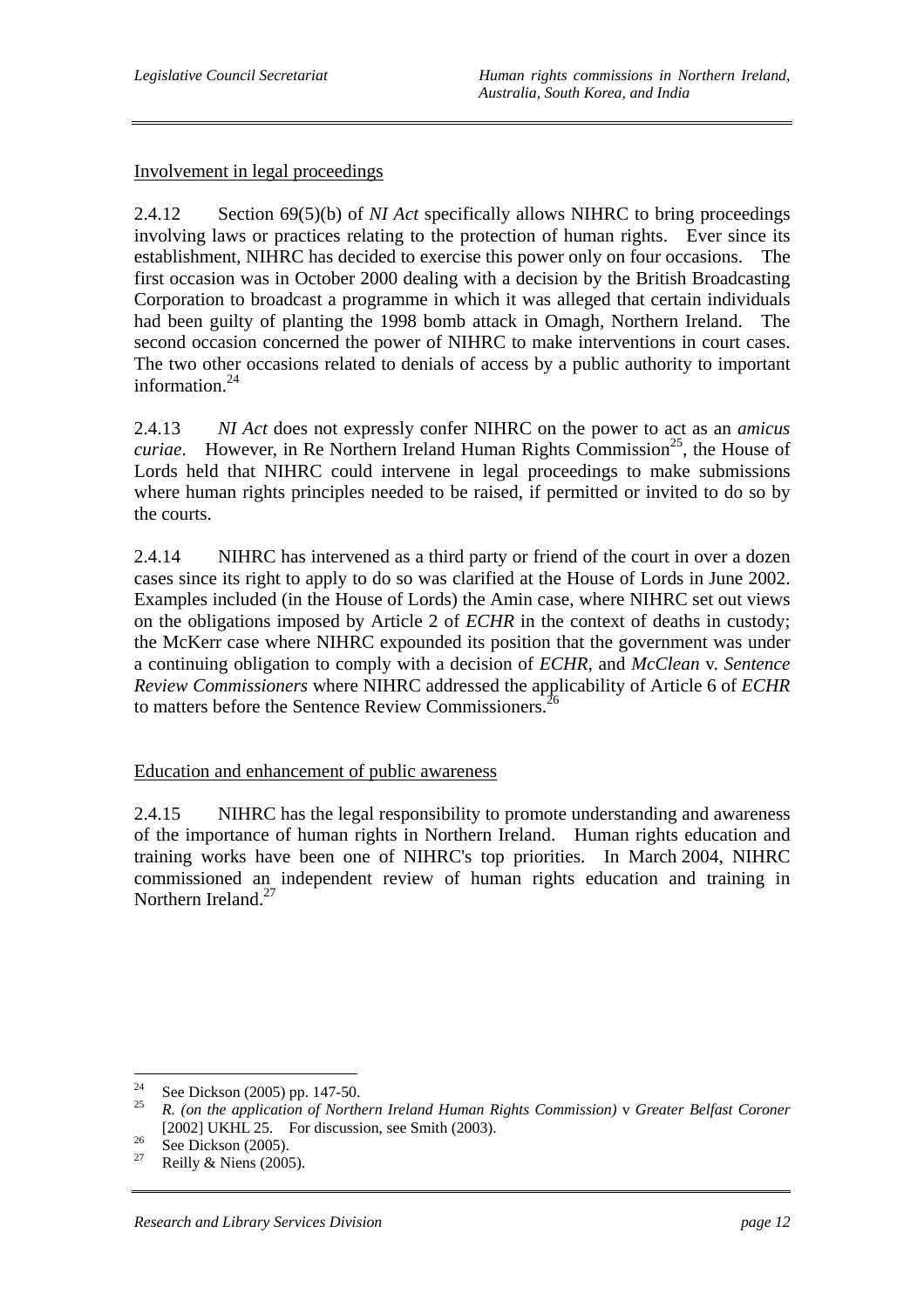Involvement in legal proceedings

2.4.12 Section 69(5)(b) of *NI Act* specifically allows NIHRC to bring proceedings involving laws or practices relating to the protection of human rights. Ever since its establishment, NIHRC has decided to exercise this power only on four occasions. The first occasion was in October 2000 dealing with a decision by the British Broadcasting Corporation to broadcast a programme in which it was alleged that certain individuals had been guilty of planting the 1998 bomb attack in Omagh, Northern Ireland. The second occasion concerned the power of NIHRC to make interventions in court cases. The two other occasions related to denials of access by a public authority to important information.[24]

2.4.13 *NI Act* does not expressly confer NIHRC on the power to act as an *amicus curiae*. However, in Re Northern Ireland Human Rights Commission[25], the House of Lords held that NIHRC could intervene in legal proceedings to make submissions where human rights principles needed to be raised, if permitted or invited to do so by the courts.

2.4.14 NIHRC has intervened as a third party or friend of the court in over a dozen cases since its right to apply to do so was clarified at the House of Lords in June 2002. Examples included (in the House of Lords) the Amin case, where NIHRC set out views on the obligations imposed by Article 2 of *ECHR* in the context of deaths in custody; the McKerr case where NIHRC expounded its position that the government was under a continuing obligation to comply with a decision of *ECHR*, and *McClean* v. *Sentence Review Commissioners* where NIHRC addressed the applicability of Article 6 of *ECHR* to matters before the Sentence Review Commissioners.[26]

Education and enhancement of public awareness

2.4.15 NIHRC has the legal responsibility to promote understanding and awareness of the importance of human rights in Northern Ireland. Human rights education and training works have been one of NIHRC's top priorities. In March 2004, NIHRC commissioned an independent review of human rights education and training in Northern Ireland.[27]

---

[24] See Dickson (2005) pp. 147-50.

[25] *R. (on the application of Northern Ireland Human Rights Commission)* v *Greater Belfast Coroner* [2002] UKHL 25. For discussion, see Smith (2003).

[26] See Dickson (2005).

[27] Reilly & Niens (2005).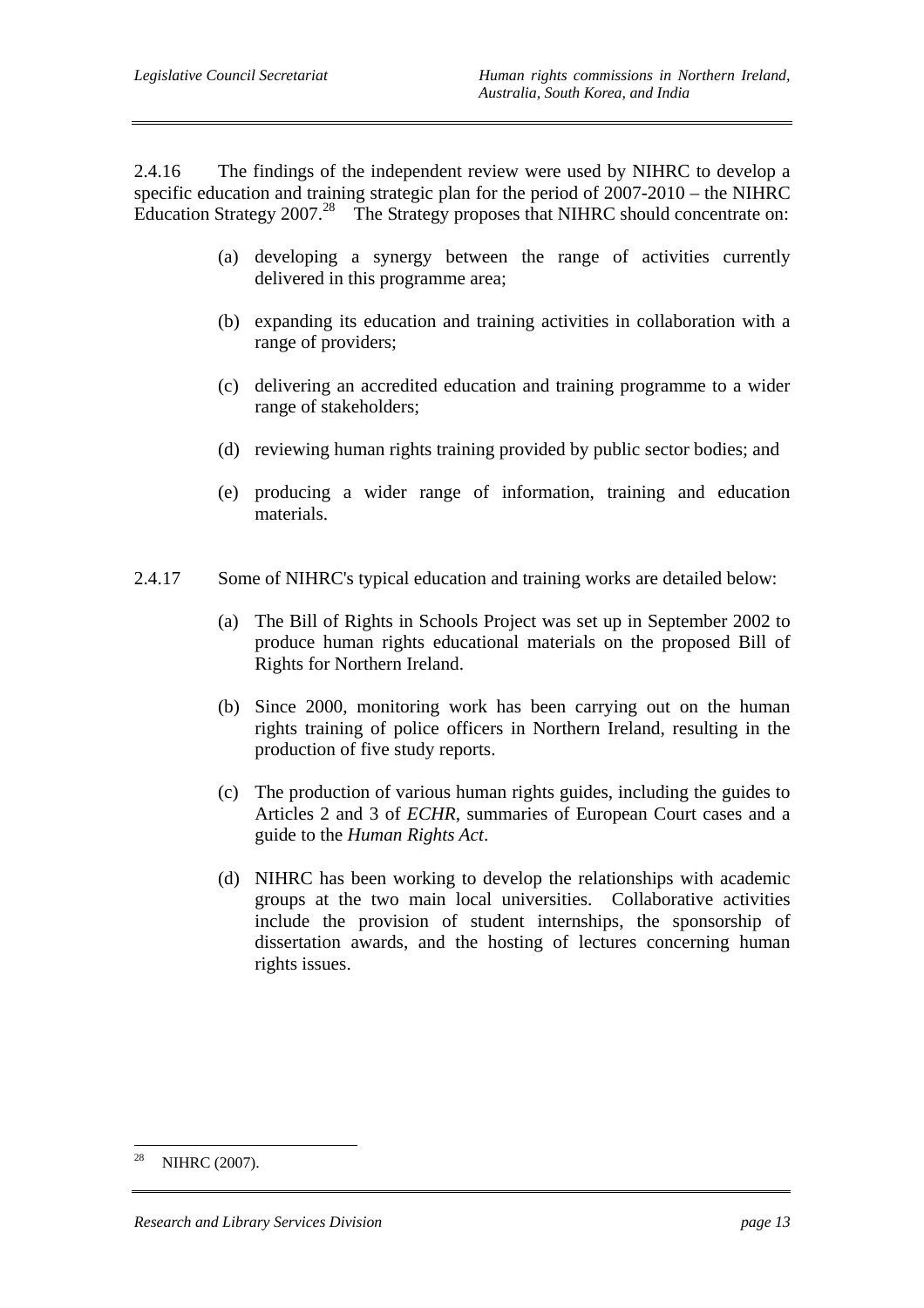2.4.16 The findings of the independent review were used by NIHRC to develop a specific education and training strategic plan for the period of 2007-2010 – the NIHRC Education Strategy 2007.[28] The Strategy proposes that NIHRC should concentrate on:

(a) developing a synergy between the range of activities currently delivered in this programme area;

(b) expanding its education and training activities in collaboration with a range of providers;

(c) delivering an accredited education and training programme to a wider range of stakeholders;

(d) reviewing human rights training provided by public sector bodies; and

(e) producing a wider range of information, training and education materials.

2.4.17 Some of NIHRC's typical education and training works are detailed below:

(a) The Bill of Rights in Schools Project was set up in September 2002 to produce human rights educational materials on the proposed Bill of Rights for Northern Ireland.

(b) Since 2000, monitoring work has been carrying out on the human rights training of police officers in Northern Ireland, resulting in the production of five study reports.

(c) The production of various human rights guides, including the guides to Articles 2 and 3 of *ECHR*, summaries of European Court cases and a guide to the *Human Rights Act*.

(d) NIHRC has been working to develop the relationships with academic groups at the two main local universities. Collaborative activities include the provision of student internships, the sponsorship of dissertation awards, and the hosting of lectures concerning human rights issues.

---

[28] NIHRC (2007).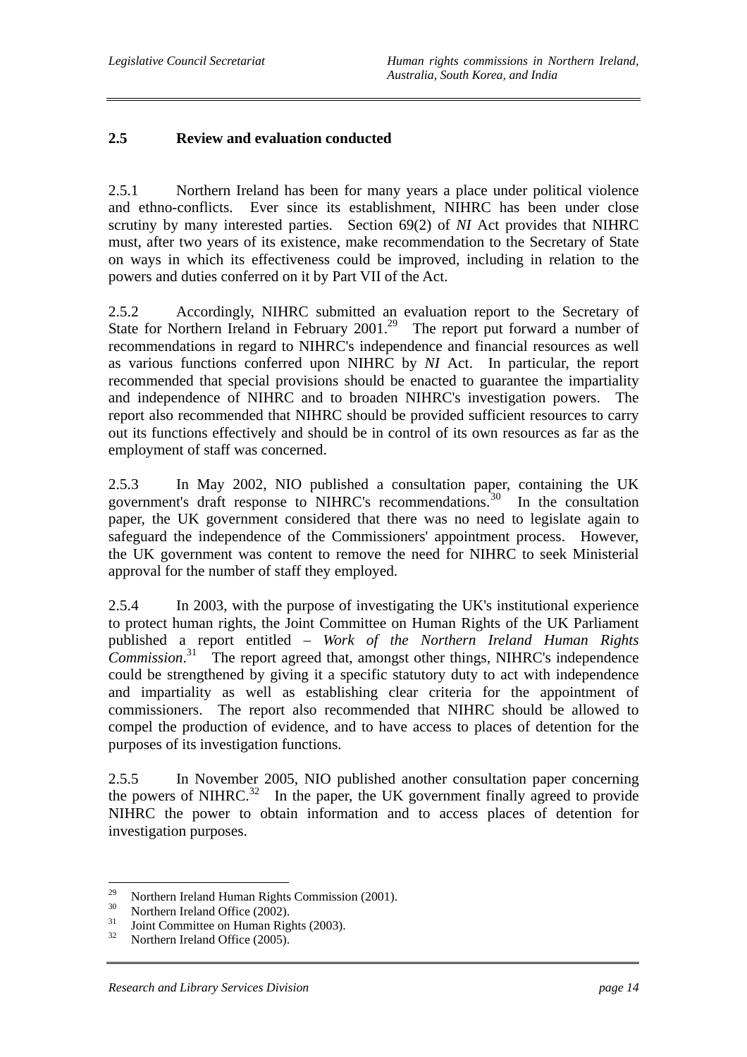## 2.5 Review and evaluation conducted

2.5.1 Northern Ireland has been for many years a place under political violence and ethno-conflicts. Ever since its establishment, NIHRC has been under close scrutiny by many interested parties. Section 69(2) of *NI* Act provides that NIHRC must, after two years of its existence, make recommendation to the Secretary of State on ways in which its effectiveness could be improved, including in relation to the powers and duties conferred on it by Part VII of the Act.

2.5.2 Accordingly, NIHRC submitted an evaluation report to the Secretary of State for Northern Ireland in February 2001.[29] The report put forward a number of recommendations in regard to NIHRC's independence and financial resources as well as various functions conferred upon NIHRC by *NI* Act. In particular, the report recommended that special provisions should be enacted to guarantee the impartiality and independence of NIHRC and to broaden NIHRC's investigation powers. The report also recommended that NIHRC should be provided sufficient resources to carry out its functions effectively and should be in control of its own resources as far as the employment of staff was concerned.

2.5.3 In May 2002, NIO published a consultation paper, containing the UK government's draft response to NIHRC's recommendations.[30] In the consultation paper, the UK government considered that there was no need to legislate again to safeguard the independence of the Commissioners' appointment process. However, the UK government was content to remove the need for NIHRC to seek Ministerial approval for the number of staff they employed.

2.5.4 In 2003, with the purpose of investigating the UK's institutional experience to protect human rights, the Joint Committee on Human Rights of the UK Parliament published a report entitled – *Work of the Northern Ireland Human Rights Commission*.[31] The report agreed that, amongst other things, NIHRC's independence could be strengthened by giving it a specific statutory duty to act with independence and impartiality as well as establishing clear criteria for the appointment of commissioners. The report also recommended that NIHRC should be allowed to compel the production of evidence, and to have access to places of detention for the purposes of its investigation functions.

2.5.5 In November 2005, NIO published another consultation paper concerning the powers of NIHRC.[32] In the paper, the UK government finally agreed to provide NIHRC the power to obtain information and to access places of detention for investigation purposes.

---

[29] Northern Ireland Human Rights Commission (2001).
[30] Northern Ireland Office (2002).
[31] Joint Committee on Human Rights (2003).
[32] Northern Ireland Office (2005).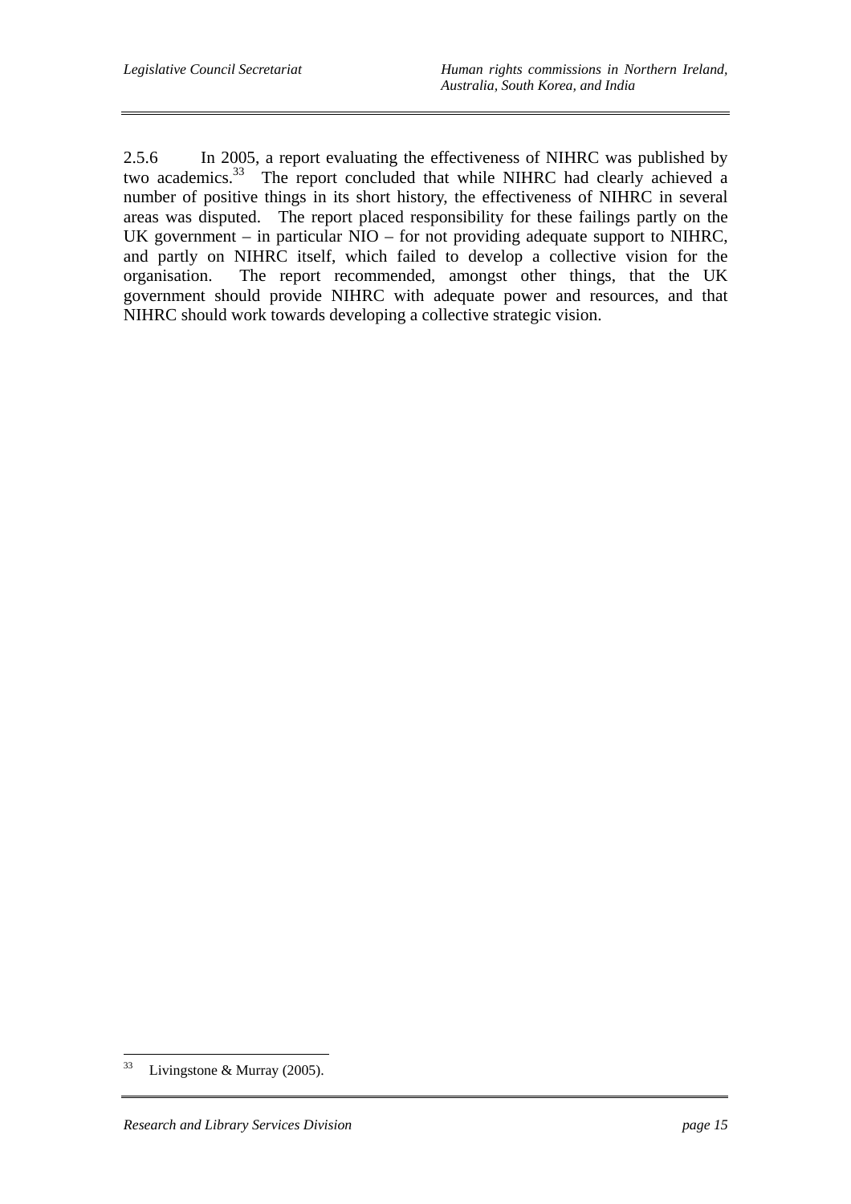2.5.6 In 2005, a report evaluating the effectiveness of NIHRC was published by two academics.[33] The report concluded that while NIHRC had clearly achieved a number of positive things in its short history, the effectiveness of NIHRC in several areas was disputed. The report placed responsibility for these failings partly on the UK government – in particular NIO – for not providing adequate support to NIHRC, and partly on NIHRC itself, which failed to develop a collective vision for the organisation. The report recommended, amongst other things, that the UK government should provide NIHRC with adequate power and resources, and that NIHRC should work towards developing a collective strategic vision.

---

[33] Livingstone & Murray (2005).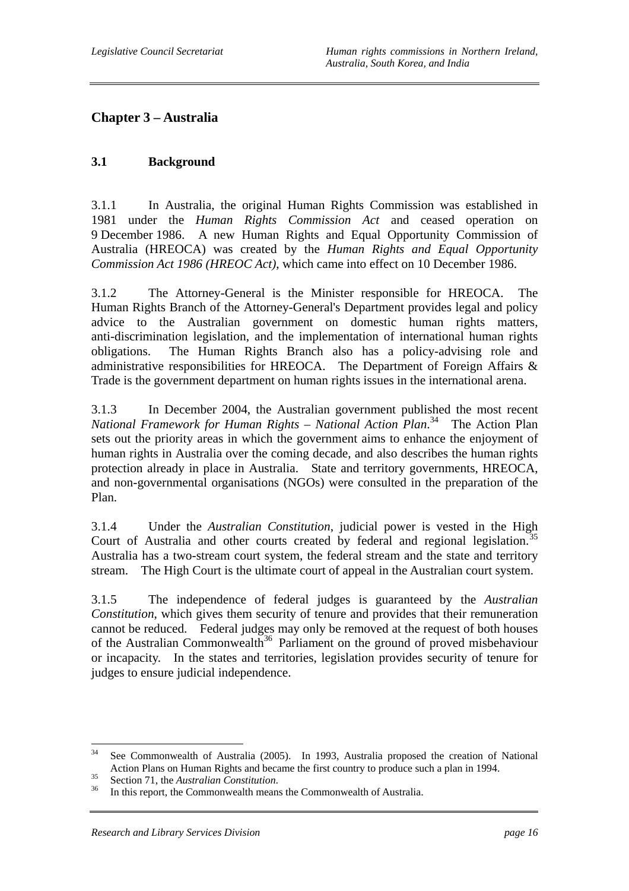# Chapter 3 – Australia

## 3.1 Background

3.1.1 In Australia, the original Human Rights Commission was established in 1981 under the *Human Rights Commission Act* and ceased operation on 9 December 1986. A new Human Rights and Equal Opportunity Commission of Australia (HREOCA) was created by the *Human Rights and Equal Opportunity Commission Act 1986 (HREOC Act)*, which came into effect on 10 December 1986.

3.1.2 The Attorney-General is the Minister responsible for HREOCA. The Human Rights Branch of the Attorney-General's Department provides legal and policy advice to the Australian government on domestic human rights matters, anti-discrimination legislation, and the implementation of international human rights obligations. The Human Rights Branch also has a policy-advising role and administrative responsibilities for HREOCA. The Department of Foreign Affairs & Trade is the government department on human rights issues in the international arena.

3.1.3 In December 2004, the Australian government published the most recent *National Framework for Human Rights – National Action Plan*.[34] The Action Plan sets out the priority areas in which the government aims to enhance the enjoyment of human rights in Australia over the coming decade, and also describes the human rights protection already in place in Australia. State and territory governments, HREOCA, and non-governmental organisations (NGOs) were consulted in the preparation of the Plan.

3.1.4 Under the *Australian Constitution*, judicial power is vested in the High Court of Australia and other courts created by federal and regional legislation.[35] Australia has a two-stream court system, the federal stream and the state and territory stream. The High Court is the ultimate court of appeal in the Australian court system.

3.1.5 The independence of federal judges is guaranteed by the *Australian Constitution*, which gives them security of tenure and provides that their remuneration cannot be reduced. Federal judges may only be removed at the request of both houses of the Australian Commonwealth[36] Parliament on the ground of proved misbehaviour or incapacity. In the states and territories, legislation provides security of tenure for judges to ensure judicial independence.

---

[34] See Commonwealth of Australia (2005). In 1993, Australia proposed the creation of National Action Plans on Human Rights and became the first country to produce such a plan in 1994.

[35] Section 71, the *Australian Constitution*.

[36] In this report, the Commonwealth means the Commonwealth of Australia.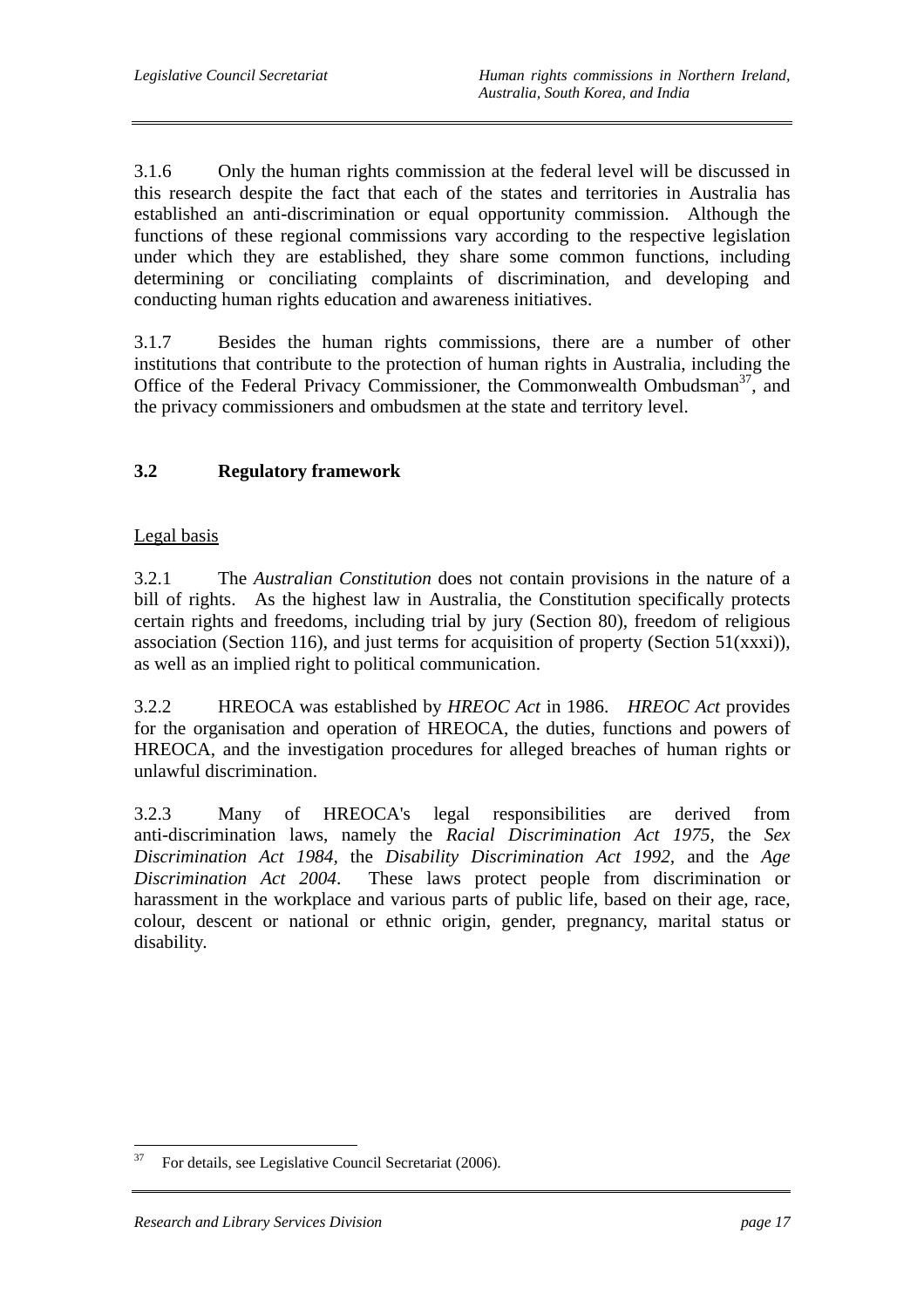3.1.6 Only the human rights commission at the federal level will be discussed in this research despite the fact that each of the states and territories in Australia has established an anti-discrimination or equal opportunity commission. Although the functions of these regional commissions vary according to the respective legislation under which they are established, they share some common functions, including determining or conciliating complaints of discrimination, and developing and conducting human rights education and awareness initiatives.

3.1.7 Besides the human rights commissions, there are a number of other institutions that contribute to the protection of human rights in Australia, including the Office of the Federal Privacy Commissioner, the Commonwealth Ombudsman[37], and the privacy commissioners and ombudsmen at the state and territory level.

## 3.2 Regulatory framework

Legal basis

3.2.1 The *Australian Constitution* does not contain provisions in the nature of a bill of rights. As the highest law in Australia, the Constitution specifically protects certain rights and freedoms, including trial by jury (Section 80), freedom of religious association (Section 116), and just terms for acquisition of property (Section 51(xxxi)), as well as an implied right to political communication.

3.2.2 HREOCA was established by *HREOC Act* in 1986. *HREOC Act* provides for the organisation and operation of HREOCA, the duties, functions and powers of HREOCA, and the investigation procedures for alleged breaches of human rights or unlawful discrimination.

3.2.3 Many of HREOCA's legal responsibilities are derived from anti-discrimination laws, namely the *Racial Discrimination Act 1975*, the *Sex Discrimination Act 1984*, the *Disability Discrimination Act 1992*, and the *Age Discrimination Act 2004*. These laws protect people from discrimination or harassment in the workplace and various parts of public life, based on their age, race, colour, descent or national or ethnic origin, gender, pregnancy, marital status or disability.

---

[37] For details, see Legislative Council Secretariat (2006).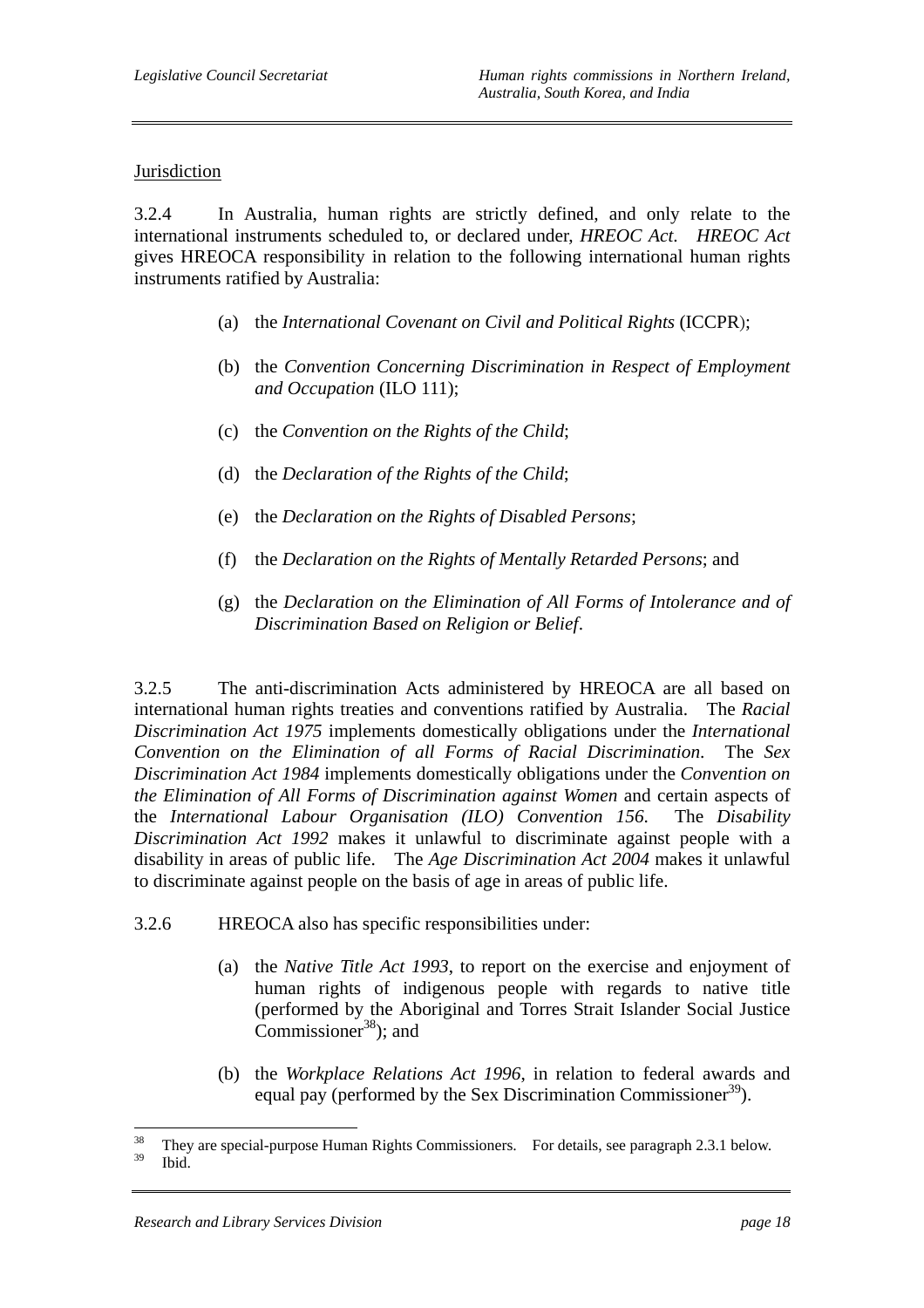Jurisdiction

3.2.4 In Australia, human rights are strictly defined, and only relate to the international instruments scheduled to, or declared under, *HREOC Act*. *HREOC Act* gives HREOCA responsibility in relation to the following international human rights instruments ratified by Australia:

(a) the *International Covenant on Civil and Political Rights* (ICCPR);

(b) the *Convention Concerning Discrimination in Respect of Employment and Occupation* (ILO 111);

(c) the *Convention on the Rights of the Child*;

(d) the *Declaration of the Rights of the Child*;

(e) the *Declaration on the Rights of Disabled Persons*;

(f) the *Declaration on the Rights of Mentally Retarded Persons*; and

(g) the *Declaration on the Elimination of All Forms of Intolerance and of Discrimination Based on Religion or Belief*.

3.2.5 The anti-discrimination Acts administered by HREOCA are all based on international human rights treaties and conventions ratified by Australia. The *Racial Discrimination Act 1975* implements domestically obligations under the *International Convention on the Elimination of all Forms of Racial Discrimination*. The *Sex Discrimination Act 1984* implements domestically obligations under the *Convention on the Elimination of All Forms of Discrimination against Women* and certain aspects of the *International Labour Organisation (ILO) Convention 156*. The *Disability Discrimination Act 1992* makes it unlawful to discriminate against people with a disability in areas of public life. The *Age Discrimination Act 2004* makes it unlawful to discriminate against people on the basis of age in areas of public life.

3.2.6 HREOCA also has specific responsibilities under:

(a) the *Native Title Act 1993*, to report on the exercise and enjoyment of human rights of indigenous people with regards to native title (performed by the Aboriginal and Torres Strait Islander Social Justice Commissioner[38]); and

(b) the *Workplace Relations Act 1996*, in relation to federal awards and equal pay (performed by the Sex Discrimination Commissioner[39]).

[38] They are special-purpose Human Rights Commissioners. For details, see paragraph 2.3.1 below.
[39] Ibid.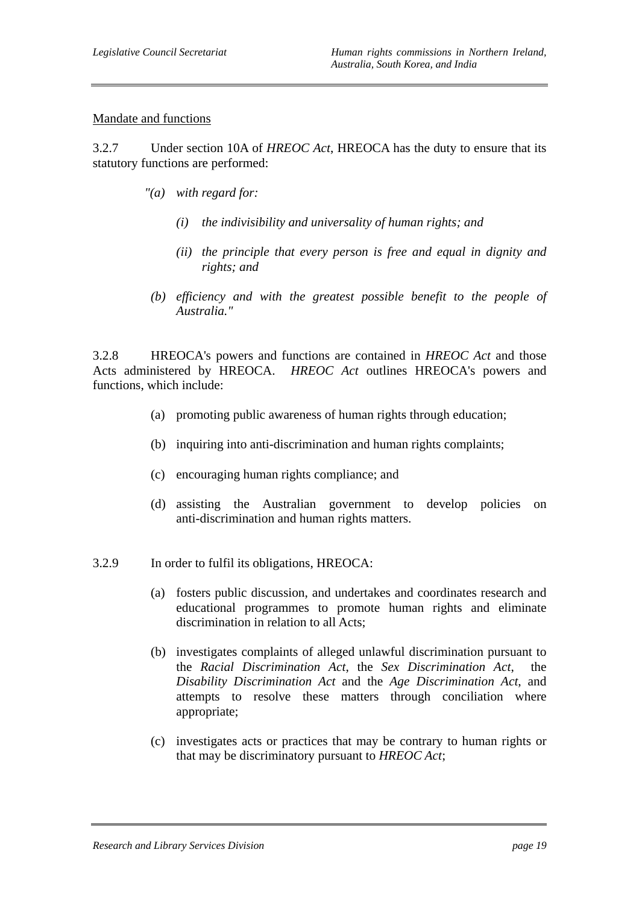Mandate and functions

3.2.7 Under section 10A of *HREOC Act*, HREOCA has the duty to ensure that its statutory functions are performed:

> *"(a) with regard for:*
>
> *(i) the indivisibility and universality of human rights; and*
>
> *(ii) the principle that every person is free and equal in dignity and rights; and*
>
> *(b) efficiency and with the greatest possible benefit to the people of Australia."*

3.2.8 HREOCA's powers and functions are contained in *HREOC Act* and those Acts administered by HREOCA. *HREOC Act* outlines HREOCA's powers and functions, which include:

(a) promoting public awareness of human rights through education;

(b) inquiring into anti-discrimination and human rights complaints;

(c) encouraging human rights compliance; and

(d) assisting the Australian government to develop policies on anti-discrimination and human rights matters.

3.2.9 In order to fulfil its obligations, HREOCA:

(a) fosters public discussion, and undertakes and coordinates research and educational programmes to promote human rights and eliminate discrimination in relation to all Acts;

(b) investigates complaints of alleged unlawful discrimination pursuant to the *Racial Discrimination Act*, the *Sex Discrimination Act*, the *Disability Discrimination Act* and the *Age Discrimination Act*, and attempts to resolve these matters through conciliation where appropriate;

(c) investigates acts or practices that may be contrary to human rights or that may be discriminatory pursuant to *HREOC Act*;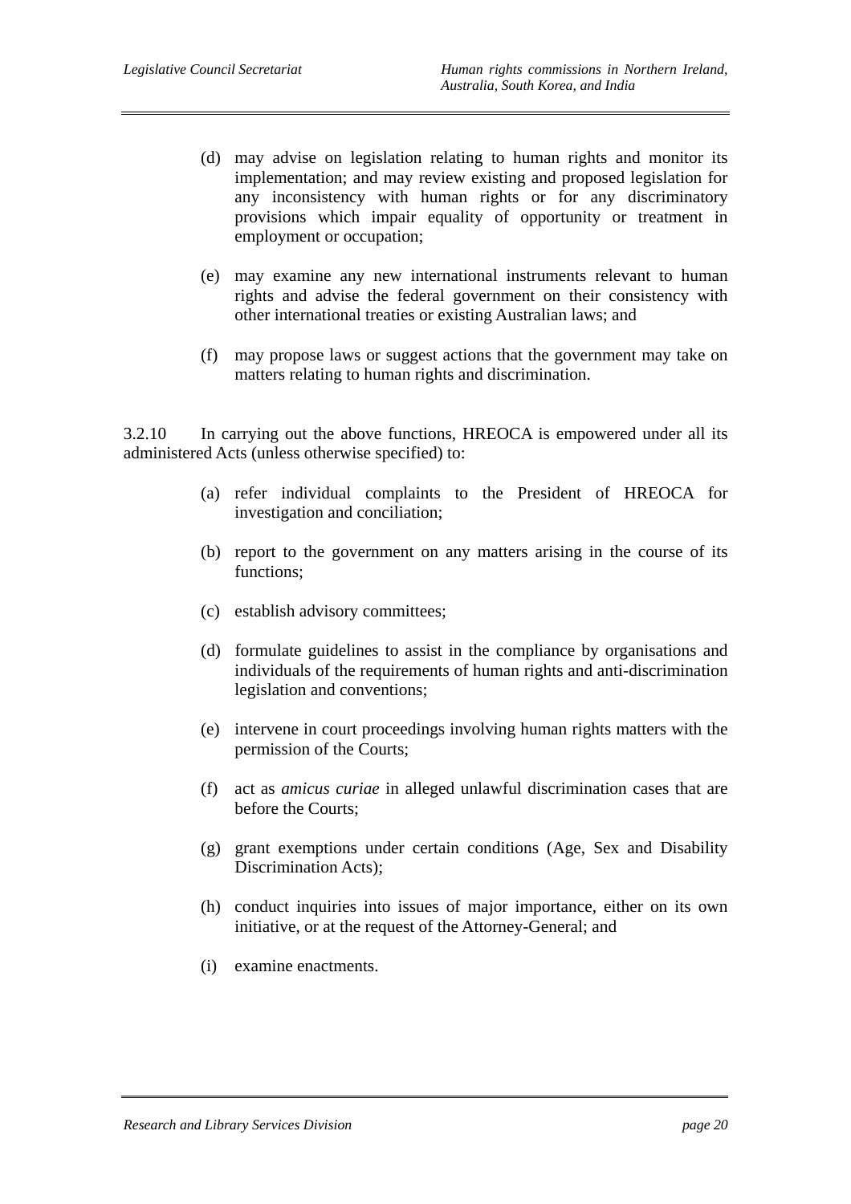(d) may advise on legislation relating to human rights and monitor its implementation; and may review existing and proposed legislation for any inconsistency with human rights or for any discriminatory provisions which impair equality of opportunity or treatment in employment or occupation;

(e) may examine any new international instruments relevant to human rights and advise the federal government on their consistency with other international treaties or existing Australian laws; and

(f) may propose laws or suggest actions that the government may take on matters relating to human rights and discrimination.

3.2.10 In carrying out the above functions, HREOCA is empowered under all its administered Acts (unless otherwise specified) to:

(a) refer individual complaints to the President of HREOCA for investigation and conciliation;

(b) report to the government on any matters arising in the course of its functions;

(c) establish advisory committees;

(d) formulate guidelines to assist in the compliance by organisations and individuals of the requirements of human rights and anti-discrimination legislation and conventions;

(e) intervene in court proceedings involving human rights matters with the permission of the Courts;

(f) act as *amicus curiae* in alleged unlawful discrimination cases that are before the Courts;

(g) grant exemptions under certain conditions (Age, Sex and Disability Discrimination Acts);

(h) conduct inquiries into issues of major importance, either on its own initiative, or at the request of the Attorney-General; and

(i) examine enactments.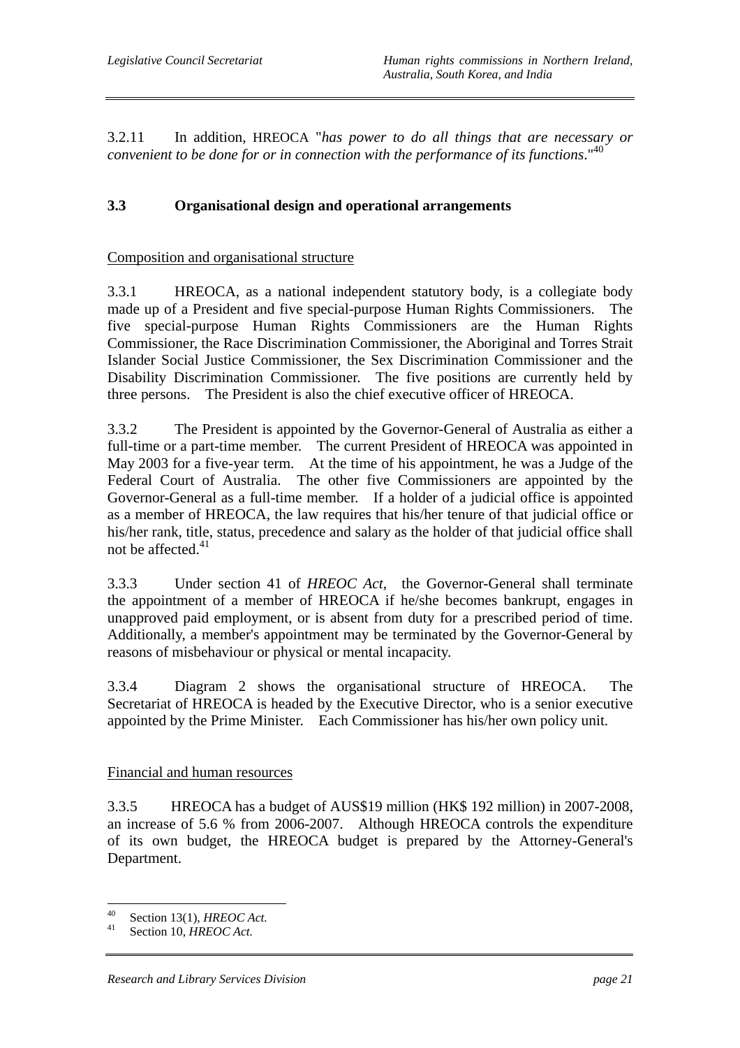3.2.11 In addition, HREOCA "*has power to do all things that are necessary or convenient to be done for or in connection with the performance of its functions*."[40]

## 3.3 Organisational design and operational arrangements

Composition and organisational structure

3.3.1 HREOCA, as a national independent statutory body, is a collegiate body made up of a President and five special-purpose Human Rights Commissioners. The five special-purpose Human Rights Commissioners are the Human Rights Commissioner, the Race Discrimination Commissioner, the Aboriginal and Torres Strait Islander Social Justice Commissioner, the Sex Discrimination Commissioner and the Disability Discrimination Commissioner. The five positions are currently held by three persons. The President is also the chief executive officer of HREOCA.

3.3.2 The President is appointed by the Governor-General of Australia as either a full-time or a part-time member. The current President of HREOCA was appointed in May 2003 for a five-year term. At the time of his appointment, he was a Judge of the Federal Court of Australia. The other five Commissioners are appointed by the Governor-General as a full-time member. If a holder of a judicial office is appointed as a member of HREOCA, the law requires that his/her tenure of that judicial office or his/her rank, title, status, precedence and salary as the holder of that judicial office shall not be affected.[41]

3.3.3 Under section 41 of *HREOC Act*, the Governor-General shall terminate the appointment of a member of HREOCA if he/she becomes bankrupt, engages in unapproved paid employment, or is absent from duty for a prescribed period of time. Additionally, a member's appointment may be terminated by the Governor-General by reasons of misbehaviour or physical or mental incapacity.

3.3.4 Diagram 2 shows the organisational structure of HREOCA. The Secretariat of HREOCA is headed by the Executive Director, who is a senior executive appointed by the Prime Minister. Each Commissioner has his/her own policy unit.

Financial and human resources

3.3.5 HREOCA has a budget of AUS$19 million (HK$ 192 million) in 2007-2008, an increase of 5.6 % from 2006-2007. Although HREOCA controls the expenditure of its own budget, the HREOCA budget is prepared by the Attorney-General's Department.

---

[40] Section 13(1), *HREOC Act.*

[41] Section 10, *HREOC Act.*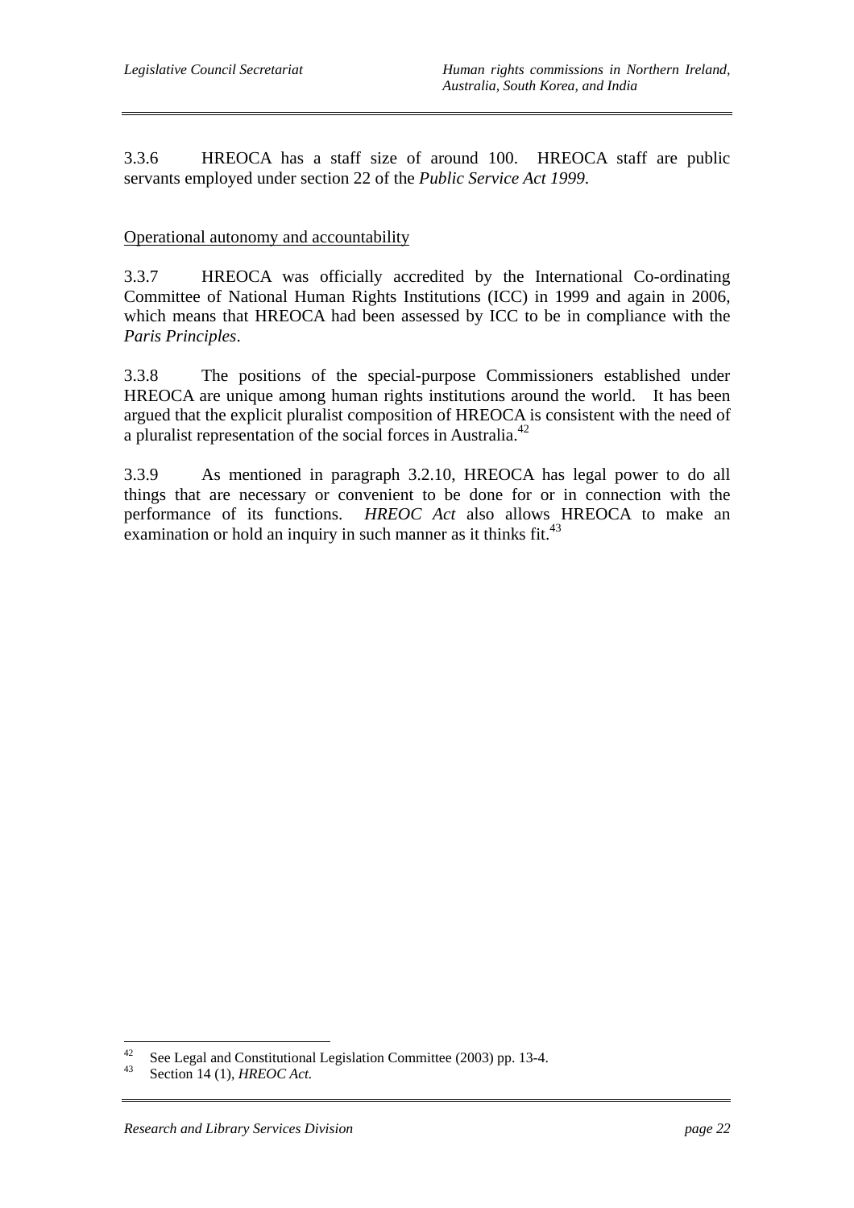3.3.6 HREOCA has a staff size of around 100. HREOCA staff are public servants employed under section 22 of the *Public Service Act 1999*.

Operational autonomy and accountability

3.3.7 HREOCA was officially accredited by the International Co-ordinating Committee of National Human Rights Institutions (ICC) in 1999 and again in 2006, which means that HREOCA had been assessed by ICC to be in compliance with the *Paris Principles*.

3.3.8 The positions of the special-purpose Commissioners established under HREOCA are unique among human rights institutions around the world. It has been argued that the explicit pluralist composition of HREOCA is consistent with the need of a pluralist representation of the social forces in Australia.[42]

3.3.9 As mentioned in paragraph 3.2.10, HREOCA has legal power to do all things that are necessary or convenient to be done for or in connection with the performance of its functions. *HREOC Act* also allows HREOCA to make an examination or hold an inquiry in such manner as it thinks fit.[43]

---

[42] See Legal and Constitutional Legislation Committee (2003) pp. 13-4.

[43] Section 14 (1), *HREOC Act.*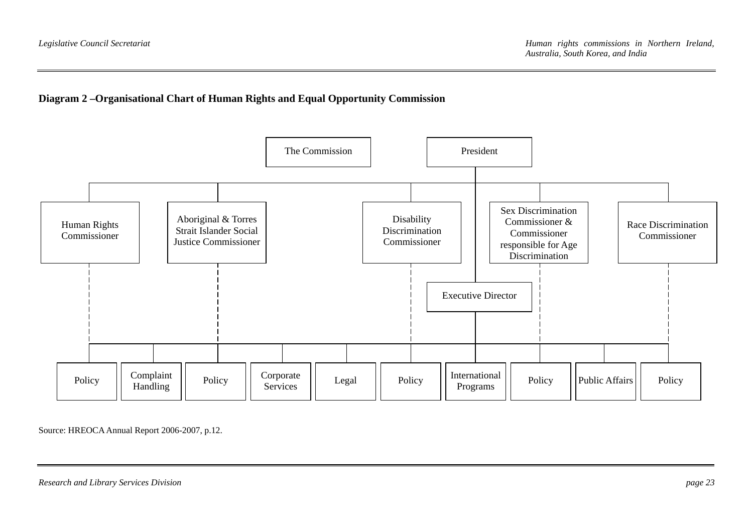**Diagram 2 –Organisational Chart of Human Rights and Equal Opportunity Commission**

The Commission

President

Human Rights Commissioner

Aboriginal & Torres Strait Islander Social Justice Commissioner

Disability Discrimination Commissioner

Sex Discrimination Commissioner & Commissioner responsible for Age Discrimination

Race Discrimination Commissioner

Executive Director

Policy | Complaint Handling | Policy | Corporate Services | Legal | Policy | International Programs | Policy | Public Affairs | Policy

Source: HREOCA Annual Report 2006-2007, p.12.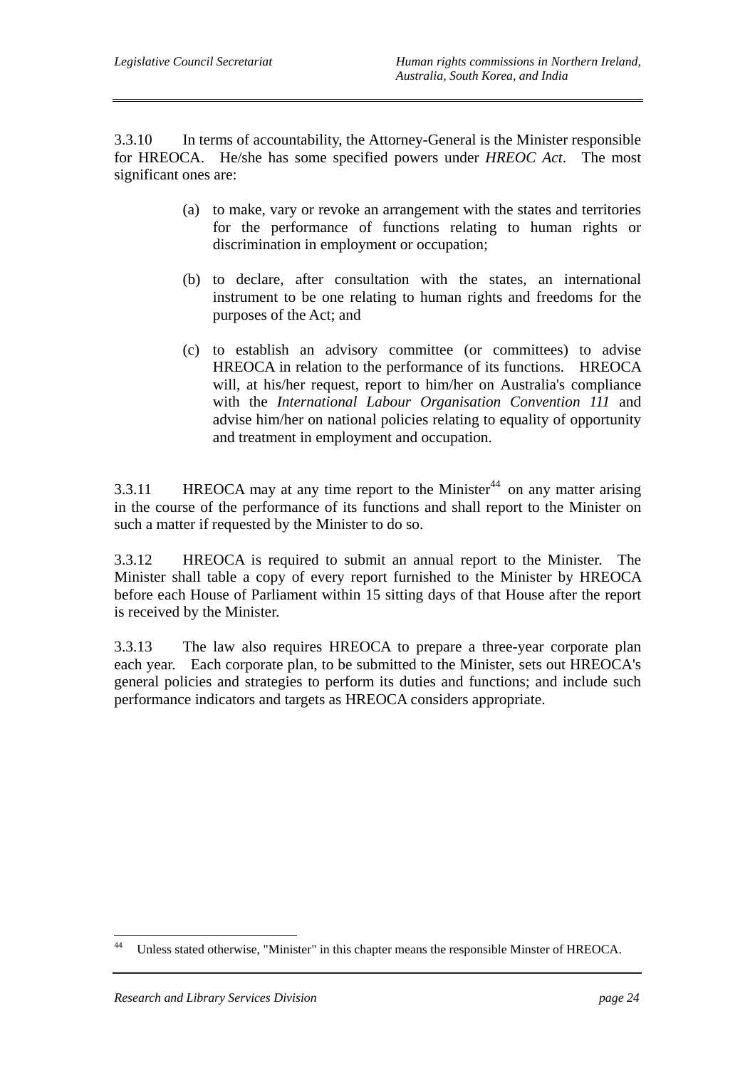3.3.10 In terms of accountability, the Attorney-General is the Minister responsible for HREOCA. He/she has some specified powers under *HREOC Act*. The most significant ones are:

(a) to make, vary or revoke an arrangement with the states and territories for the performance of functions relating to human rights or discrimination in employment or occupation;

(b) to declare, after consultation with the states, an international instrument to be one relating to human rights and freedoms for the purposes of the Act; and

(c) to establish an advisory committee (or committees) to advise HREOCA in relation to the performance of its functions. HREOCA will, at his/her request, report to him/her on Australia's compliance with the *International Labour Organisation Convention 111* and advise him/her on national policies relating to equality of opportunity and treatment in employment and occupation.

3.3.11 HREOCA may at any time report to the Minister[44] on any matter arising in the course of the performance of its functions and shall report to the Minister on such a matter if requested by the Minister to do so.

3.3.12 HREOCA is required to submit an annual report to the Minister. The Minister shall table a copy of every report furnished to the Minister by HREOCA before each House of Parliament within 15 sitting days of that House after the report is received by the Minister.

3.3.13 The law also requires HREOCA to prepare a three-year corporate plan each year. Each corporate plan, to be submitted to the Minister, sets out HREOCA's general policies and strategies to perform its duties and functions; and include such performance indicators and targets as HREOCA considers appropriate.

---

[44] Unless stated otherwise, "Minister" in this chapter means the responsible Minster of HREOCA.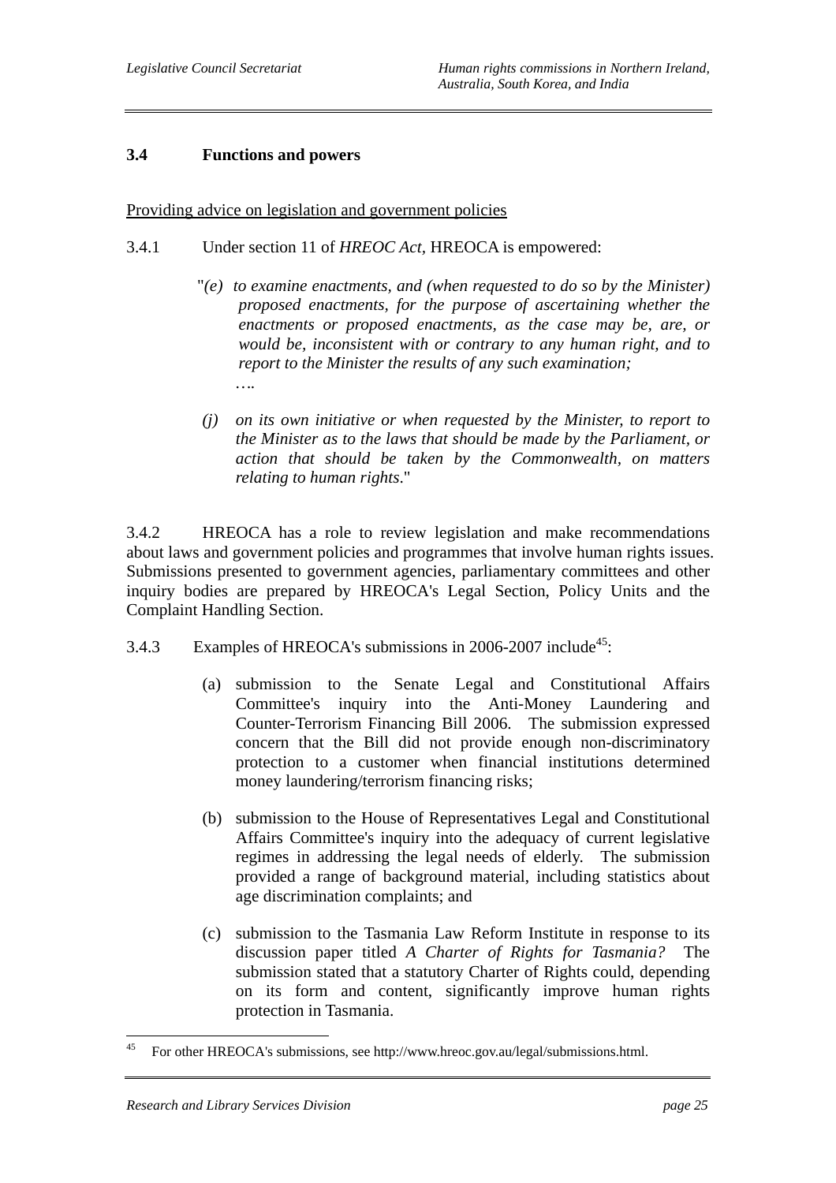### 3.4 Functions and powers

Providing advice on legislation and government policies

3.4.1 Under section 11 of *HREOC Act*, HREOCA is empowered:

> "*(e) to examine enactments, and (when requested to do so by the Minister) proposed enactments, for the purpose of ascertaining whether the enactments or proposed enactments, as the case may be, are, or would be, inconsistent with or contrary to any human right, and to report to the Minister the results of any such examination;*
>
> *….*
>
> *(j) on its own initiative or when requested by the Minister, to report to the Minister as to the laws that should be made by the Parliament, or action that should be taken by the Commonwealth, on matters relating to human rights*."

3.4.2 HREOCA has a role to review legislation and make recommendations about laws and government policies and programmes that involve human rights issues. Submissions presented to government agencies, parliamentary committees and other inquiry bodies are prepared by HREOCA's Legal Section, Policy Units and the Complaint Handling Section.

3.4.3 Examples of HREOCA's submissions in 2006-2007 include[45]:

(a) submission to the Senate Legal and Constitutional Affairs Committee's inquiry into the Anti-Money Laundering and Counter-Terrorism Financing Bill 2006. The submission expressed concern that the Bill did not provide enough non-discriminatory protection to a customer when financial institutions determined money laundering/terrorism financing risks;

(b) submission to the House of Representatives Legal and Constitutional Affairs Committee's inquiry into the adequacy of current legislative regimes in addressing the legal needs of elderly. The submission provided a range of background material, including statistics about age discrimination complaints; and

(c) submission to the Tasmania Law Reform Institute in response to its discussion paper titled *A Charter of Rights for Tasmania?* The submission stated that a statutory Charter of Rights could, depending on its form and content, significantly improve human rights protection in Tasmania.

---

[45] For other HREOCA's submissions, see http://www.hreoc.gov.au/legal/submissions.html.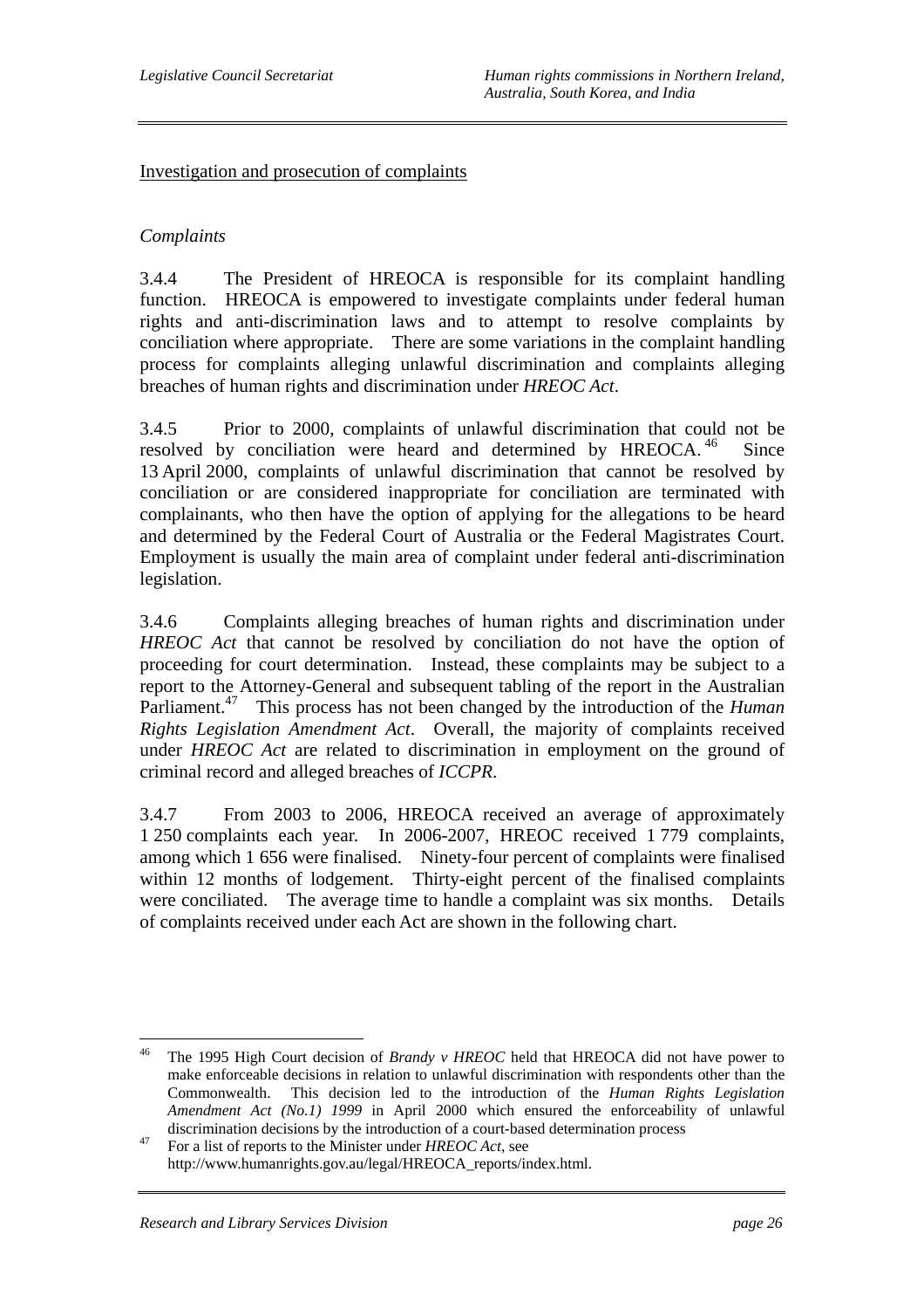Investigation and prosecution of complaints

*Complaints*

3.4.4 The President of HREOCA is responsible for its complaint handling function. HREOCA is empowered to investigate complaints under federal human rights and anti-discrimination laws and to attempt to resolve complaints by conciliation where appropriate. There are some variations in the complaint handling process for complaints alleging unlawful discrimination and complaints alleging breaches of human rights and discrimination under *HREOC Act*.

3.4.5 Prior to 2000, complaints of unlawful discrimination that could not be resolved by conciliation were heard and determined by HREOCA.[46] Since 13 April 2000, complaints of unlawful discrimination that cannot be resolved by conciliation or are considered inappropriate for conciliation are terminated with complainants, who then have the option of applying for the allegations to be heard and determined by the Federal Court of Australia or the Federal Magistrates Court. Employment is usually the main area of complaint under federal anti-discrimination legislation.

3.4.6 Complaints alleging breaches of human rights and discrimination under *HREOC Act* that cannot be resolved by conciliation do not have the option of proceeding for court determination. Instead, these complaints may be subject to a report to the Attorney-General and subsequent tabling of the report in the Australian Parliament.[47] This process has not been changed by the introduction of the *Human Rights Legislation Amendment Act*. Overall, the majority of complaints received under *HREOC Act* are related to discrimination in employment on the ground of criminal record and alleged breaches of *ICCPR*.

3.4.7 From 2003 to 2006, HREOCA received an average of approximately 1 250 complaints each year. In 2006-2007, HREOC received 1 779 complaints, among which 1 656 were finalised. Ninety-four percent of complaints were finalised within 12 months of lodgement. Thirty-eight percent of the finalised complaints were conciliated. The average time to handle a complaint was six months. Details of complaints received under each Act are shown in the following chart.

---

[46] The 1995 High Court decision of *Brandy v HREOC* held that HREOCA did not have power to make enforceable decisions in relation to unlawful discrimination with respondents other than the Commonwealth. This decision led to the introduction of the *Human Rights Legislation Amendment Act (No.1) 1999* in April 2000 which ensured the enforceability of unlawful discrimination decisions by the introduction of a court-based determination process

[47] For a list of reports to the Minister under *HREOC Act*, see http://www.humanrights.gov.au/legal/HREOCA_reports/index.html.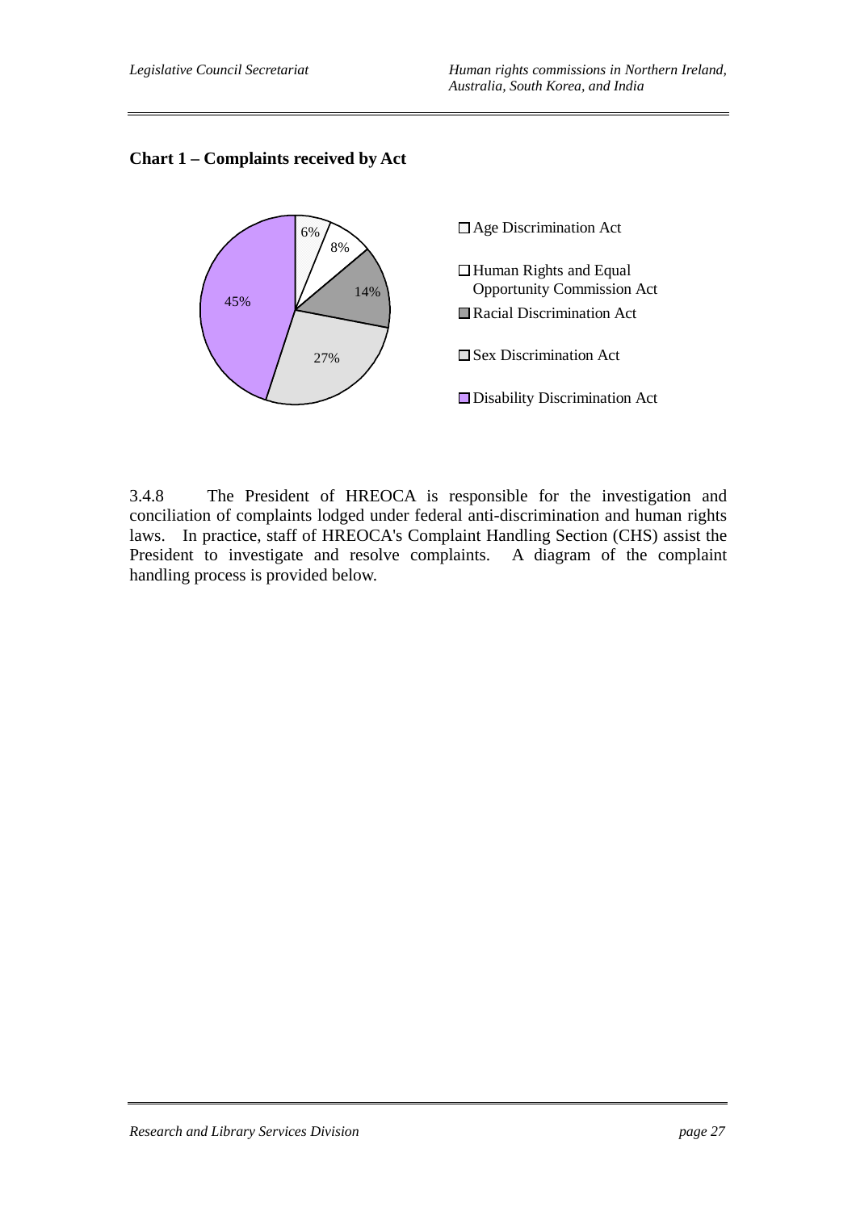**Chart 1 – Complaints received by Act**

| Act | Percentage |
| --- | --- |
| Age Discrimination Act | 6% |
| Human Rights and Equal Opportunity Commission Act | 8% |
| Racial Discrimination Act | 14% |
| Sex Discrimination Act | 27% |
| Disability Discrimination Act | 45% |

3.4.8 The President of HREOCA is responsible for the investigation and conciliation of complaints lodged under federal anti-discrimination and human rights laws. In practice, staff of HREOCA's Complaint Handling Section (CHS) assist the President to investigate and resolve complaints. A diagram of the complaint handling process is provided below.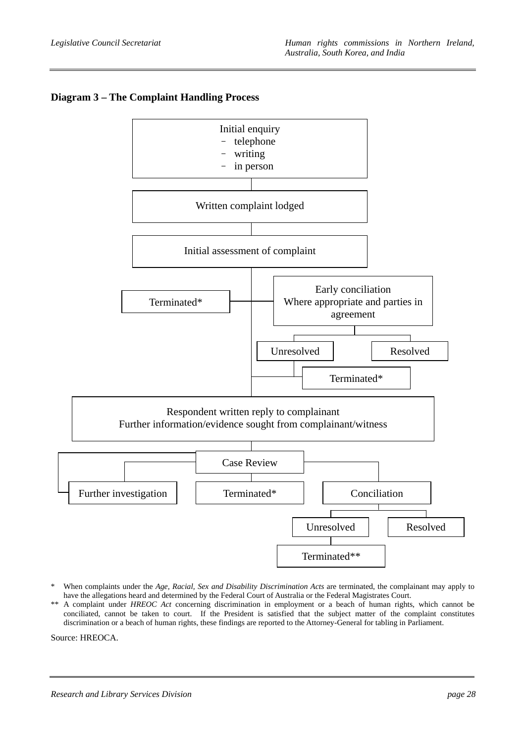**Diagram 3 – The Complaint Handling Process**

Initial enquiry
- telephone
- writing
- in person

Written complaint lodged

Initial assessment of complaint

Terminated*

Early conciliation
Where appropriate and parties in agreement

Unresolved

Resolved

Terminated*

Respondent written reply to complainant
Further information/evidence sought from complainant/witness

Case Review

Further investigation

Terminated*

Conciliation

Unresolved

Resolved

Terminated**

\* When complaints under the *Age, Racial, Sex and Disability Discrimination Acts* are terminated, the complainant may apply to have the allegations heard and determined by the Federal Court of Australia or the Federal Magistrates Court.

\*\* A complaint under *HREOC Act* concerning discrimination in employment or a beach of human rights, which cannot be conciliated, cannot be taken to court. If the President is satisfied that the subject matter of the complaint constitutes discrimination or a beach of human rights, these findings are reported to the Attorney-General for tabling in Parliament.

Source: HREOCA.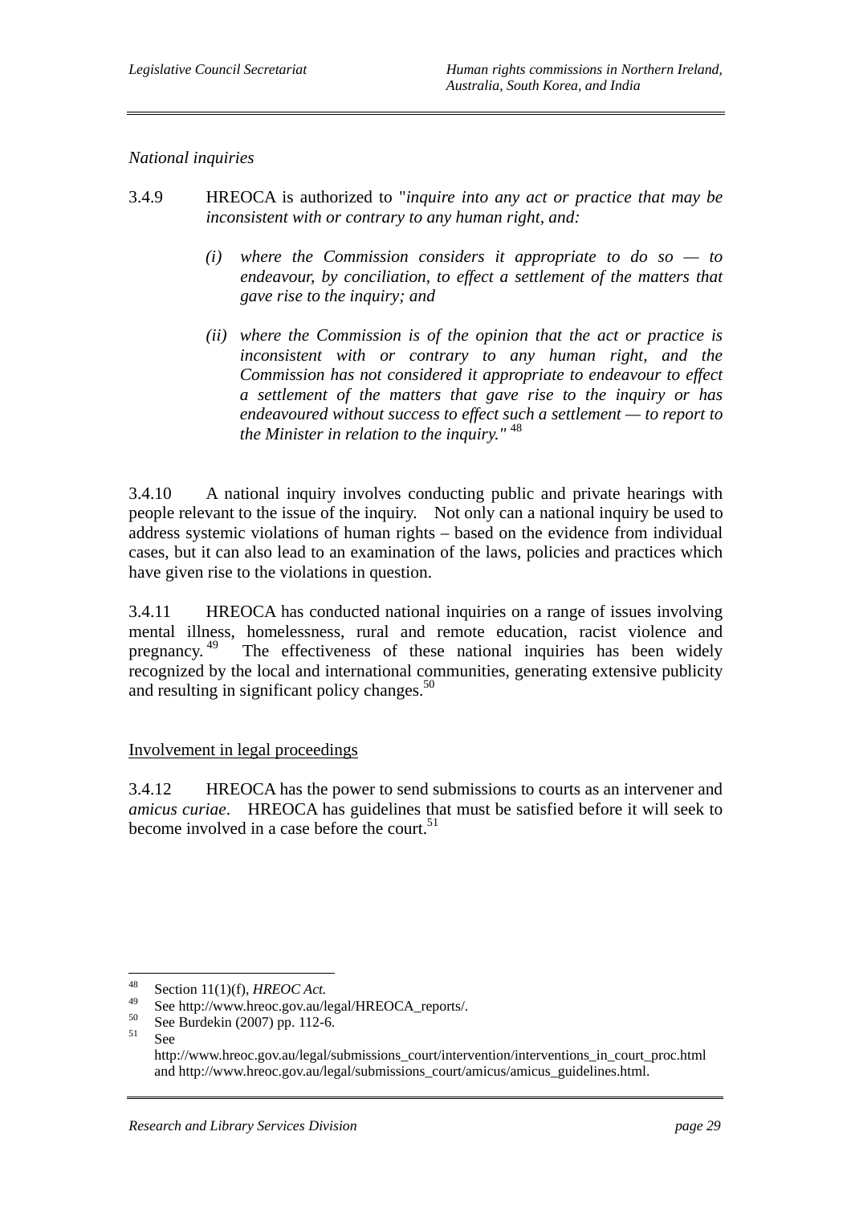*National inquiries*

3.4.9 HREOCA is authorized to "*inquire into any act or practice that may be inconsistent with or contrary to any human right, and:*

> *(i) where the Commission considers it appropriate to do so — to endeavour, by conciliation, to effect a settlement of the matters that gave rise to the inquiry; and*
>
> *(ii) where the Commission is of the opinion that the act or practice is inconsistent with or contrary to any human right, and the Commission has not considered it appropriate to endeavour to effect a settlement of the matters that gave rise to the inquiry or has endeavoured without success to effect such a settlement — to report to the Minister in relation to the inquiry."* [48]

3.4.10 A national inquiry involves conducting public and private hearings with people relevant to the issue of the inquiry. Not only can a national inquiry be used to address systemic violations of human rights – based on the evidence from individual cases, but it can also lead to an examination of the laws, policies and practices which have given rise to the violations in question.

3.4.11 HREOCA has conducted national inquiries on a range of issues involving mental illness, homelessness, rural and remote education, racist violence and pregnancy.[49] The effectiveness of these national inquiries has been widely recognized by the local and international communities, generating extensive publicity and resulting in significant policy changes.[50]

<u>Involvement in legal proceedings</u>

3.4.12 HREOCA has the power to send submissions to courts as an intervener and *amicus curiae*. HREOCA has guidelines that must be satisfied before it will seek to become involved in a case before the court.[51]

---

[48] Section 11(1)(f), *HREOC Act*.

[49] See http://www.hreoc.gov.au/legal/HREOCA_reports/.

[50] See Burdekin (2007) pp. 112-6.

[51] See http://www.hreoc.gov.au/legal/submissions_court/intervention/interventions_in_court_proc.html and http://www.hreoc.gov.au/legal/submissions_court/amicus/amicus_guidelines.html.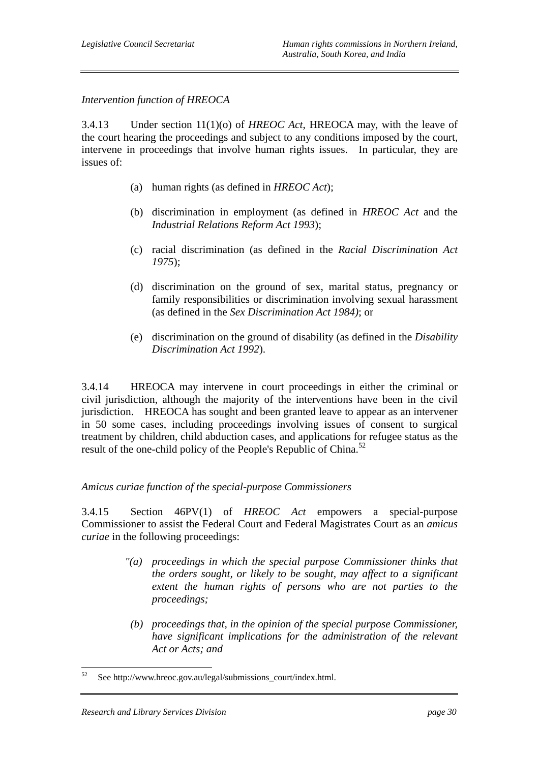*Intervention function of HREOCA*

3.4.13 Under section 11(1)(o) of *HREOC Act*, HREOCA may, with the leave of the court hearing the proceedings and subject to any conditions imposed by the court, intervene in proceedings that involve human rights issues. In particular, they are issues of:

(a) human rights (as defined in *HREOC Act*);

(b) discrimination in employment (as defined in *HREOC Act* and the *Industrial Relations Reform Act 1993*);

(c) racial discrimination (as defined in the *Racial Discrimination Act 1975*);

(d) discrimination on the ground of sex, marital status, pregnancy or family responsibilities or discrimination involving sexual harassment (as defined in the *Sex Discrimination Act 1984)*; or

(e) discrimination on the ground of disability (as defined in the *Disability Discrimination Act 1992*).

3.4.14 HREOCA may intervene in court proceedings in either the criminal or civil jurisdiction, although the majority of the interventions have been in the civil jurisdiction. HREOCA has sought and been granted leave to appear as an intervener in 50 some cases, including proceedings involving issues of consent to surgical treatment by children, child abduction cases, and applications for refugee status as the result of the one-child policy of the People's Republic of China.[52]

*Amicus curiae function of the special-purpose Commissioners*

3.4.15 Section 46PV(1) of *HREOC Act* empowers a special-purpose Commissioner to assist the Federal Court and Federal Magistrates Court as an *amicus curiae* in the following proceedings:

*"(a) proceedings in which the special purpose Commissioner thinks that the orders sought, or likely to be sought, may affect to a significant extent the human rights of persons who are not parties to the proceedings;*

*(b) proceedings that, in the opinion of the special purpose Commissioner, have significant implications for the administration of the relevant Act or Acts; and*

---

[52] See http://www.hreoc.gov.au/legal/submissions_court/index.html.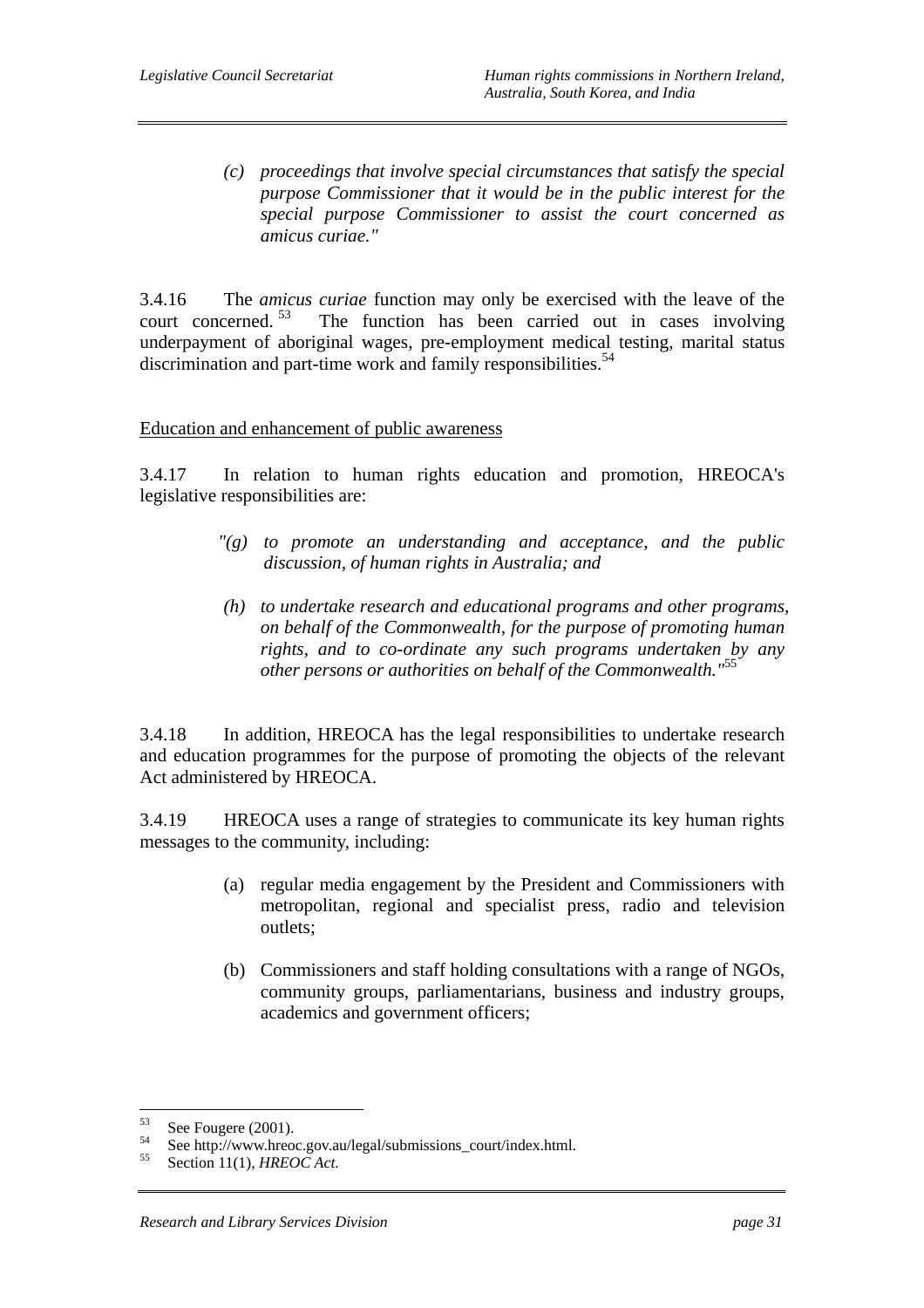> *(c) proceedings that involve special circumstances that satisfy the special purpose Commissioner that it would be in the public interest for the special purpose Commissioner to assist the court concerned as amicus curiae."*

3.4.16 The *amicus curiae* function may only be exercised with the leave of the court concerned.[53] The function has been carried out in cases involving underpayment of aboriginal wages, pre-employment medical testing, marital status discrimination and part-time work and family responsibilities.[54]

Education and enhancement of public awareness

3.4.17 In relation to human rights education and promotion, HREOCA's legislative responsibilities are:

> *"(g) to promote an understanding and acceptance, and the public discussion, of human rights in Australia; and*
>
> *(h) to undertake research and educational programs and other programs, on behalf of the Commonwealth, for the purpose of promoting human rights, and to co-ordinate any such programs undertaken by any other persons or authorities on behalf of the Commonwealth."*[55]

3.4.18 In addition, HREOCA has the legal responsibilities to undertake research and education programmes for the purpose of promoting the objects of the relevant Act administered by HREOCA.

3.4.19 HREOCA uses a range of strategies to communicate its key human rights messages to the community, including:

(a) regular media engagement by the President and Commissioners with metropolitan, regional and specialist press, radio and television outlets;

(b) Commissioners and staff holding consultations with a range of NGOs, community groups, parliamentarians, business and industry groups, academics and government officers;

---

[53] See Fougere (2001).

[54] See http://www.hreoc.gov.au/legal/submissions_court/index.html.

[55] Section 11(1), *HREOC Act*.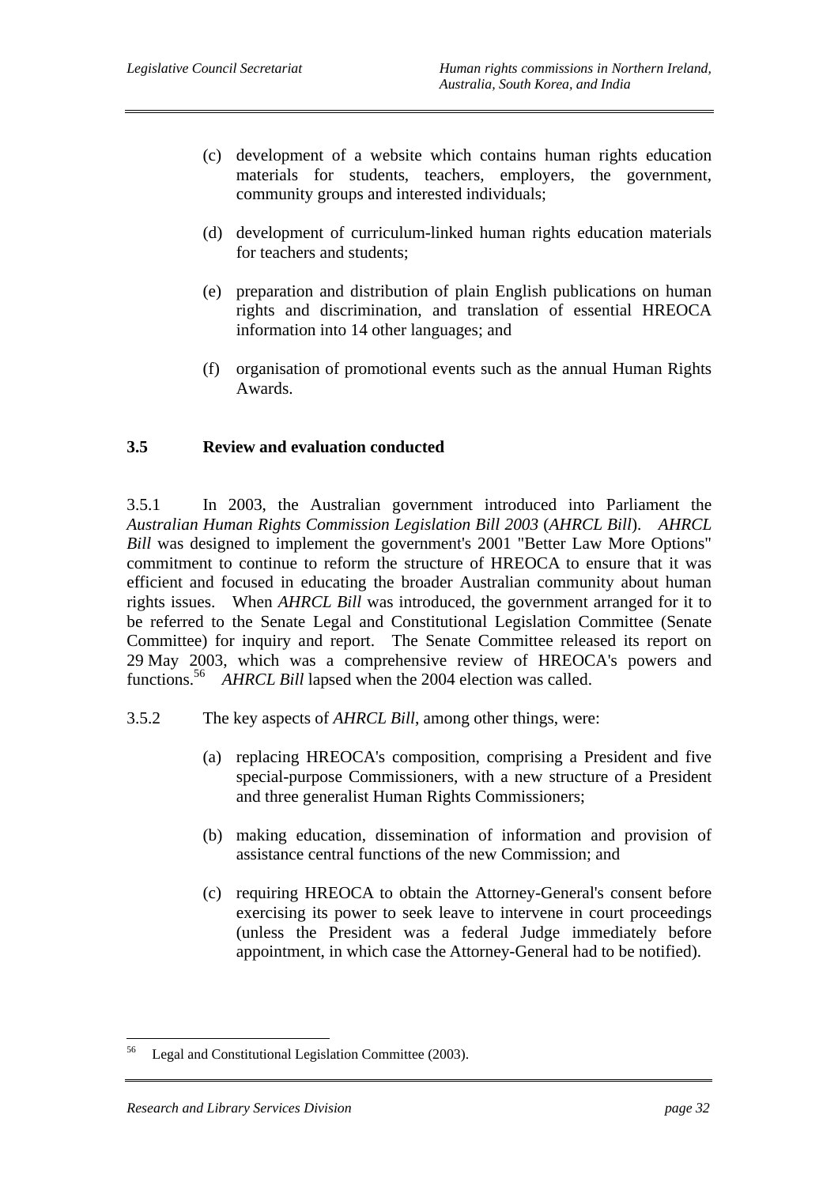(c) development of a website which contains human rights education materials for students, teachers, employers, the government, community groups and interested individuals;

(d) development of curriculum-linked human rights education materials for teachers and students;

(e) preparation and distribution of plain English publications on human rights and discrimination, and translation of essential HREOCA information into 14 other languages; and

(f) organisation of promotional events such as the annual Human Rights Awards.

### 3.5 Review and evaluation conducted

3.5.1 In 2003, the Australian government introduced into Parliament the *Australian Human Rights Commission Legislation Bill 2003* (*AHRCL Bill*). *AHRCL Bill* was designed to implement the government's 2001 "Better Law More Options" commitment to continue to reform the structure of HREOCA to ensure that it was efficient and focused in educating the broader Australian community about human rights issues. When *AHRCL Bill* was introduced, the government arranged for it to be referred to the Senate Legal and Constitutional Legislation Committee (Senate Committee) for inquiry and report. The Senate Committee released its report on 29 May 2003, which was a comprehensive review of HREOCA's powers and functions.[56] *AHRCL Bill* lapsed when the 2004 election was called.

3.5.2 The key aspects of *AHRCL Bill*, among other things, were:

(a) replacing HREOCA's composition, comprising a President and five special-purpose Commissioners, with a new structure of a President and three generalist Human Rights Commissioners;

(b) making education, dissemination of information and provision of assistance central functions of the new Commission; and

(c) requiring HREOCA to obtain the Attorney-General's consent before exercising its power to seek leave to intervene in court proceedings (unless the President was a federal Judge immediately before appointment, in which case the Attorney-General had to be notified).

---

[56] Legal and Constitutional Legislation Committee (2003).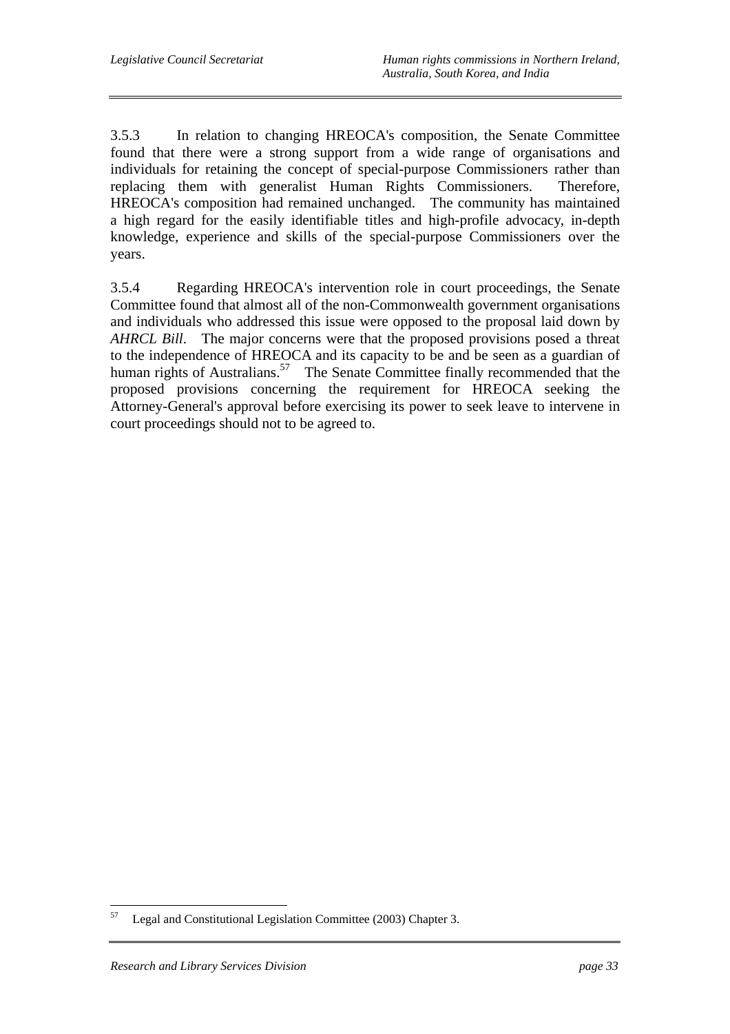3.5.3 In relation to changing HREOCA's composition, the Senate Committee found that there were a strong support from a wide range of organisations and individuals for retaining the concept of special-purpose Commissioners rather than replacing them with generalist Human Rights Commissioners. Therefore, HREOCA's composition had remained unchanged. The community has maintained a high regard for the easily identifiable titles and high-profile advocacy, in-depth knowledge, experience and skills of the special-purpose Commissioners over the years.

3.5.4 Regarding HREOCA's intervention role in court proceedings, the Senate Committee found that almost all of the non-Commonwealth government organisations and individuals who addressed this issue were opposed to the proposal laid down by *AHRCL Bill*. The major concerns were that the proposed provisions posed a threat to the independence of HREOCA and its capacity to be and be seen as a guardian of human rights of Australians.[57] The Senate Committee finally recommended that the proposed provisions concerning the requirement for HREOCA seeking the Attorney-General's approval before exercising its power to seek leave to intervene in court proceedings should not to be agreed to.

---

[57] Legal and Constitutional Legislation Committee (2003) Chapter 3.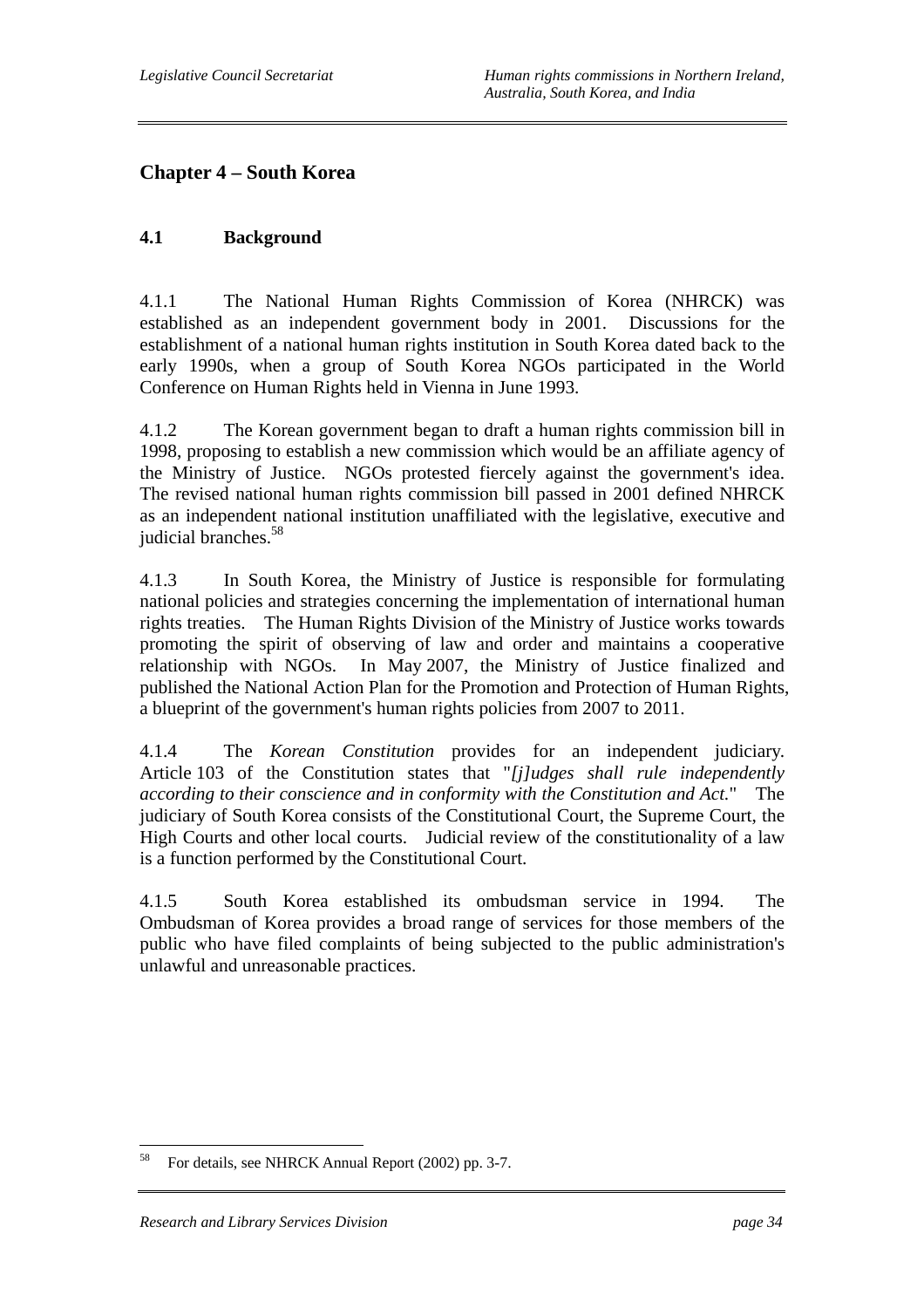## Chapter 4 – South Korea

### 4.1 Background

4.1.1 The National Human Rights Commission of Korea (NHRCK) was established as an independent government body in 2001. Discussions for the establishment of a national human rights institution in South Korea dated back to the early 1990s, when a group of South Korea NGOs participated in the World Conference on Human Rights held in Vienna in June 1993.

4.1.2 The Korean government began to draft a human rights commission bill in 1998, proposing to establish a new commission which would be an affiliate agency of the Ministry of Justice. NGOs protested fiercely against the government's idea. The revised national human rights commission bill passed in 2001 defined NHRCK as an independent national institution unaffiliated with the legislative, executive and judicial branches.[58]

4.1.3 In South Korea, the Ministry of Justice is responsible for formulating national policies and strategies concerning the implementation of international human rights treaties. The Human Rights Division of the Ministry of Justice works towards promoting the spirit of observing of law and order and maintains a cooperative relationship with NGOs. In May 2007, the Ministry of Justice finalized and published the National Action Plan for the Promotion and Protection of Human Rights, a blueprint of the government's human rights policies from 2007 to 2011.

4.1.4 The *Korean Constitution* provides for an independent judiciary. Article 103 of the Constitution states that "*[j]udges shall rule independently according to their conscience and in conformity with the Constitution and Act.*" The judiciary of South Korea consists of the Constitutional Court, the Supreme Court, the High Courts and other local courts. Judicial review of the constitutionality of a law is a function performed by the Constitutional Court.

4.1.5 South Korea established its ombudsman service in 1994. The Ombudsman of Korea provides a broad range of services for those members of the public who have filed complaints of being subjected to the public administration's unlawful and unreasonable practices.

---

[58] For details, see NHRCK Annual Report (2002) pp. 3-7.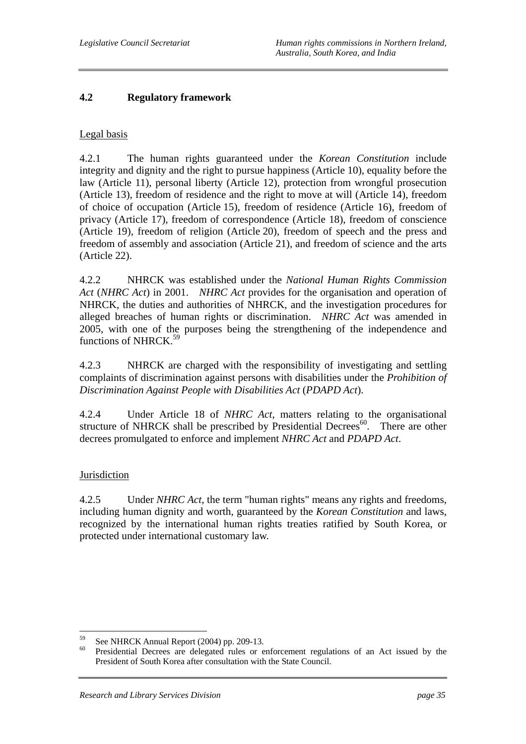## 4.2 Regulatory framework

Legal basis

4.2.1 The human rights guaranteed under the *Korean Constitution* include integrity and dignity and the right to pursue happiness (Article 10), equality before the law (Article 11), personal liberty (Article 12), protection from wrongful prosecution (Article 13), freedom of residence and the right to move at will (Article 14), freedom of choice of occupation (Article 15), freedom of residence (Article 16), freedom of privacy (Article 17), freedom of correspondence (Article 18), freedom of conscience (Article 19), freedom of religion (Article 20), freedom of speech and the press and freedom of assembly and association (Article 21), and freedom of science and the arts (Article 22).

4.2.2 NHRCK was established under the *National Human Rights Commission Act* (*NHRC Act*) in 2001. *NHRC Act* provides for the organisation and operation of NHRCK, the duties and authorities of NHRCK, and the investigation procedures for alleged breaches of human rights or discrimination. *NHRC Act* was amended in 2005, with one of the purposes being the strengthening of the independence and functions of NHRCK.[59]

4.2.3 NHRCK are charged with the responsibility of investigating and settling complaints of discrimination against persons with disabilities under the *Prohibition of Discrimination Against People with Disabilities Act* (*PDAPD Act*).

4.2.4 Under Article 18 of *NHRC Act*, matters relating to the organisational structure of NHRCK shall be prescribed by Presidential Decrees[60]. There are other decrees promulgated to enforce and implement *NHRC Act* and *PDAPD Act*.

Jurisdiction

4.2.5 Under *NHRC Act*, the term "human rights" means any rights and freedoms, including human dignity and worth, guaranteed by the *Korean Constitution* and laws, recognized by the international human rights treaties ratified by South Korea, or protected under international customary law.

---

[59] See NHRCK Annual Report (2004) pp. 209-13.

[60] Presidential Decrees are delegated rules or enforcement regulations of an Act issued by the President of South Korea after consultation with the State Council.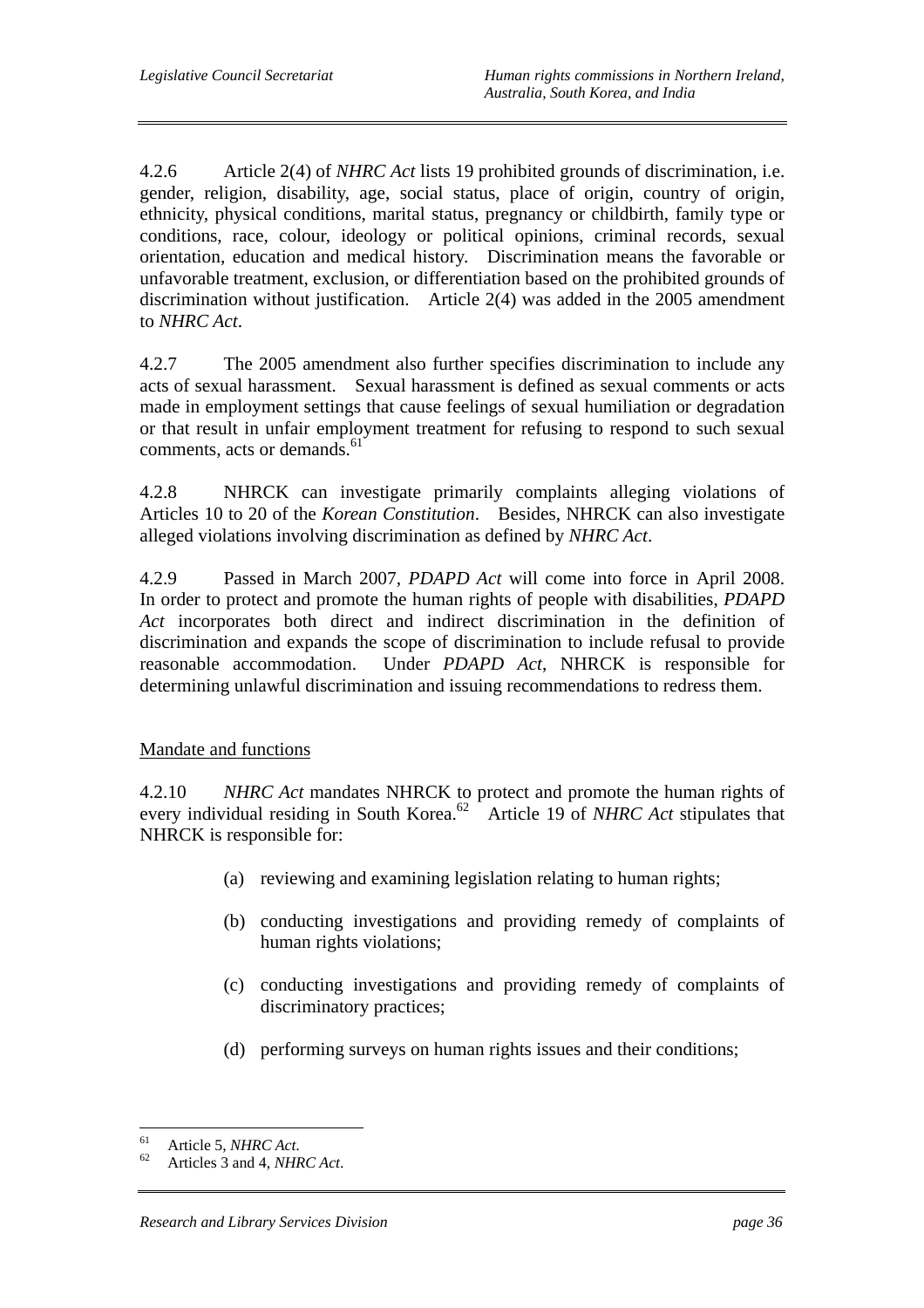4.2.6 Article 2(4) of *NHRC Act* lists 19 prohibited grounds of discrimination, i.e. gender, religion, disability, age, social status, place of origin, country of origin, ethnicity, physical conditions, marital status, pregnancy or childbirth, family type or conditions, race, colour, ideology or political opinions, criminal records, sexual orientation, education and medical history. Discrimination means the favorable or unfavorable treatment, exclusion, or differentiation based on the prohibited grounds of discrimination without justification. Article 2(4) was added in the 2005 amendment to *NHRC Act*.

4.2.7 The 2005 amendment also further specifies discrimination to include any acts of sexual harassment. Sexual harassment is defined as sexual comments or acts made in employment settings that cause feelings of sexual humiliation or degradation or that result in unfair employment treatment for refusing to respond to such sexual comments, acts or demands.[61]

4.2.8 NHRCK can investigate primarily complaints alleging violations of Articles 10 to 20 of the *Korean Constitution*. Besides, NHRCK can also investigate alleged violations involving discrimination as defined by *NHRC Act*.

4.2.9 Passed in March 2007, *PDAPD Act* will come into force in April 2008. In order to protect and promote the human rights of people with disabilities, *PDAPD Act* incorporates both direct and indirect discrimination in the definition of discrimination and expands the scope of discrimination to include refusal to provide reasonable accommodation. Under *PDAPD Act*, NHRCK is responsible for determining unlawful discrimination and issuing recommendations to redress them.

<u>Mandate and functions</u>

4.2.10 *NHRC Act* mandates NHRCK to protect and promote the human rights of every individual residing in South Korea.[62] Article 19 of *NHRC Act* stipulates that NHRCK is responsible for:

(a) reviewing and examining legislation relating to human rights;

(b) conducting investigations and providing remedy of complaints of human rights violations;

(c) conducting investigations and providing remedy of complaints of discriminatory practices;

(d) performing surveys on human rights issues and their conditions;

---

[61] Article 5, *NHRC Act*.

[62] Articles 3 and 4, *NHRC Act*.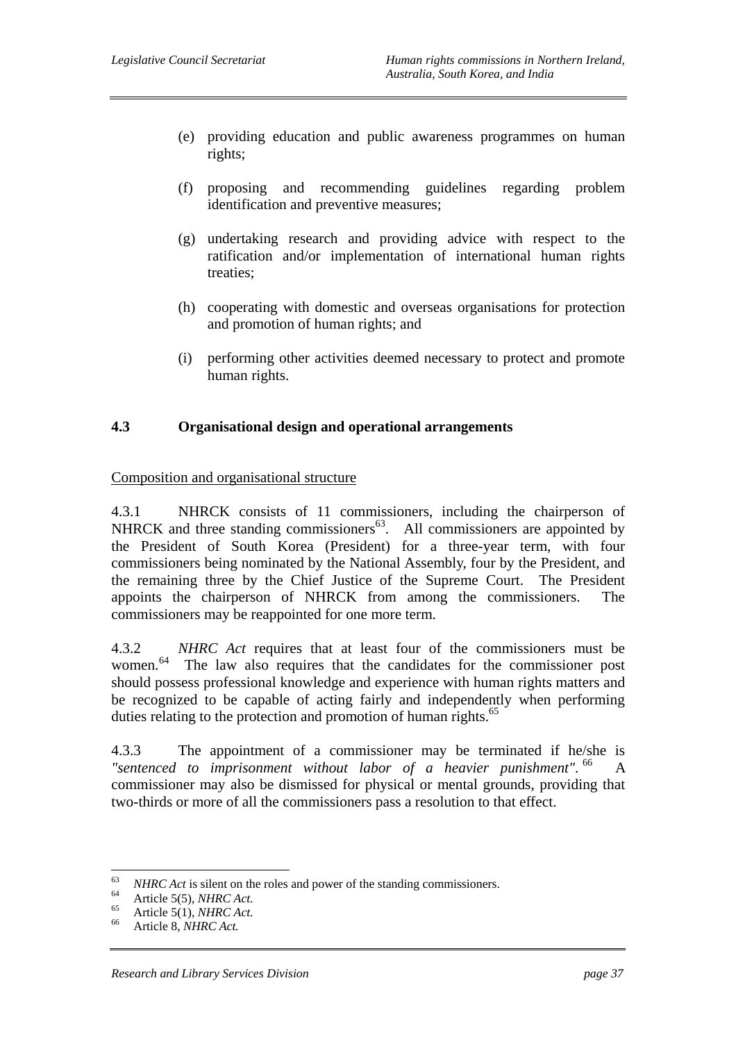(e) providing education and public awareness programmes on human rights;

(f) proposing and recommending guidelines regarding problem identification and preventive measures;

(g) undertaking research and providing advice with respect to the ratification and/or implementation of international human rights treaties;

(h) cooperating with domestic and overseas organisations for protection and promotion of human rights; and

(i) performing other activities deemed necessary to protect and promote human rights.

### 4.3 Organisational design and operational arrangements

Composition and organisational structure

4.3.1 NHRCK consists of 11 commissioners, including the chairperson of NHRCK and three standing commissioners[63]. All commissioners are appointed by the President of South Korea (President) for a three-year term, with four commissioners being nominated by the National Assembly, four by the President, and the remaining three by the Chief Justice of the Supreme Court. The President appoints the chairperson of NHRCK from among the commissioners. The commissioners may be reappointed for one more term.

4.3.2 *NHRC Act* requires that at least four of the commissioners must be women.[64] The law also requires that the candidates for the commissioner post should possess professional knowledge and experience with human rights matters and be recognized to be capable of acting fairly and independently when performing duties relating to the protection and promotion of human rights.[65]

4.3.3 The appointment of a commissioner may be terminated if he/she is *"sentenced to imprisonment without labor of a heavier punishment"*.[66] A commissioner may also be dismissed for physical or mental grounds, providing that two-thirds or more of all the commissioners pass a resolution to that effect.

---

[63] *NHRC Act* is silent on the roles and power of the standing commissioners.

[64] Article 5(5), *NHRC Act.*

[65] Article 5(1), *NHRC Act.*

[66] Article 8, *NHRC Act.*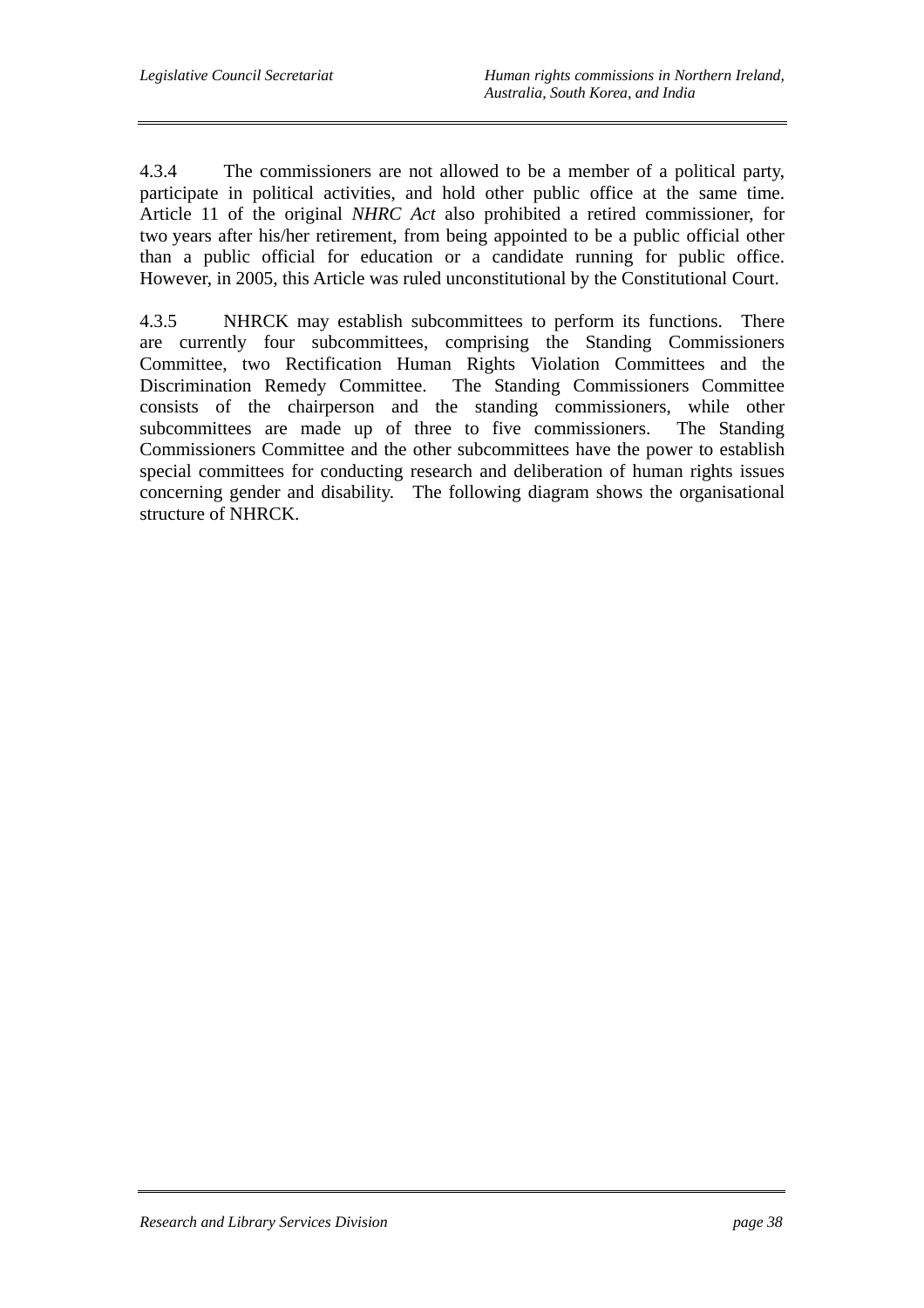4.3.4 The commissioners are not allowed to be a member of a political party, participate in political activities, and hold other public office at the same time. Article 11 of the original *NHRC Act* also prohibited a retired commissioner, for two years after his/her retirement, from being appointed to be a public official other than a public official for education or a candidate running for public office. However, in 2005, this Article was ruled unconstitutional by the Constitutional Court.

4.3.5 NHRCK may establish subcommittees to perform its functions. There are currently four subcommittees, comprising the Standing Commissioners Committee, two Rectification Human Rights Violation Committees and the Discrimination Remedy Committee. The Standing Commissioners Committee consists of the chairperson and the standing commissioners, while other subcommittees are made up of three to five commissioners. The Standing Commissioners Committee and the other subcommittees have the power to establish special committees for conducting research and deliberation of human rights issues concerning gender and disability. The following diagram shows the organisational structure of NHRCK.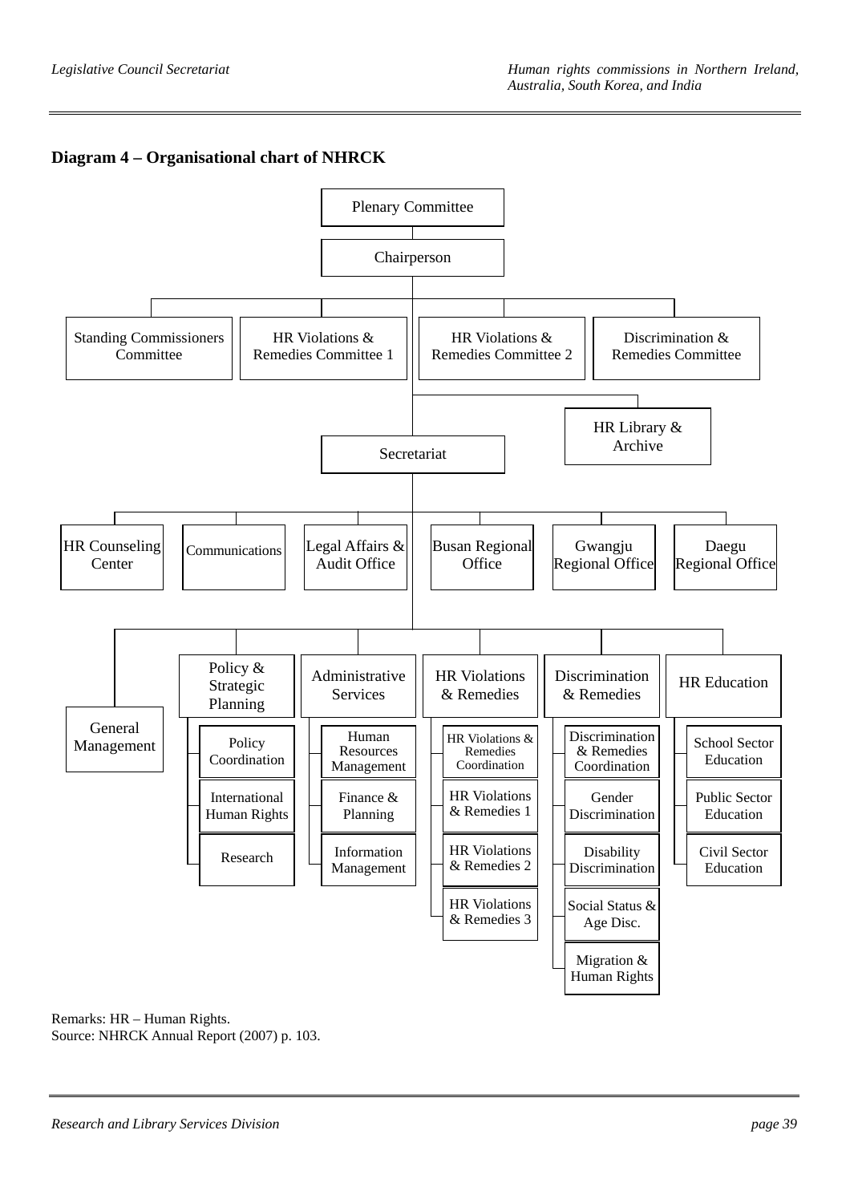**Diagram 4 – Organisational chart of NHRCK**

- Plenary Committee
  - Chairperson
    - Standing Commissioners Committee
    - HR Violations & Remedies Committee 1
    - HR Violations & Remedies Committee 2
    - Discrimination & Remedies Committee
    - HR Library & Archive
    - Secretariat
      - HR Counseling Center
      - Communications
      - Legal Affairs & Audit Office
      - Busan Regional Office
      - Gwangju Regional Office
      - Daegu Regional Office
      - General Management
      - Policy & Strategic Planning
        - Policy Coordination
        - International Human Rights
        - Research
      - Administrative Services
        - Human Resources Management
        - Finance & Planning
        - Information Management
      - HR Violations & Remedies
        - HR Violations & Remedies Coordination
        - HR Violations & Remedies 1
        - HR Violations & Remedies 2
        - HR Violations & Remedies 3
      - Discrimination & Remedies
        - Discrimination & Remedies Coordination
        - Gender Discrimination
        - Disability Discrimination
        - Social Status & Age Disc.
        - Migration & Human Rights
      - HR Education
        - School Sector Education
        - Public Sector Education
        - Civil Sector Education

Remarks: HR – Human Rights.
Source: NHRCK Annual Report (2007) p. 103.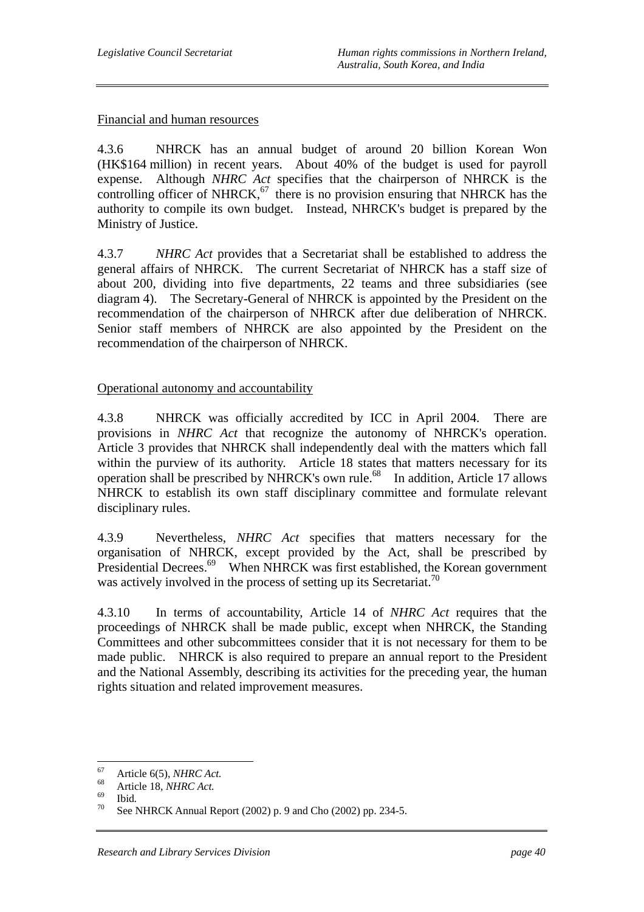Financial and human resources

4.3.6 NHRCK has an annual budget of around 20 billion Korean Won (HK$164 million) in recent years. About 40% of the budget is used for payroll expense. Although *NHRC Act* specifies that the chairperson of NHRCK is the controlling officer of NHRCK,[67] there is no provision ensuring that NHRCK has the authority to compile its own budget. Instead, NHRCK's budget is prepared by the Ministry of Justice.

4.3.7 *NHRC Act* provides that a Secretariat shall be established to address the general affairs of NHRCK. The current Secretariat of NHRCK has a staff size of about 200, dividing into five departments, 22 teams and three subsidiaries (see diagram 4). The Secretary-General of NHRCK is appointed by the President on the recommendation of the chairperson of NHRCK after due deliberation of NHRCK. Senior staff members of NHRCK are also appointed by the President on the recommendation of the chairperson of NHRCK.

Operational autonomy and accountability

4.3.8 NHRCK was officially accredited by ICC in April 2004. There are provisions in *NHRC Act* that recognize the autonomy of NHRCK's operation. Article 3 provides that NHRCK shall independently deal with the matters which fall within the purview of its authority. Article 18 states that matters necessary for its operation shall be prescribed by NHRCK's own rule.[68] In addition, Article 17 allows NHRCK to establish its own staff disciplinary committee and formulate relevant disciplinary rules.

4.3.9 Nevertheless, *NHRC Act* specifies that matters necessary for the organisation of NHRCK, except provided by the Act, shall be prescribed by Presidential Decrees.[69] When NHRCK was first established, the Korean government was actively involved in the process of setting up its Secretariat.[70]

4.3.10 In terms of accountability, Article 14 of *NHRC Act* requires that the proceedings of NHRCK shall be made public, except when NHRCK, the Standing Committees and other subcommittees consider that it is not necessary for them to be made public. NHRCK is also required to prepare an annual report to the President and the National Assembly, describing its activities for the preceding year, the human rights situation and related improvement measures.

---

[67] Article 6(5), *NHRC Act.*

[68] Article 18, *NHRC Act.*

[69] Ibid.

[70] See NHRCK Annual Report (2002) p. 9 and Cho (2002) pp. 234-5.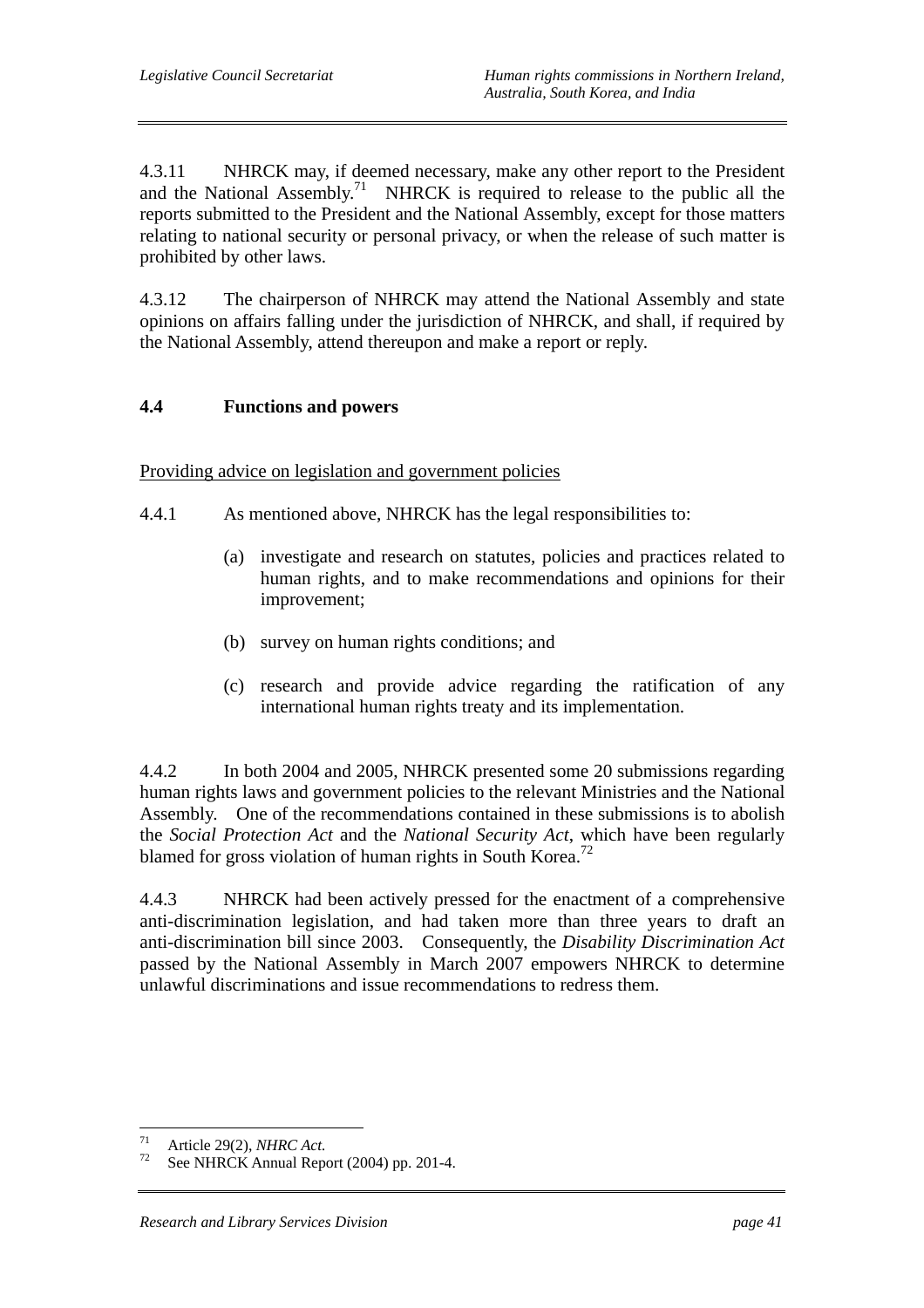4.3.11 NHRCK may, if deemed necessary, make any other report to the President and the National Assembly.[71] NHRCK is required to release to the public all the reports submitted to the President and the National Assembly, except for those matters relating to national security or personal privacy, or when the release of such matter is prohibited by other laws.

4.3.12 The chairperson of NHRCK may attend the National Assembly and state opinions on affairs falling under the jurisdiction of NHRCK, and shall, if required by the National Assembly, attend thereupon and make a report or reply.

## 4.4 Functions and powers

Providing advice on legislation and government policies

4.4.1 As mentioned above, NHRCK has the legal responsibilities to:

(a) investigate and research on statutes, policies and practices related to human rights, and to make recommendations and opinions for their improvement;

(b) survey on human rights conditions; and

(c) research and provide advice regarding the ratification of any international human rights treaty and its implementation.

4.4.2 In both 2004 and 2005, NHRCK presented some 20 submissions regarding human rights laws and government policies to the relevant Ministries and the National Assembly. One of the recommendations contained in these submissions is to abolish the *Social Protection Act* and the *National Security Act*, which have been regularly blamed for gross violation of human rights in South Korea.[72]

4.4.3 NHRCK had been actively pressed for the enactment of a comprehensive anti-discrimination legislation, and had taken more than three years to draft an anti-discrimination bill since 2003. Consequently, the *Disability Discrimination Act* passed by the National Assembly in March 2007 empowers NHRCK to determine unlawful discriminations and issue recommendations to redress them.

---

[71] Article 29(2), *NHRC Act.*

[72] See NHRCK Annual Report (2004) pp. 201-4.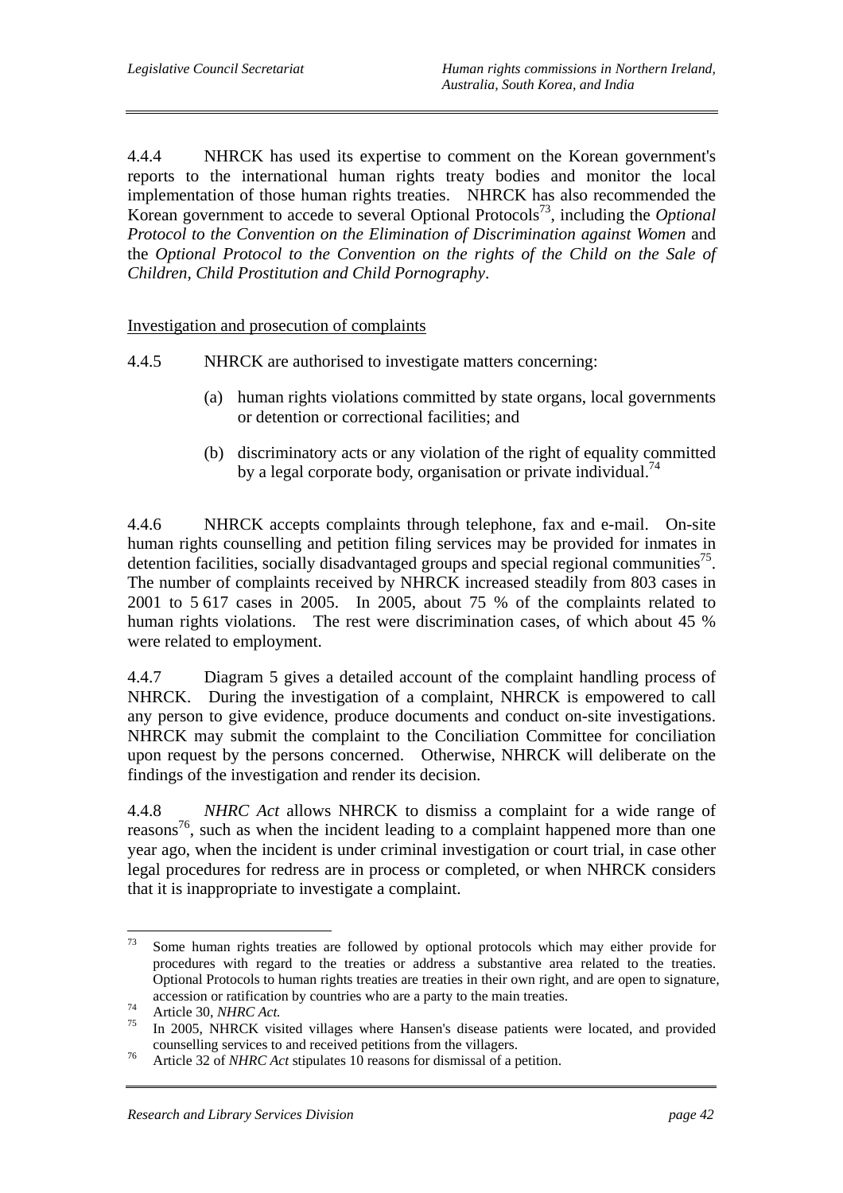4.4.4 NHRCK has used its expertise to comment on the Korean government's reports to the international human rights treaty bodies and monitor the local implementation of those human rights treaties. NHRCK has also recommended the Korean government to accede to several Optional Protocols[73], including the *Optional Protocol to the Convention on the Elimination of Discrimination against Women* and the *Optional Protocol to the Convention on the rights of the Child on the Sale of Children, Child Prostitution and Child Pornography*.

Investigation and prosecution of complaints

4.4.5 NHRCK are authorised to investigate matters concerning:

(a) human rights violations committed by state organs, local governments or detention or correctional facilities; and

(b) discriminatory acts or any violation of the right of equality committed by a legal corporate body, organisation or private individual.[74]

4.4.6 NHRCK accepts complaints through telephone, fax and e-mail. On-site human rights counselling and petition filing services may be provided for inmates in detention facilities, socially disadvantaged groups and special regional communities[75]. The number of complaints received by NHRCK increased steadily from 803 cases in 2001 to 5 617 cases in 2005. In 2005, about 75 % of the complaints related to human rights violations. The rest were discrimination cases, of which about 45 % were related to employment.

4.4.7 Diagram 5 gives a detailed account of the complaint handling process of NHRCK. During the investigation of a complaint, NHRCK is empowered to call any person to give evidence, produce documents and conduct on-site investigations. NHRCK may submit the complaint to the Conciliation Committee for conciliation upon request by the persons concerned. Otherwise, NHRCK will deliberate on the findings of the investigation and render its decision.

4.4.8 *NHRC Act* allows NHRCK to dismiss a complaint for a wide range of reasons[76], such as when the incident leading to a complaint happened more than one year ago, when the incident is under criminal investigation or court trial, in case other legal procedures for redress are in process or completed, or when NHRCK considers that it is inappropriate to investigate a complaint.

---

[73] Some human rights treaties are followed by optional protocols which may either provide for procedures with regard to the treaties or address a substantive area related to the treaties. Optional Protocols to human rights treaties are treaties in their own right, and are open to signature, accession or ratification by countries who are a party to the main treaties.

[74] Article 30, *NHRC Act.*

[75] In 2005, NHRCK visited villages where Hansen's disease patients were located, and provided counselling services to and received petitions from the villagers.

[76] Article 32 of *NHRC Act* stipulates 10 reasons for dismissal of a petition.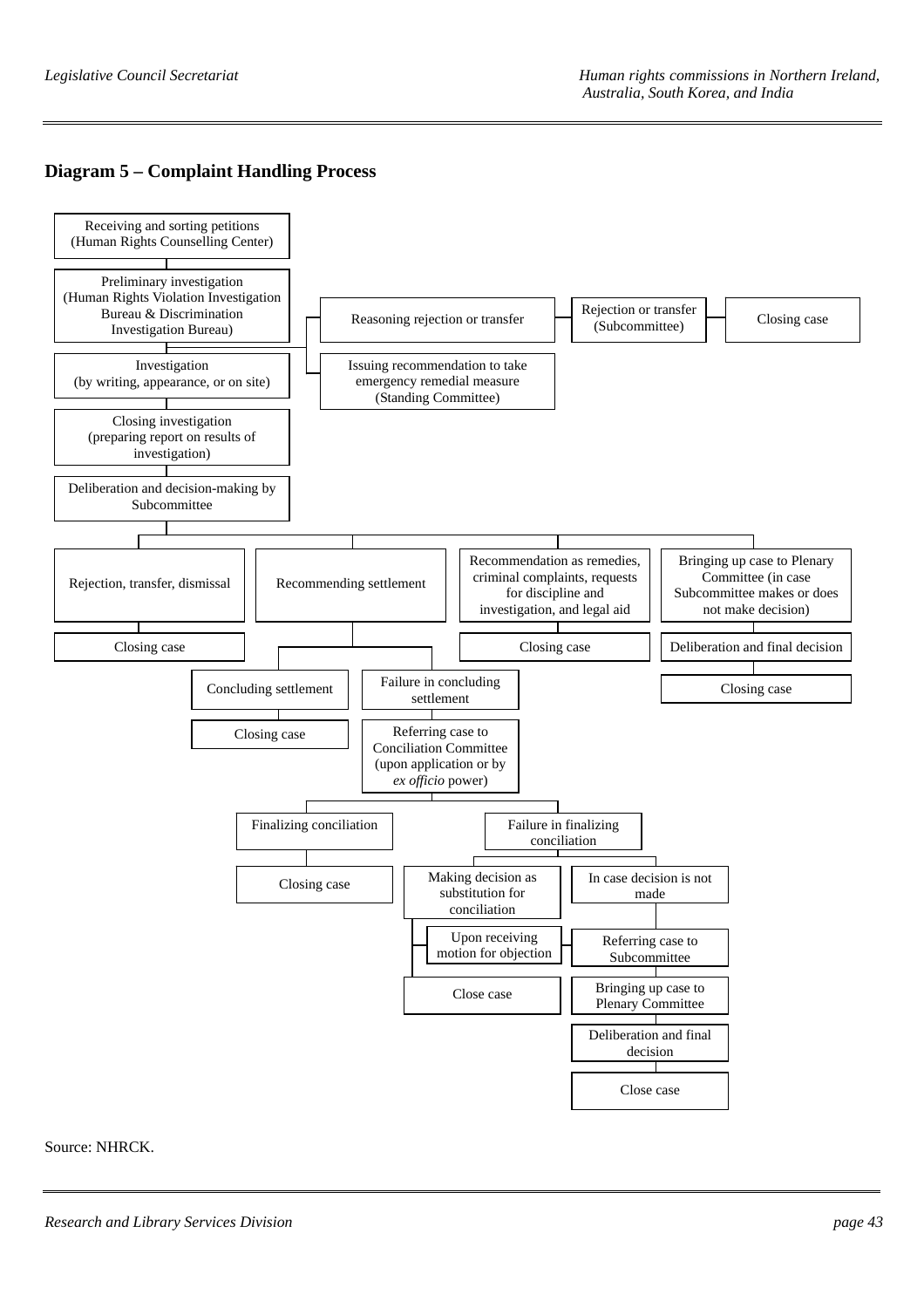**Diagram 5 – Complaint Handling Process**

- Receiving and sorting petitions (Human Rights Counselling Center)
- Preliminary investigation (Human Rights Violation Investigation Bureau & Discrimination Investigation Bureau)
  - Reasoning rejection or transfer → Rejection or transfer (Subcommittee) → Closing case
  - Issuing recommendation to take emergency remedial measure (Standing Committee)
- Investigation (by writing, appearance, or on site)
- Closing investigation (preparing report on results of investigation)
- Deliberation and decision-making by Subcommittee
  - Rejection, transfer, dismissal → Closing case
  - Recommending settlement
    - Concluding settlement → Closing case
    - Failure in concluding settlement → Referring case to Conciliation Committee (upon application or by *ex officio* power)
      - Finalizing conciliation → Closing case
      - Failure in finalizing conciliation
        - Making decision as substitution for conciliation → Close case
          - Upon receiving motion for objection
        - In case decision is not made → Referring case to Subcommittee → Bringing up case to Plenary Committee → Deliberation and final decision → Close case
  - Recommendation as remedies, criminal complaints, requests for discipline and investigation, and legal aid → Closing case
  - Bringing up case to Plenary Committee (in case Subcommittee makes or does not make decision) → Deliberation and final decision → Closing case

Source: NHRCK.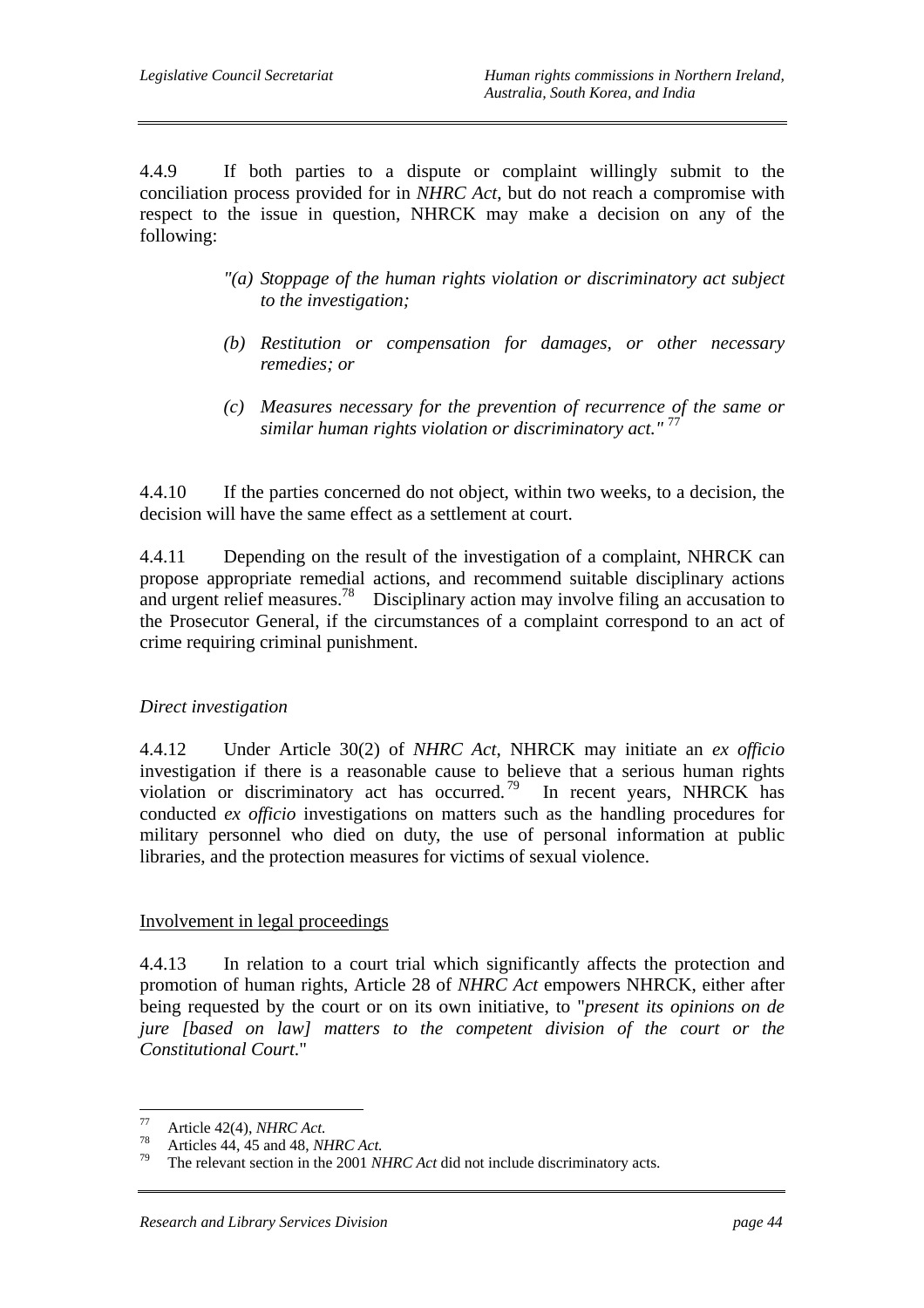4.4.9 If both parties to a dispute or complaint willingly submit to the conciliation process provided for in *NHRC Act*, but do not reach a compromise with respect to the issue in question, NHRCK may make a decision on any of the following:

> *"(a) Stoppage of the human rights violation or discriminatory act subject to the investigation;*
>
> *(b) Restitution or compensation for damages, or other necessary remedies; or*
>
> *(c) Measures necessary for the prevention of recurrence of the same or similar human rights violation or discriminatory act."* [77]

4.4.10 If the parties concerned do not object, within two weeks, to a decision, the decision will have the same effect as a settlement at court.

4.4.11 Depending on the result of the investigation of a complaint, NHRCK can propose appropriate remedial actions, and recommend suitable disciplinary actions and urgent relief measures.[78] Disciplinary action may involve filing an accusation to the Prosecutor General, if the circumstances of a complaint correspond to an act of crime requiring criminal punishment.

*Direct investigation*

4.4.12 Under Article 30(2) of *NHRC Act*, NHRCK may initiate an *ex officio* investigation if there is a reasonable cause to believe that a serious human rights violation or discriminatory act has occurred.[79] In recent years, NHRCK has conducted *ex officio* investigations on matters such as the handling procedures for military personnel who died on duty, the use of personal information at public libraries, and the protection measures for victims of sexual violence.

<u>Involvement in legal proceedings</u>

4.4.13 In relation to a court trial which significantly affects the protection and promotion of human rights, Article 28 of *NHRC Act* empowers NHRCK, either after being requested by the court or on its own initiative, to "*present its opinions on de jure [based on law] matters to the competent division of the court or the Constitutional Court*."

---

[77] Article 42(4), *NHRC Act.*

[78] Articles 44, 45 and 48, *NHRC Act.*

[79] The relevant section in the 2001 *NHRC Act* did not include discriminatory acts.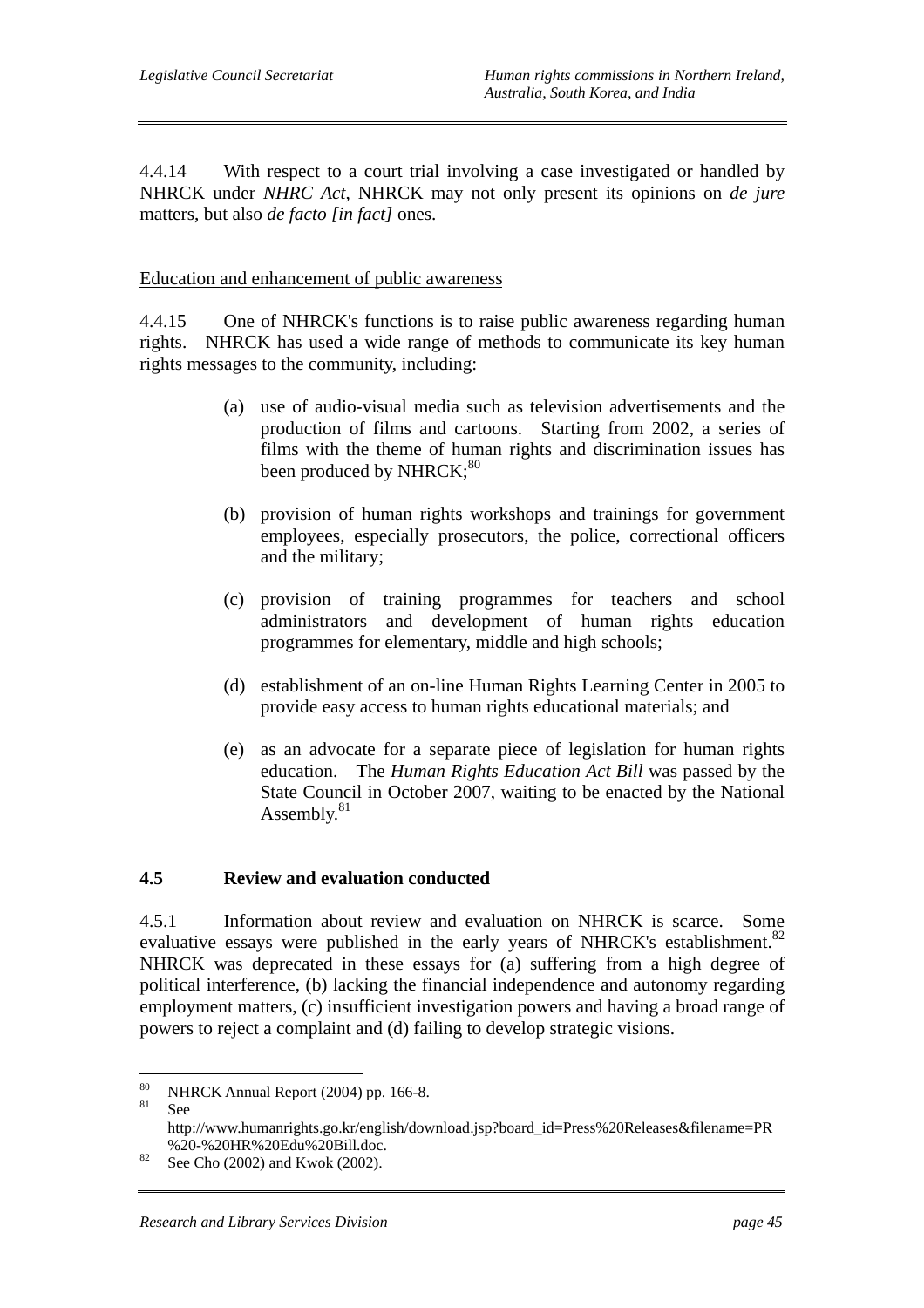4.4.14 With respect to a court trial involving a case investigated or handled by NHRCK under *NHRC Act*, NHRCK may not only present its opinions on *de jure* matters, but also *de facto [in fact]* ones.

Education and enhancement of public awareness

4.4.15 One of NHRCK's functions is to raise public awareness regarding human rights. NHRCK has used a wide range of methods to communicate its key human rights messages to the community, including:

(a) use of audio-visual media such as television advertisements and the production of films and cartoons. Starting from 2002, a series of films with the theme of human rights and discrimination issues has been produced by NHRCK;[80]

(b) provision of human rights workshops and trainings for government employees, especially prosecutors, the police, correctional officers and the military;

(c) provision of training programmes for teachers and school administrators and development of human rights education programmes for elementary, middle and high schools;

(d) establishment of an on-line Human Rights Learning Center in 2005 to provide easy access to human rights educational materials; and

(e) as an advocate for a separate piece of legislation for human rights education. The *Human Rights Education Act Bill* was passed by the State Council in October 2007, waiting to be enacted by the National Assembly.[81]

## 4.5 Review and evaluation conducted

4.5.1 Information about review and evaluation on NHRCK is scarce. Some evaluative essays were published in the early years of NHRCK's establishment.[82] NHRCK was deprecated in these essays for (a) suffering from a high degree of political interference, (b) lacking the financial independence and autonomy regarding employment matters, (c) insufficient investigation powers and having a broad range of powers to reject a complaint and (d) failing to develop strategic visions.

---

[80] NHRCK Annual Report (2004) pp. 166-8.

[81] See http://www.humanrights.go.kr/english/download.jsp?board_id=Press%20Releases&filename=PR%20-%20HR%20Edu%20Bill.doc.

[82] See Cho (2002) and Kwok (2002).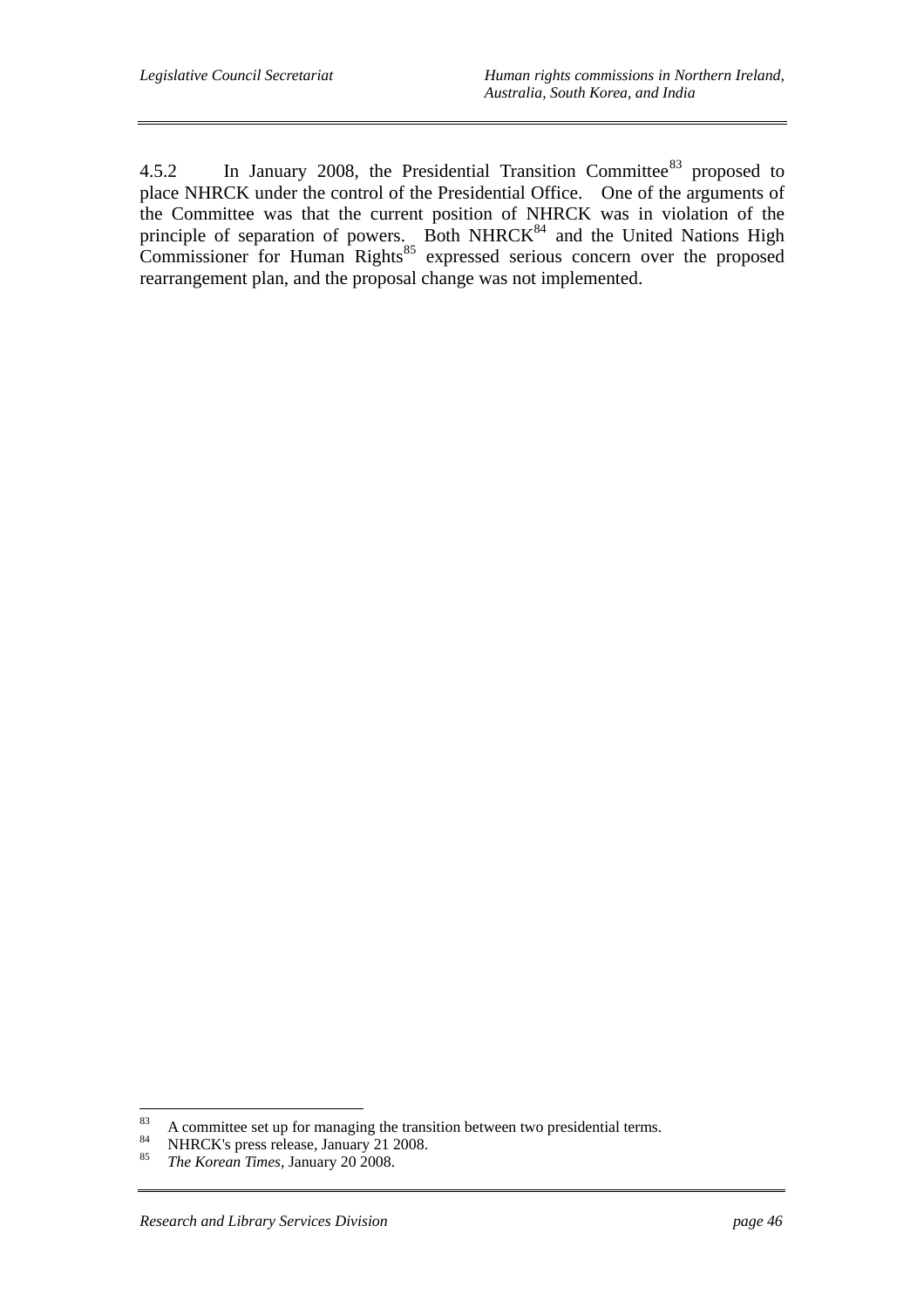4.5.2 In January 2008, the Presidential Transition Committee[83] proposed to place NHRCK under the control of the Presidential Office. One of the arguments of the Committee was that the current position of NHRCK was in violation of the principle of separation of powers. Both NHRCK[84] and the United Nations High Commissioner for Human Rights[85] expressed serious concern over the proposed rearrangement plan, and the proposal change was not implemented.

---

[83] A committee set up for managing the transition between two presidential terms.

[84] NHRCK's press release, January 21 2008.

[85] *The Korean Times*, January 20 2008.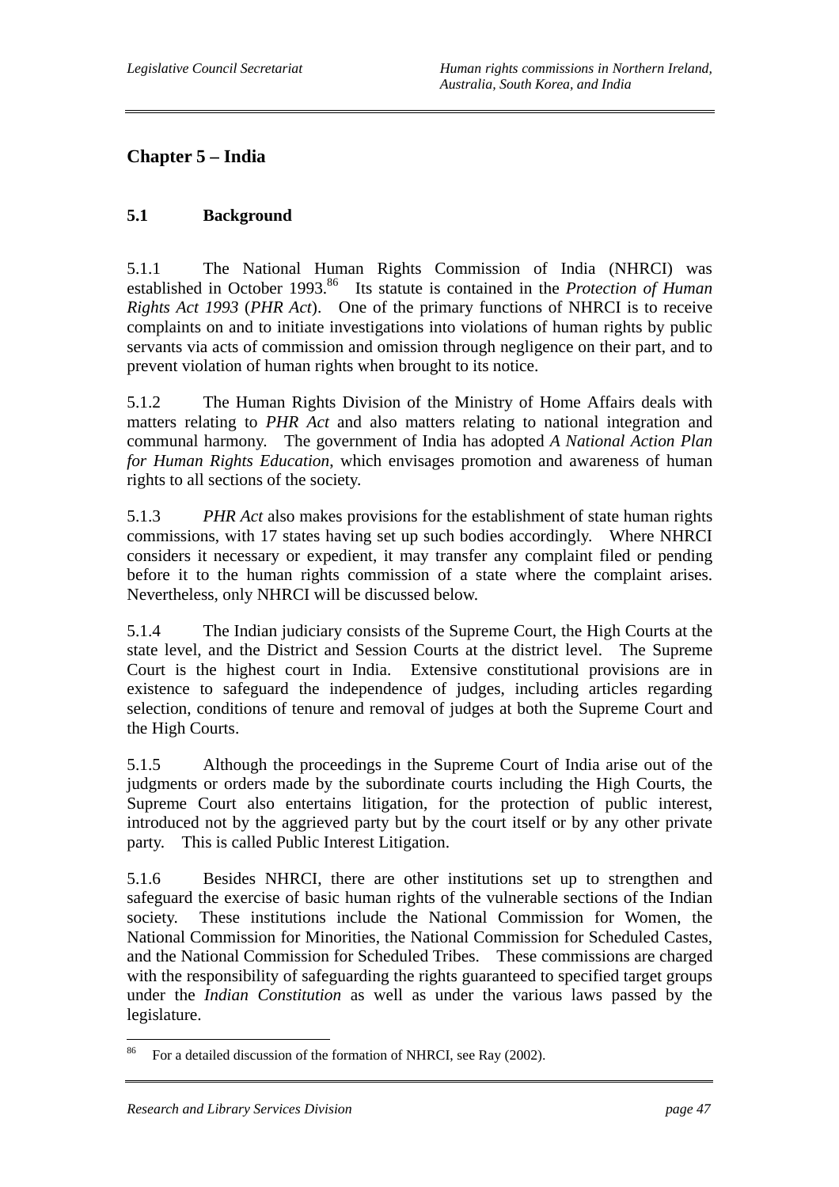## Chapter 5 – India

### 5.1 Background

5.1.1 The National Human Rights Commission of India (NHRCI) was established in October 1993.[86] Its statute is contained in the *Protection of Human Rights Act 1993* (*PHR Act*). One of the primary functions of NHRCI is to receive complaints on and to initiate investigations into violations of human rights by public servants via acts of commission and omission through negligence on their part, and to prevent violation of human rights when brought to its notice.

5.1.2 The Human Rights Division of the Ministry of Home Affairs deals with matters relating to *PHR Act* and also matters relating to national integration and communal harmony. The government of India has adopted *A National Action Plan for Human Rights Education*, which envisages promotion and awareness of human rights to all sections of the society.

5.1.3 *PHR Act* also makes provisions for the establishment of state human rights commissions, with 17 states having set up such bodies accordingly. Where NHRCI considers it necessary or expedient, it may transfer any complaint filed or pending before it to the human rights commission of a state where the complaint arises. Nevertheless, only NHRCI will be discussed below.

5.1.4 The Indian judiciary consists of the Supreme Court, the High Courts at the state level, and the District and Session Courts at the district level. The Supreme Court is the highest court in India. Extensive constitutional provisions are in existence to safeguard the independence of judges, including articles regarding selection, conditions of tenure and removal of judges at both the Supreme Court and the High Courts.

5.1.5 Although the proceedings in the Supreme Court of India arise out of the judgments or orders made by the subordinate courts including the High Courts, the Supreme Court also entertains litigation, for the protection of public interest, introduced not by the aggrieved party but by the court itself or by any other private party. This is called Public Interest Litigation.

5.1.6 Besides NHRCI, there are other institutions set up to strengthen and safeguard the exercise of basic human rights of the vulnerable sections of the Indian society. These institutions include the National Commission for Women, the National Commission for Minorities, the National Commission for Scheduled Castes, and the National Commission for Scheduled Tribes. These commissions are charged with the responsibility of safeguarding the rights guaranteed to specified target groups under the *Indian Constitution* as well as under the various laws passed by the legislature.

---

[86] For a detailed discussion of the formation of NHRCI, see Ray (2002).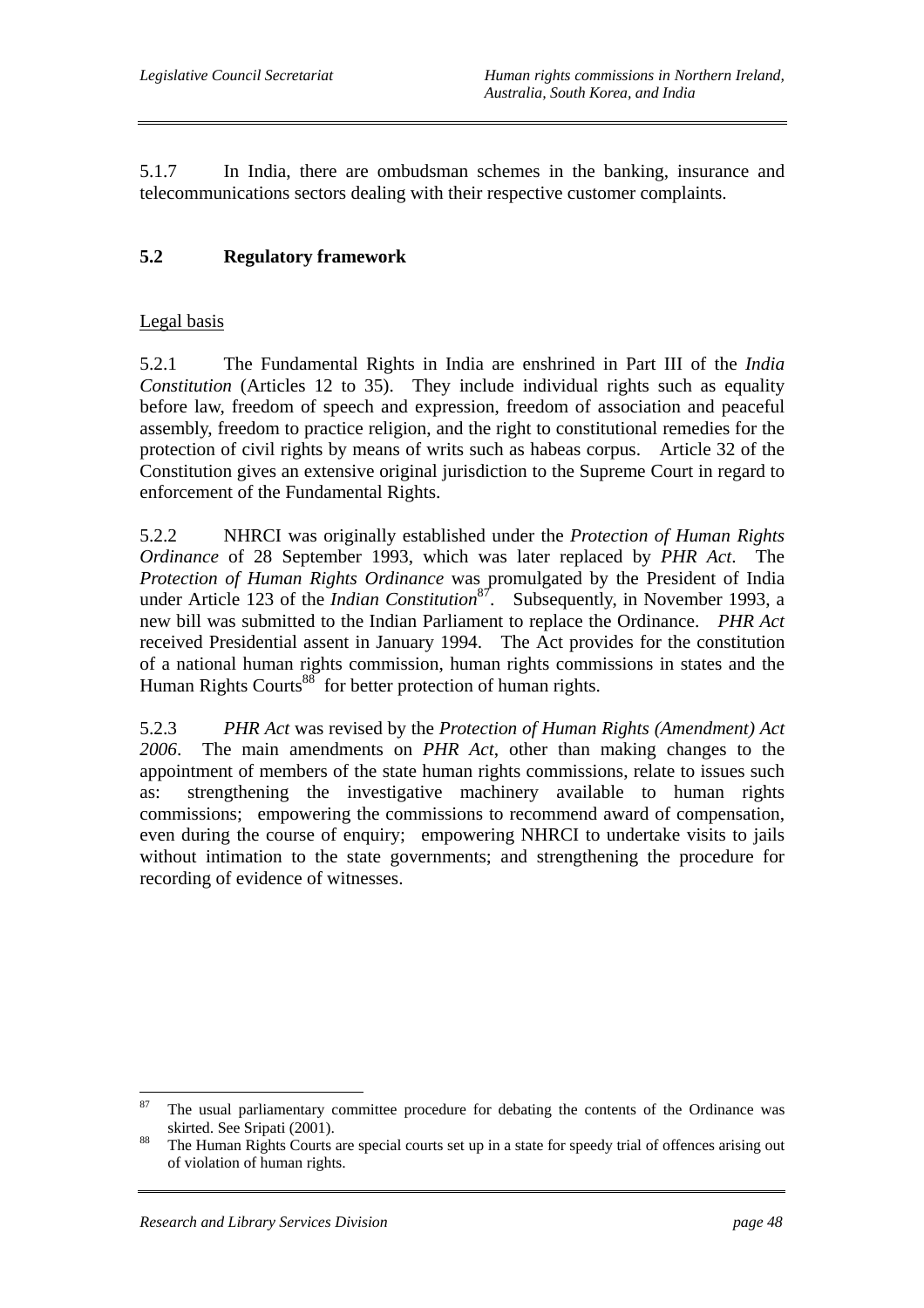5.1.7 In India, there are ombudsman schemes in the banking, insurance and telecommunications sectors dealing with their respective customer complaints.

## 5.2 Regulatory framework

Legal basis

5.2.1 The Fundamental Rights in India are enshrined in Part III of the *India Constitution* (Articles 12 to 35). They include individual rights such as equality before law, freedom of speech and expression, freedom of association and peaceful assembly, freedom to practice religion, and the right to constitutional remedies for the protection of civil rights by means of writs such as habeas corpus. Article 32 of the Constitution gives an extensive original jurisdiction to the Supreme Court in regard to enforcement of the Fundamental Rights.

5.2.2 NHRCI was originally established under the *Protection of Human Rights Ordinance* of 28 September 1993, which was later replaced by *PHR Act*. The *Protection of Human Rights Ordinance* was promulgated by the President of India under Article 123 of the *Indian Constitution*[87]. Subsequently, in November 1993, a new bill was submitted to the Indian Parliament to replace the Ordinance. *PHR Act* received Presidential assent in January 1994. The Act provides for the constitution of a national human rights commission, human rights commissions in states and the Human Rights Courts[88] for better protection of human rights.

5.2.3 *PHR Act* was revised by the *Protection of Human Rights (Amendment) Act 2006*. The main amendments on *PHR Act*, other than making changes to the appointment of members of the state human rights commissions, relate to issues such as: strengthening the investigative machinery available to human rights commissions; empowering the commissions to recommend award of compensation, even during the course of enquiry; empowering NHRCI to undertake visits to jails without intimation to the state governments; and strengthening the procedure for recording of evidence of witnesses.

---

[87] The usual parliamentary committee procedure for debating the contents of the Ordinance was skirted. See Sripati (2001).

[88] The Human Rights Courts are special courts set up in a state for speedy trial of offences arising out of violation of human rights.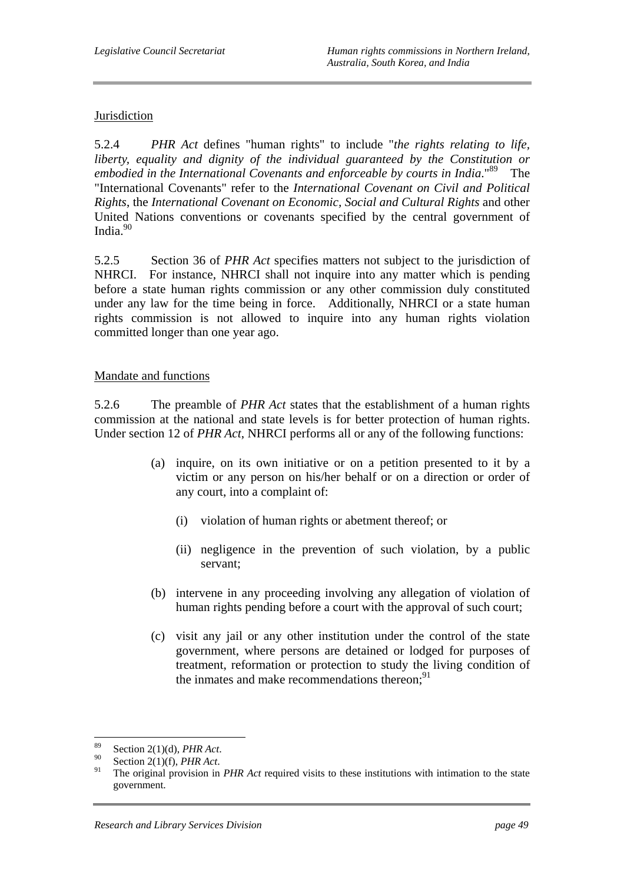Jurisdiction

5.2.4 *PHR Act* defines "human rights" to include "*the rights relating to life, liberty, equality and dignity of the individual guaranteed by the Constitution or embodied in the International Covenants and enforceable by courts in India*."[89] The "International Covenants" refer to the *International Covenant on Civil and Political Rights*, the *International Covenant on Economic, Social and Cultural Rights* and other United Nations conventions or covenants specified by the central government of India.[90]

5.2.5 Section 36 of *PHR Act* specifies matters not subject to the jurisdiction of NHRCI. For instance, NHRCI shall not inquire into any matter which is pending before a state human rights commission or any other commission duly constituted under any law for the time being in force. Additionally, NHRCI or a state human rights commission is not allowed to inquire into any human rights violation committed longer than one year ago.

Mandate and functions

5.2.6 The preamble of *PHR Act* states that the establishment of a human rights commission at the national and state levels is for better protection of human rights. Under section 12 of *PHR Act*, NHRCI performs all or any of the following functions:

(a) inquire, on its own initiative or on a petition presented to it by a victim or any person on his/her behalf or on a direction or order of any court, into a complaint of:

(i) violation of human rights or abetment thereof; or

(ii) negligence in the prevention of such violation, by a public servant;

(b) intervene in any proceeding involving any allegation of violation of human rights pending before a court with the approval of such court;

(c) visit any jail or any other institution under the control of the state government, where persons are detained or lodged for purposes of treatment, reformation or protection to study the living condition of the inmates and make recommendations thereon;[91]

---

[89] Section 2(1)(d), *PHR Act*.
[90] Section 2(1)(f), *PHR Act*.
[91] The original provision in *PHR Act* required visits to these institutions with intimation to the state government.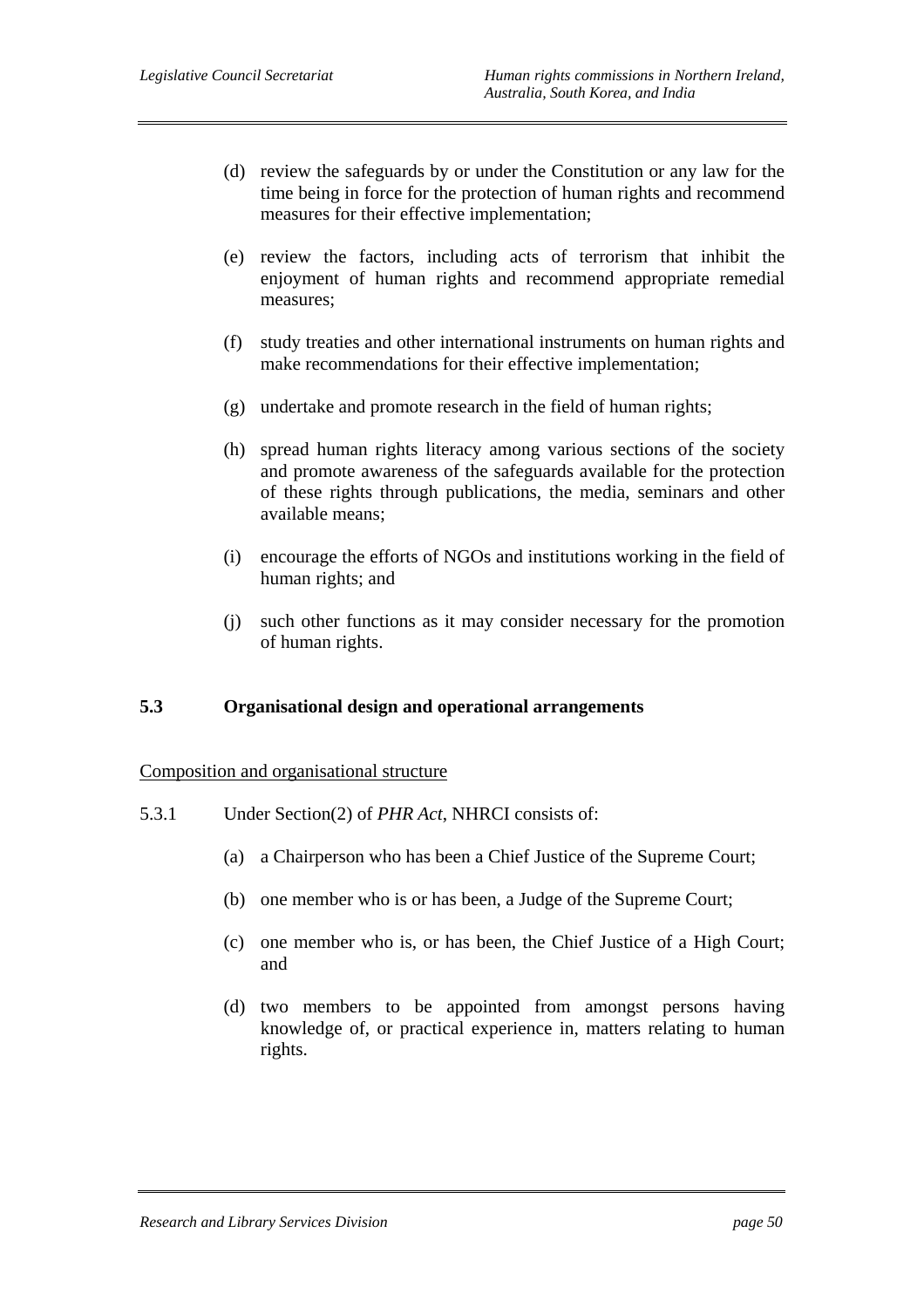(d) review the safeguards by or under the Constitution or any law for the time being in force for the protection of human rights and recommend measures for their effective implementation;

(e) review the factors, including acts of terrorism that inhibit the enjoyment of human rights and recommend appropriate remedial measures;

(f) study treaties and other international instruments on human rights and make recommendations for their effective implementation;

(g) undertake and promote research in the field of human rights;

(h) spread human rights literacy among various sections of the society and promote awareness of the safeguards available for the protection of these rights through publications, the media, seminars and other available means;

(i) encourage the efforts of NGOs and institutions working in the field of human rights; and

(j) such other functions as it may consider necessary for the promotion of human rights.

### 5.3 Organisational design and operational arrangements

<u>Composition and organisational structure</u>

5.3.1 Under Section(2) of *PHR Act*, NHRCI consists of:

(a) a Chairperson who has been a Chief Justice of the Supreme Court;

(b) one member who is or has been, a Judge of the Supreme Court;

(c) one member who is, or has been, the Chief Justice of a High Court; and

(d) two members to be appointed from amongst persons having knowledge of, or practical experience in, matters relating to human rights.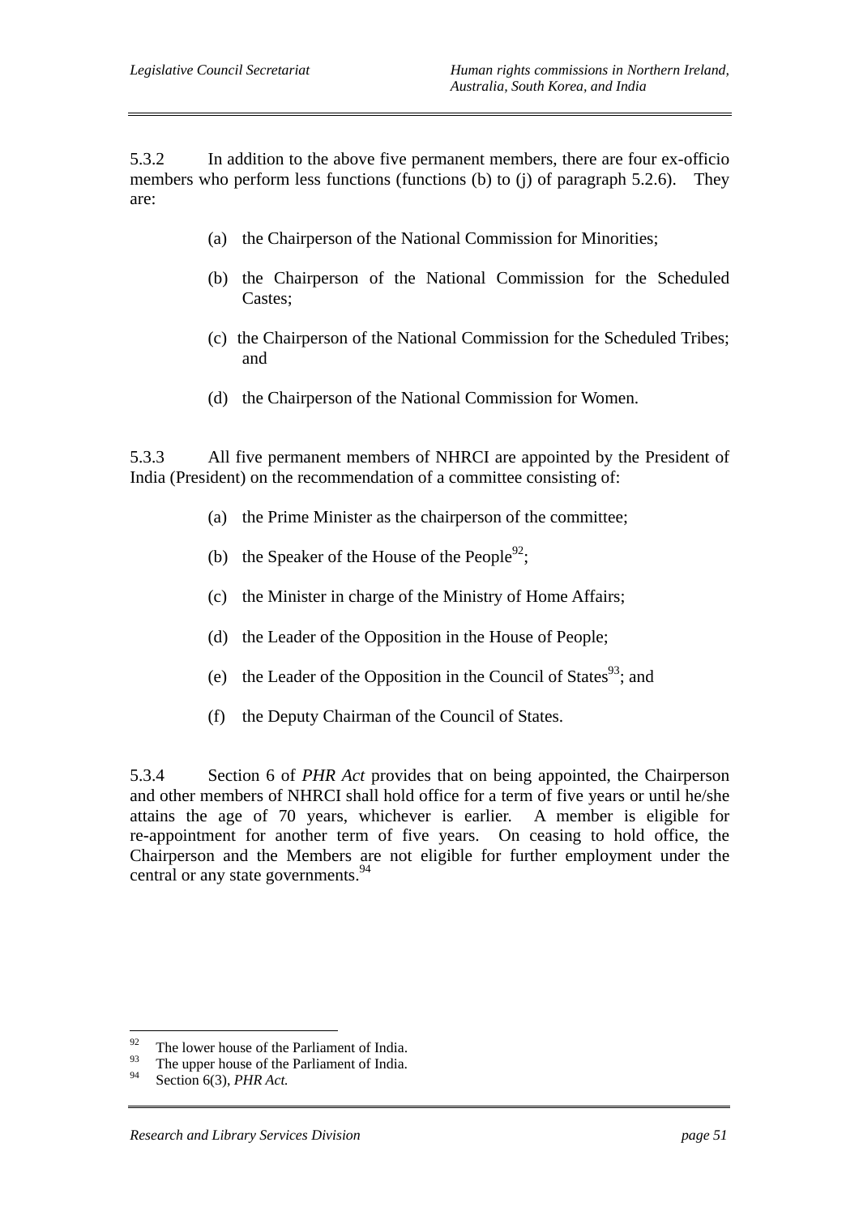5.3.2 In addition to the above five permanent members, there are four ex-officio members who perform less functions (functions (b) to (j) of paragraph 5.2.6). They are:

(a) the Chairperson of the National Commission for Minorities;

(b) the Chairperson of the National Commission for the Scheduled Castes;

(c) the Chairperson of the National Commission for the Scheduled Tribes; and

(d) the Chairperson of the National Commission for Women.

5.3.3 All five permanent members of NHRCI are appointed by the President of India (President) on the recommendation of a committee consisting of:

(a) the Prime Minister as the chairperson of the committee;

(b) the Speaker of the House of the People[92];

(c) the Minister in charge of the Ministry of Home Affairs;

(d) the Leader of the Opposition in the House of People;

(e) the Leader of the Opposition in the Council of States[93]; and

(f) the Deputy Chairman of the Council of States.

5.3.4 Section 6 of *PHR Act* provides that on being appointed, the Chairperson and other members of NHRCI shall hold office for a term of five years or until he/she attains the age of 70 years, whichever is earlier. A member is eligible for re-appointment for another term of five years. On ceasing to hold office, the Chairperson and the Members are not eligible for further employment under the central or any state governments.[94]

---

[92] The lower house of the Parliament of India.

[93] The upper house of the Parliament of India.

[94] Section 6(3), *PHR Act*.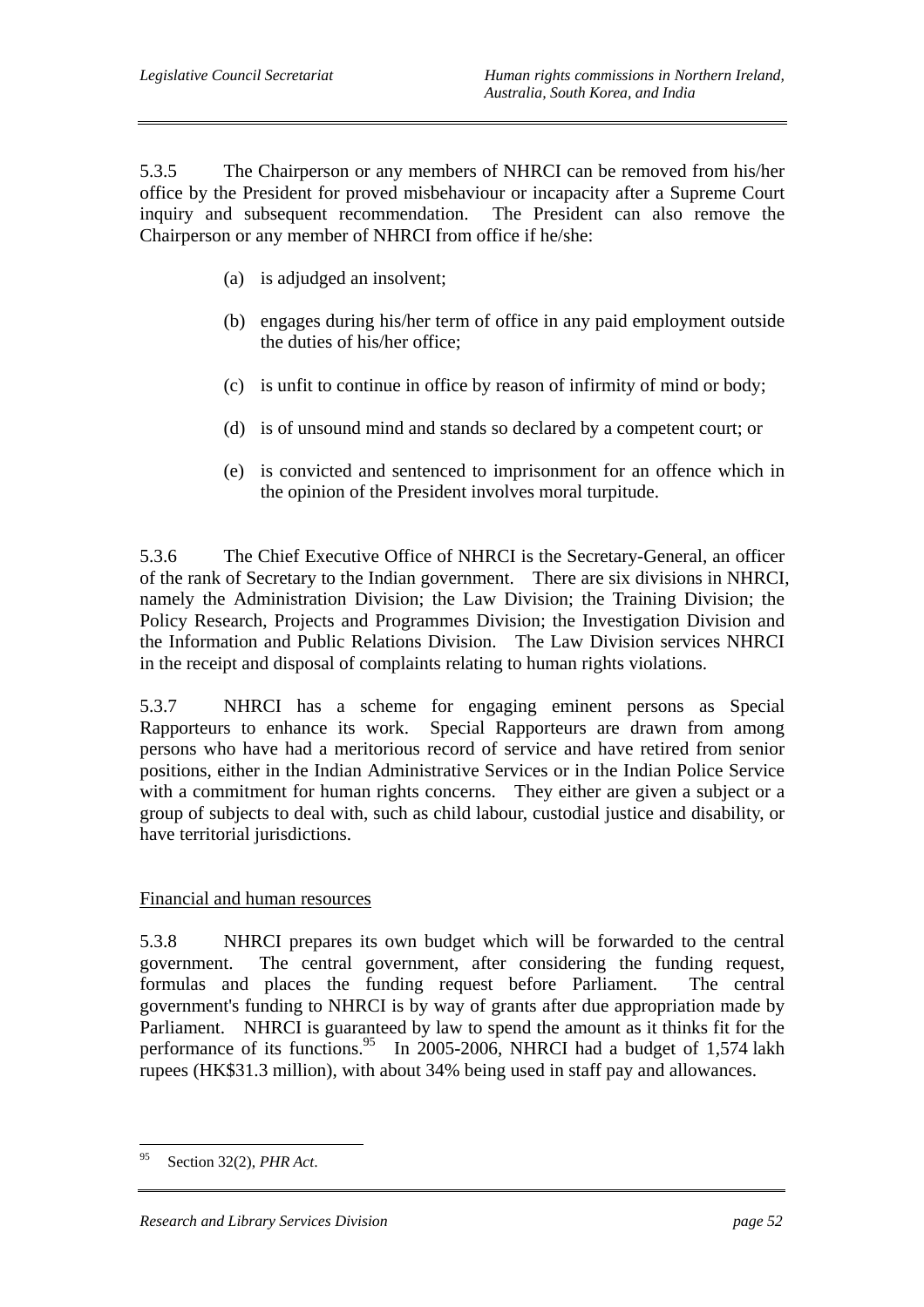5.3.5 The Chairperson or any members of NHRCI can be removed from his/her office by the President for proved misbehaviour or incapacity after a Supreme Court inquiry and subsequent recommendation. The President can also remove the Chairperson or any member of NHRCI from office if he/she:

(a) is adjudged an insolvent;

(b) engages during his/her term of office in any paid employment outside the duties of his/her office;

(c) is unfit to continue in office by reason of infirmity of mind or body;

(d) is of unsound mind and stands so declared by a competent court; or

(e) is convicted and sentenced to imprisonment for an offence which in the opinion of the President involves moral turpitude.

5.3.6 The Chief Executive Office of NHRCI is the Secretary-General, an officer of the rank of Secretary to the Indian government. There are six divisions in NHRCI, namely the Administration Division; the Law Division; the Training Division; the Policy Research, Projects and Programmes Division; the Investigation Division and the Information and Public Relations Division. The Law Division services NHRCI in the receipt and disposal of complaints relating to human rights violations.

5.3.7 NHRCI has a scheme for engaging eminent persons as Special Rapporteurs to enhance its work. Special Rapporteurs are drawn from among persons who have had a meritorious record of service and have retired from senior positions, either in the Indian Administrative Services or in the Indian Police Service with a commitment for human rights concerns. They either are given a subject or a group of subjects to deal with, such as child labour, custodial justice and disability, or have territorial jurisdictions.

Financial and human resources

5.3.8 NHRCI prepares its own budget which will be forwarded to the central government. The central government, after considering the funding request, formulas and places the funding request before Parliament. The central government's funding to NHRCI is by way of grants after due appropriation made by Parliament. NHRCI is guaranteed by law to spend the amount as it thinks fit for the performance of its functions.[95] In 2005-2006, NHRCI had a budget of 1,574 lakh rupees (HK$31.3 million), with about 34% being used in staff pay and allowances.

---

[95] Section 32(2), *PHR Act*.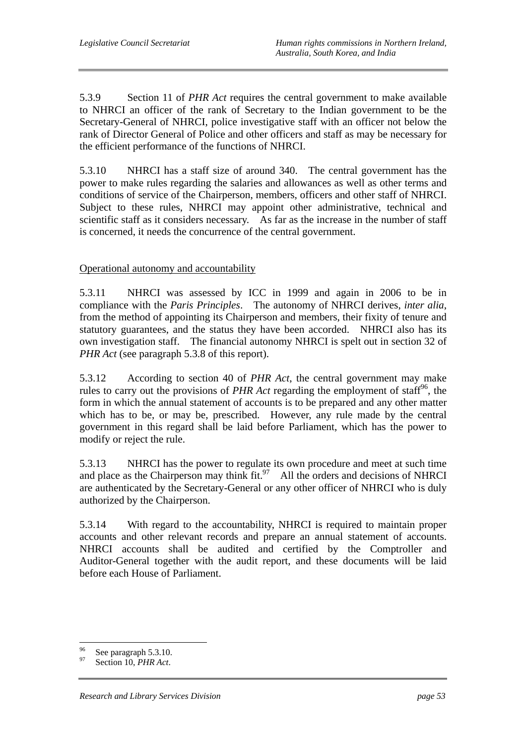5.3.9 Section 11 of *PHR Act* requires the central government to make available to NHRCI an officer of the rank of Secretary to the Indian government to be the Secretary-General of NHRCI, police investigative staff with an officer not below the rank of Director General of Police and other officers and staff as may be necessary for the efficient performance of the functions of NHRCI.

5.3.10 NHRCI has a staff size of around 340. The central government has the power to make rules regarding the salaries and allowances as well as other terms and conditions of service of the Chairperson, members, officers and other staff of NHRCI. Subject to these rules, NHRCI may appoint other administrative, technical and scientific staff as it considers necessary. As far as the increase in the number of staff is concerned, it needs the concurrence of the central government.

<u>Operational autonomy and accountability</u>

5.3.11 NHRCI was assessed by ICC in 1999 and again in 2006 to be in compliance with the *Paris Principles*. The autonomy of NHRCI derives, *inter alia*, from the method of appointing its Chairperson and members, their fixity of tenure and statutory guarantees, and the status they have been accorded. NHRCI also has its own investigation staff. The financial autonomy NHRCI is spelt out in section 32 of *PHR Act* (see paragraph 5.3.8 of this report).

5.3.12 According to section 40 of *PHR Act*, the central government may make rules to carry out the provisions of *PHR Act* regarding the employment of staff[96], the form in which the annual statement of accounts is to be prepared and any other matter which has to be, or may be, prescribed. However, any rule made by the central government in this regard shall be laid before Parliament, which has the power to modify or reject the rule.

5.3.13 NHRCI has the power to regulate its own procedure and meet at such time and place as the Chairperson may think fit.[97] All the orders and decisions of NHRCI are authenticated by the Secretary-General or any other officer of NHRCI who is duly authorized by the Chairperson.

5.3.14 With regard to the accountability, NHRCI is required to maintain proper accounts and other relevant records and prepare an annual statement of accounts. NHRCI accounts shall be audited and certified by the Comptroller and Auditor-General together with the audit report, and these documents will be laid before each House of Parliament.

---

[96] See paragraph 5.3.10.

[97] Section 10, *PHR Act*.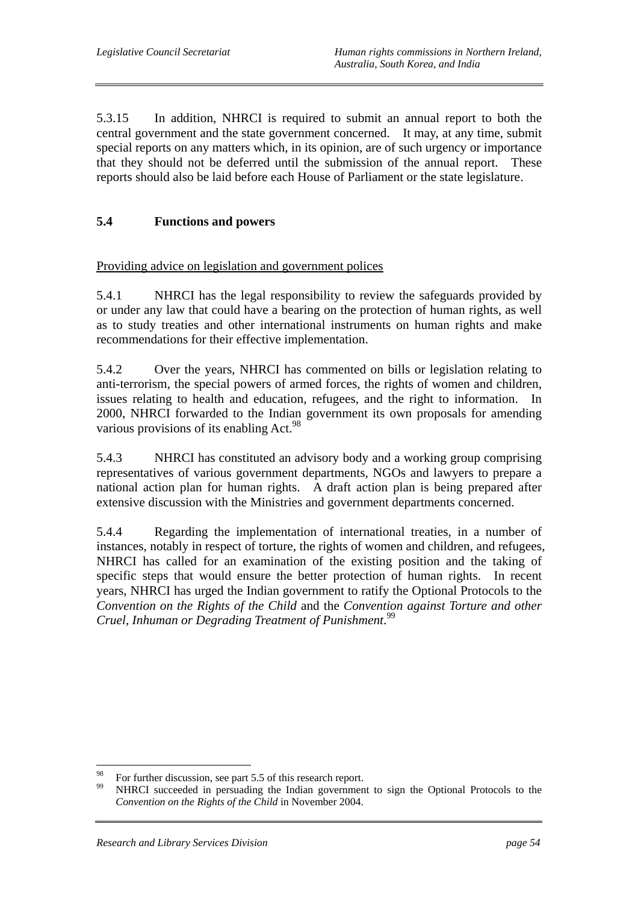5.3.15 In addition, NHRCI is required to submit an annual report to both the central government and the state government concerned. It may, at any time, submit special reports on any matters which, in its opinion, are of such urgency or importance that they should not be deferred until the submission of the annual report. These reports should also be laid before each House of Parliament or the state legislature.

## 5.4 Functions and powers

Providing advice on legislation and government polices

5.4.1 NHRCI has the legal responsibility to review the safeguards provided by or under any law that could have a bearing on the protection of human rights, as well as to study treaties and other international instruments on human rights and make recommendations for their effective implementation.

5.4.2 Over the years, NHRCI has commented on bills or legislation relating to anti-terrorism, the special powers of armed forces, the rights of women and children, issues relating to health and education, refugees, and the right to information. In 2000, NHRCI forwarded to the Indian government its own proposals for amending various provisions of its enabling Act.[98]

5.4.3 NHRCI has constituted an advisory body and a working group comprising representatives of various government departments, NGOs and lawyers to prepare a national action plan for human rights. A draft action plan is being prepared after extensive discussion with the Ministries and government departments concerned.

5.4.4 Regarding the implementation of international treaties, in a number of instances, notably in respect of torture, the rights of women and children, and refugees, NHRCI has called for an examination of the existing position and the taking of specific steps that would ensure the better protection of human rights. In recent years, NHRCI has urged the Indian government to ratify the Optional Protocols to the *Convention on the Rights of the Child* and the *Convention against Torture and other Cruel, Inhuman or Degrading Treatment of Punishment*.[99]

---

[98] For further discussion, see part 5.5 of this research report.

[99] NHRCI succeeded in persuading the Indian government to sign the Optional Protocols to the *Convention on the Rights of the Child* in November 2004.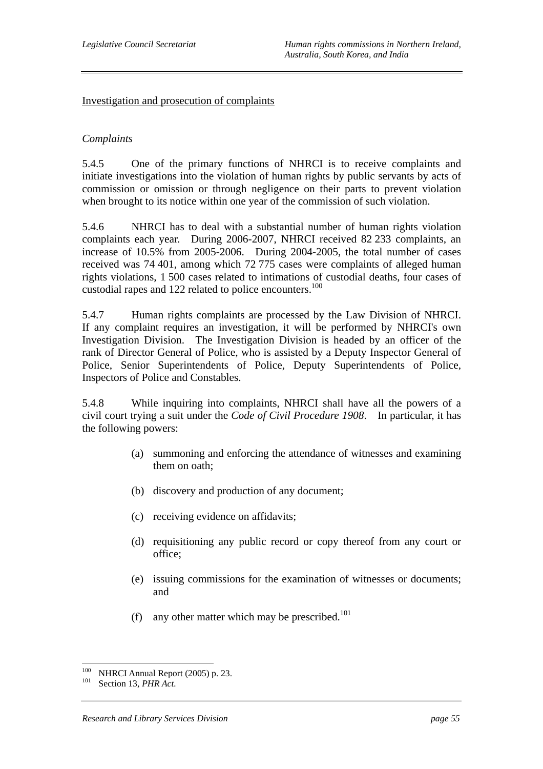Investigation and prosecution of complaints

*Complaints*

5.4.5 One of the primary functions of NHRCI is to receive complaints and initiate investigations into the violation of human rights by public servants by acts of commission or omission or through negligence on their parts to prevent violation when brought to its notice within one year of the commission of such violation.

5.4.6 NHRCI has to deal with a substantial number of human rights violation complaints each year. During 2006-2007, NHRCI received 82 233 complaints, an increase of 10.5% from 2005-2006. During 2004-2005, the total number of cases received was 74 401, among which 72 775 cases were complaints of alleged human rights violations, 1 500 cases related to intimations of custodial deaths, four cases of custodial rapes and 122 related to police encounters.[100]

5.4.7 Human rights complaints are processed by the Law Division of NHRCI. If any complaint requires an investigation, it will be performed by NHRCI's own Investigation Division. The Investigation Division is headed by an officer of the rank of Director General of Police, who is assisted by a Deputy Inspector General of Police, Senior Superintendents of Police, Deputy Superintendents of Police, Inspectors of Police and Constables.

5.4.8 While inquiring into complaints, NHRCI shall have all the powers of a civil court trying a suit under the *Code of Civil Procedure 1908*. In particular, it has the following powers:

(a) summoning and enforcing the attendance of witnesses and examining them on oath;

(b) discovery and production of any document;

(c) receiving evidence on affidavits;

(d) requisitioning any public record or copy thereof from any court or office;

(e) issuing commissions for the examination of witnesses or documents; and

(f) any other matter which may be prescribed.[101]

---

[100] NHRCI Annual Report (2005) p. 23.

[101] Section 13, *PHR Act.*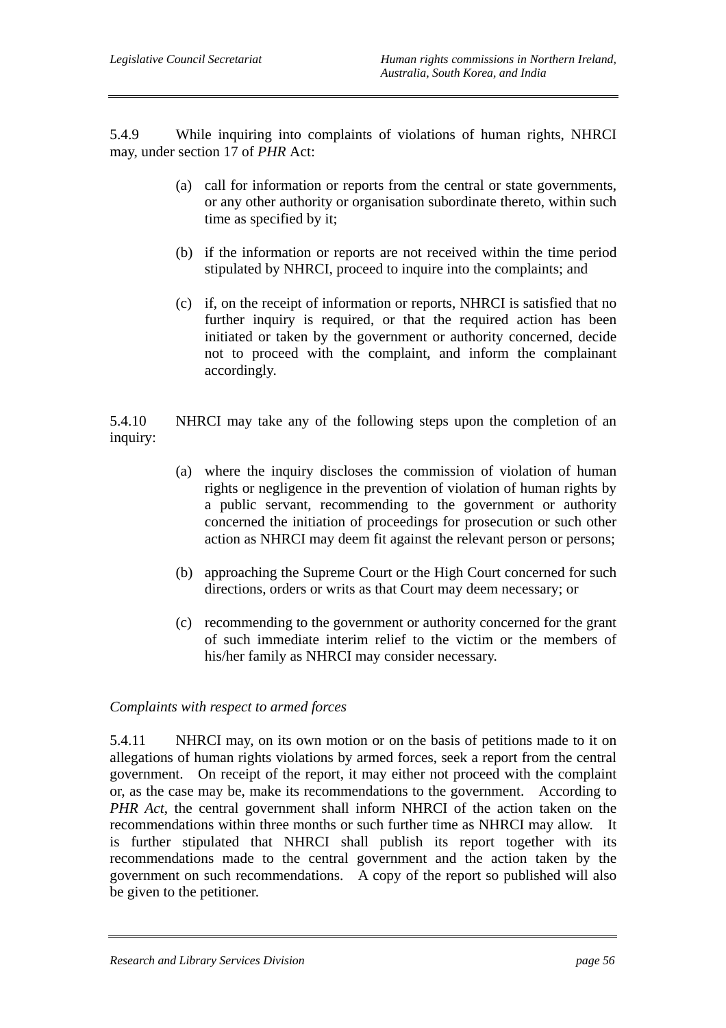5.4.9 While inquiring into complaints of violations of human rights, NHRCI may, under section 17 of *PHR* Act:

(a) call for information or reports from the central or state governments, or any other authority or organisation subordinate thereto, within such time as specified by it;

(b) if the information or reports are not received within the time period stipulated by NHRCI, proceed to inquire into the complaints; and

(c) if, on the receipt of information or reports, NHRCI is satisfied that no further inquiry is required, or that the required action has been initiated or taken by the government or authority concerned, decide not to proceed with the complaint, and inform the complainant accordingly.

5.4.10 NHRCI may take any of the following steps upon the completion of an inquiry:

(a) where the inquiry discloses the commission of violation of human rights or negligence in the prevention of violation of human rights by a public servant, recommending to the government or authority concerned the initiation of proceedings for prosecution or such other action as NHRCI may deem fit against the relevant person or persons;

(b) approaching the Supreme Court or the High Court concerned for such directions, orders or writs as that Court may deem necessary; or

(c) recommending to the government or authority concerned for the grant of such immediate interim relief to the victim or the members of his/her family as NHRCI may consider necessary.

*Complaints with respect to armed forces*

5.4.11 NHRCI may, on its own motion or on the basis of petitions made to it on allegations of human rights violations by armed forces, seek a report from the central government. On receipt of the report, it may either not proceed with the complaint or, as the case may be, make its recommendations to the government. According to *PHR Act*, the central government shall inform NHRCI of the action taken on the recommendations within three months or such further time as NHRCI may allow. It is further stipulated that NHRCI shall publish its report together with its recommendations made to the central government and the action taken by the government on such recommendations. A copy of the report so published will also be given to the petitioner.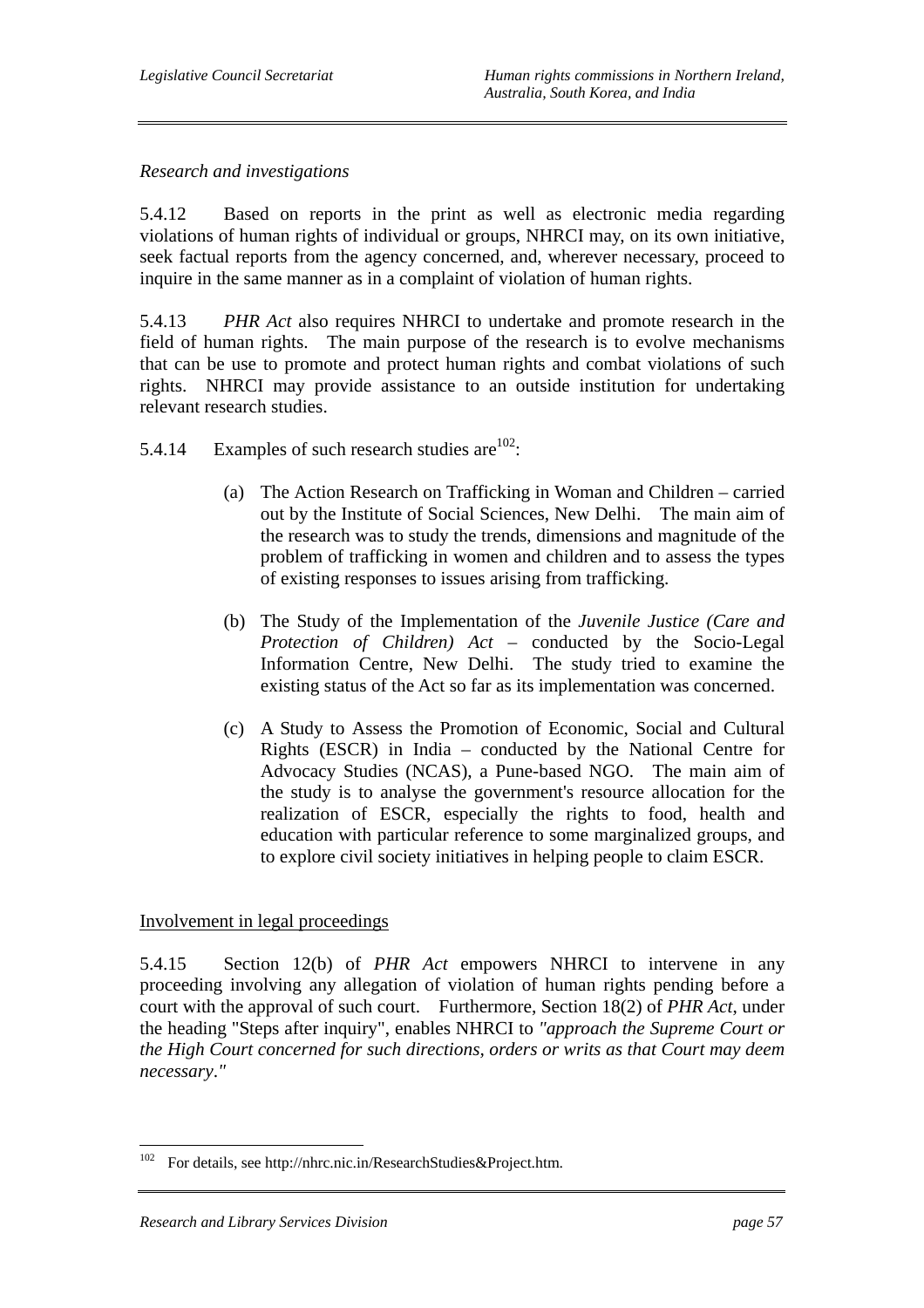*Research and investigations*

5.4.12 Based on reports in the print as well as electronic media regarding violations of human rights of individual or groups, NHRCI may, on its own initiative, seek factual reports from the agency concerned, and, wherever necessary, proceed to inquire in the same manner as in a complaint of violation of human rights.

5.4.13 *PHR Act* also requires NHRCI to undertake and promote research in the field of human rights. The main purpose of the research is to evolve mechanisms that can be use to promote and protect human rights and combat violations of such rights. NHRCI may provide assistance to an outside institution for undertaking relevant research studies.

5.4.14 Examples of such research studies are[102]:

(a) The Action Research on Trafficking in Woman and Children – carried out by the Institute of Social Sciences, New Delhi. The main aim of the research was to study the trends, dimensions and magnitude of the problem of trafficking in women and children and to assess the types of existing responses to issues arising from trafficking.

(b) The Study of the Implementation of the *Juvenile Justice (Care and Protection of Children) Act* – conducted by the Socio-Legal Information Centre, New Delhi. The study tried to examine the existing status of the Act so far as its implementation was concerned.

(c) A Study to Assess the Promotion of Economic, Social and Cultural Rights (ESCR) in India – conducted by the National Centre for Advocacy Studies (NCAS), a Pune-based NGO. The main aim of the study is to analyse the government's resource allocation for the realization of ESCR, especially the rights to food, health and education with particular reference to some marginalized groups, and to explore civil society initiatives in helping people to claim ESCR.

<u>Involvement in legal proceedings</u>

5.4.15 Section 12(b) of *PHR Act* empowers NHRCI to intervene in any proceeding involving any allegation of violation of human rights pending before a court with the approval of such court. Furthermore, Section 18(2) of *PHR Act*, under the heading "Steps after inquiry", enables NHRCI to *"approach the Supreme Court or the High Court concerned for such directions, orders or writs as that Court may deem necessary."*

---

[102] For details, see http://nhrc.nic.in/ResearchStudies&Project.htm.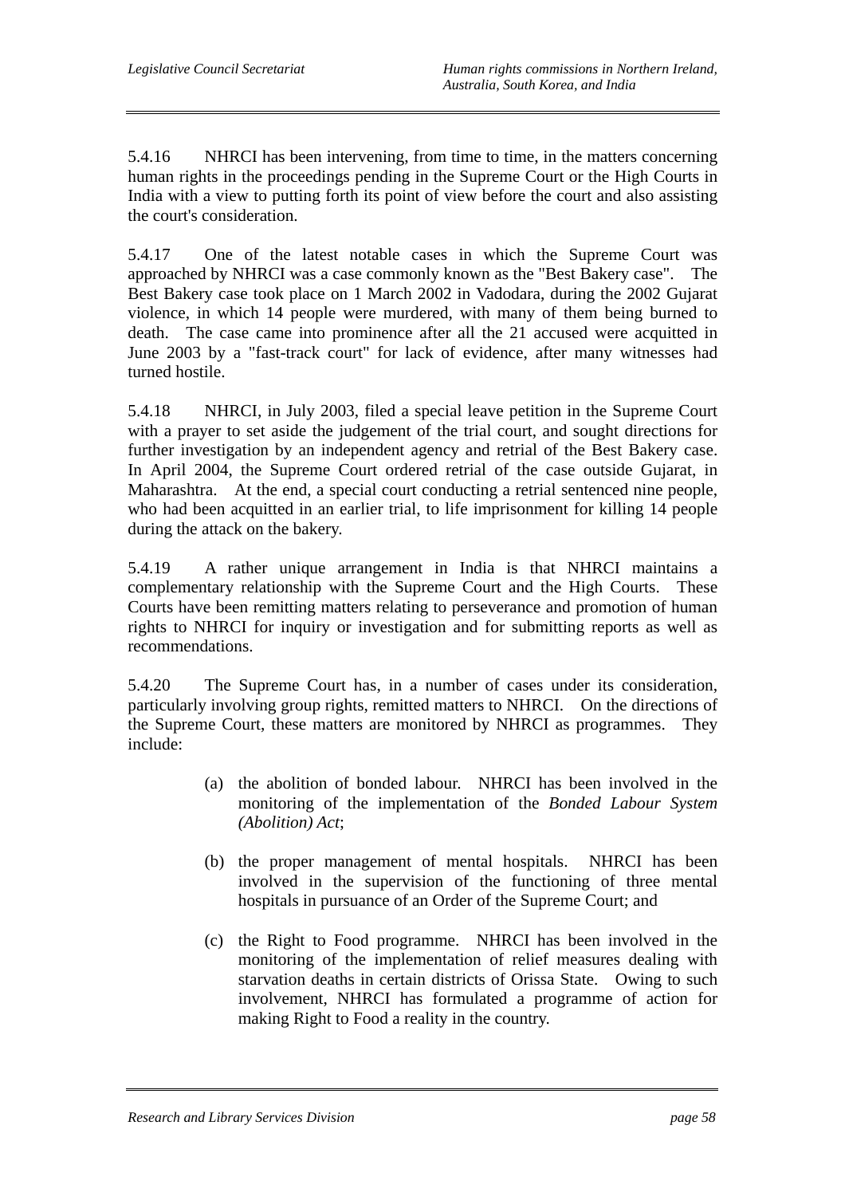5.4.16 NHRCI has been intervening, from time to time, in the matters concerning human rights in the proceedings pending in the Supreme Court or the High Courts in India with a view to putting forth its point of view before the court and also assisting the court's consideration.

5.4.17 One of the latest notable cases in which the Supreme Court was approached by NHRCI was a case commonly known as the "Best Bakery case". The Best Bakery case took place on 1 March 2002 in Vadodara, during the 2002 Gujarat violence, in which 14 people were murdered, with many of them being burned to death. The case came into prominence after all the 21 accused were acquitted in June 2003 by a "fast-track court" for lack of evidence, after many witnesses had turned hostile.

5.4.18 NHRCI, in July 2003, filed a special leave petition in the Supreme Court with a prayer to set aside the judgement of the trial court, and sought directions for further investigation by an independent agency and retrial of the Best Bakery case. In April 2004, the Supreme Court ordered retrial of the case outside Gujarat, in Maharashtra. At the end, a special court conducting a retrial sentenced nine people, who had been acquitted in an earlier trial, to life imprisonment for killing 14 people during the attack on the bakery.

5.4.19 A rather unique arrangement in India is that NHRCI maintains a complementary relationship with the Supreme Court and the High Courts. These Courts have been remitting matters relating to perseverance and promotion of human rights to NHRCI for inquiry or investigation and for submitting reports as well as recommendations.

5.4.20 The Supreme Court has, in a number of cases under its consideration, particularly involving group rights, remitted matters to NHRCI. On the directions of the Supreme Court, these matters are monitored by NHRCI as programmes. They include:

(a) the abolition of bonded labour. NHRCI has been involved in the monitoring of the implementation of the *Bonded Labour System (Abolition) Act*;

(b) the proper management of mental hospitals. NHRCI has been involved in the supervision of the functioning of three mental hospitals in pursuance of an Order of the Supreme Court; and

(c) the Right to Food programme. NHRCI has been involved in the monitoring of the implementation of relief measures dealing with starvation deaths in certain districts of Orissa State. Owing to such involvement, NHRCI has formulated a programme of action for making Right to Food a reality in the country.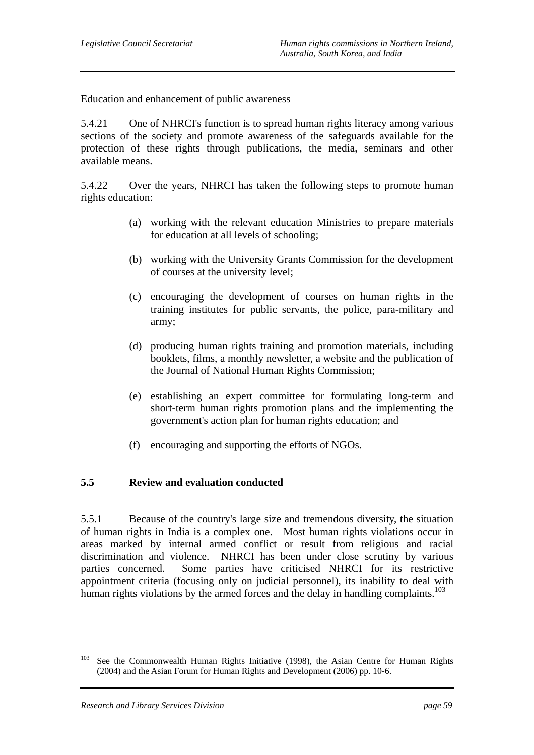Education and enhancement of public awareness

5.4.21 One of NHRCI's function is to spread human rights literacy among various sections of the society and promote awareness of the safeguards available for the protection of these rights through publications, the media, seminars and other available means.

5.4.22 Over the years, NHRCI has taken the following steps to promote human rights education:

(a) working with the relevant education Ministries to prepare materials for education at all levels of schooling;

(b) working with the University Grants Commission for the development of courses at the university level;

(c) encouraging the development of courses on human rights in the training institutes for public servants, the police, para-military and army;

(d) producing human rights training and promotion materials, including booklets, films, a monthly newsletter, a website and the publication of the Journal of National Human Rights Commission;

(e) establishing an expert committee for formulating long-term and short-term human rights promotion plans and the implementing the government's action plan for human rights education; and

(f) encouraging and supporting the efforts of NGOs.

## 5.5 Review and evaluation conducted

5.5.1 Because of the country's large size and tremendous diversity, the situation of human rights in India is a complex one. Most human rights violations occur in areas marked by internal armed conflict or result from religious and racial discrimination and violence. NHRCI has been under close scrutiny by various parties concerned. Some parties have criticised NHRCI for its restrictive appointment criteria (focusing only on judicial personnel), its inability to deal with human rights violations by the armed forces and the delay in handling complaints.[103]

---

[103] See the Commonwealth Human Rights Initiative (1998), the Asian Centre for Human Rights (2004) and the Asian Forum for Human Rights and Development (2006) pp. 10-6.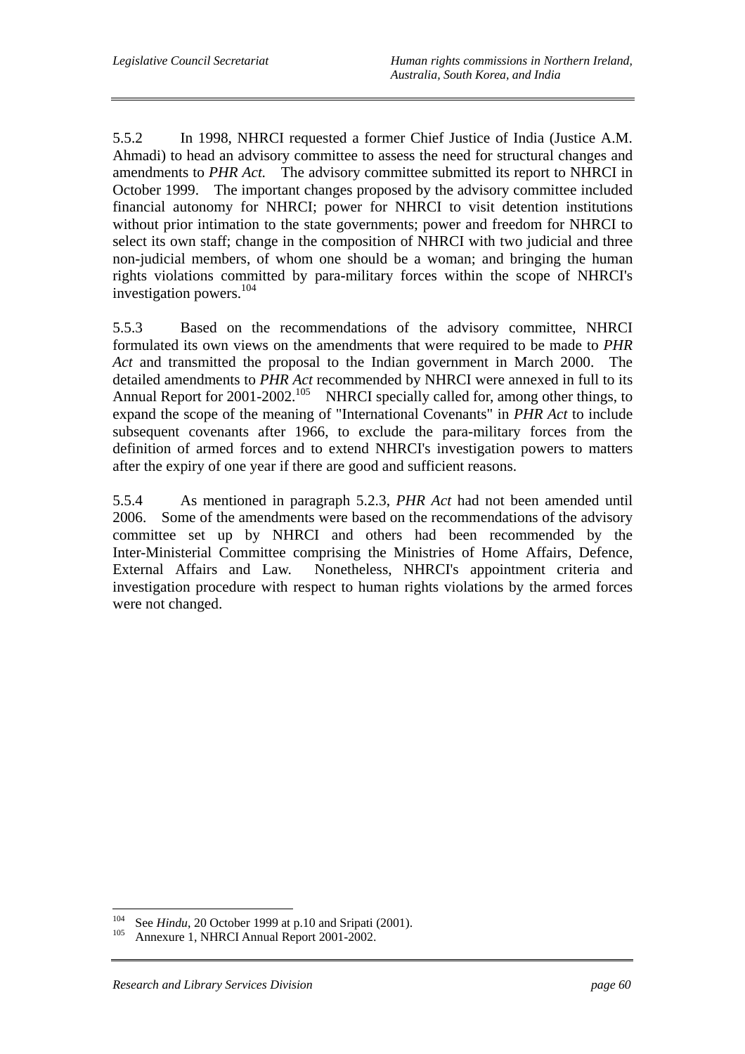5.5.2 In 1998, NHRCI requested a former Chief Justice of India (Justice A.M. Ahmadi) to head an advisory committee to assess the need for structural changes and amendments to *PHR Act*. The advisory committee submitted its report to NHRCI in October 1999. The important changes proposed by the advisory committee included financial autonomy for NHRCI; power for NHRCI to visit detention institutions without prior intimation to the state governments; power and freedom for NHRCI to select its own staff; change in the composition of NHRCI with two judicial and three non-judicial members, of whom one should be a woman; and bringing the human rights violations committed by para-military forces within the scope of NHRCI's investigation powers.[104]

5.5.3 Based on the recommendations of the advisory committee, NHRCI formulated its own views on the amendments that were required to be made to *PHR Act* and transmitted the proposal to the Indian government in March 2000. The detailed amendments to *PHR Act* recommended by NHRCI were annexed in full to its Annual Report for 2001-2002.[105] NHRCI specially called for, among other things, to expand the scope of the meaning of "International Covenants" in *PHR Act* to include subsequent covenants after 1966, to exclude the para-military forces from the definition of armed forces and to extend NHRCI's investigation powers to matters after the expiry of one year if there are good and sufficient reasons.

5.5.4 As mentioned in paragraph 5.2.3, *PHR Act* had not been amended until 2006. Some of the amendments were based on the recommendations of the advisory committee set up by NHRCI and others had been recommended by the Inter-Ministerial Committee comprising the Ministries of Home Affairs, Defence, External Affairs and Law. Nonetheless, NHRCI's appointment criteria and investigation procedure with respect to human rights violations by the armed forces were not changed.

---

[104] See *Hindu*, 20 October 1999 at p.10 and Sripati (2001).

[105] Annexure 1, NHRCI Annual Report 2001-2002.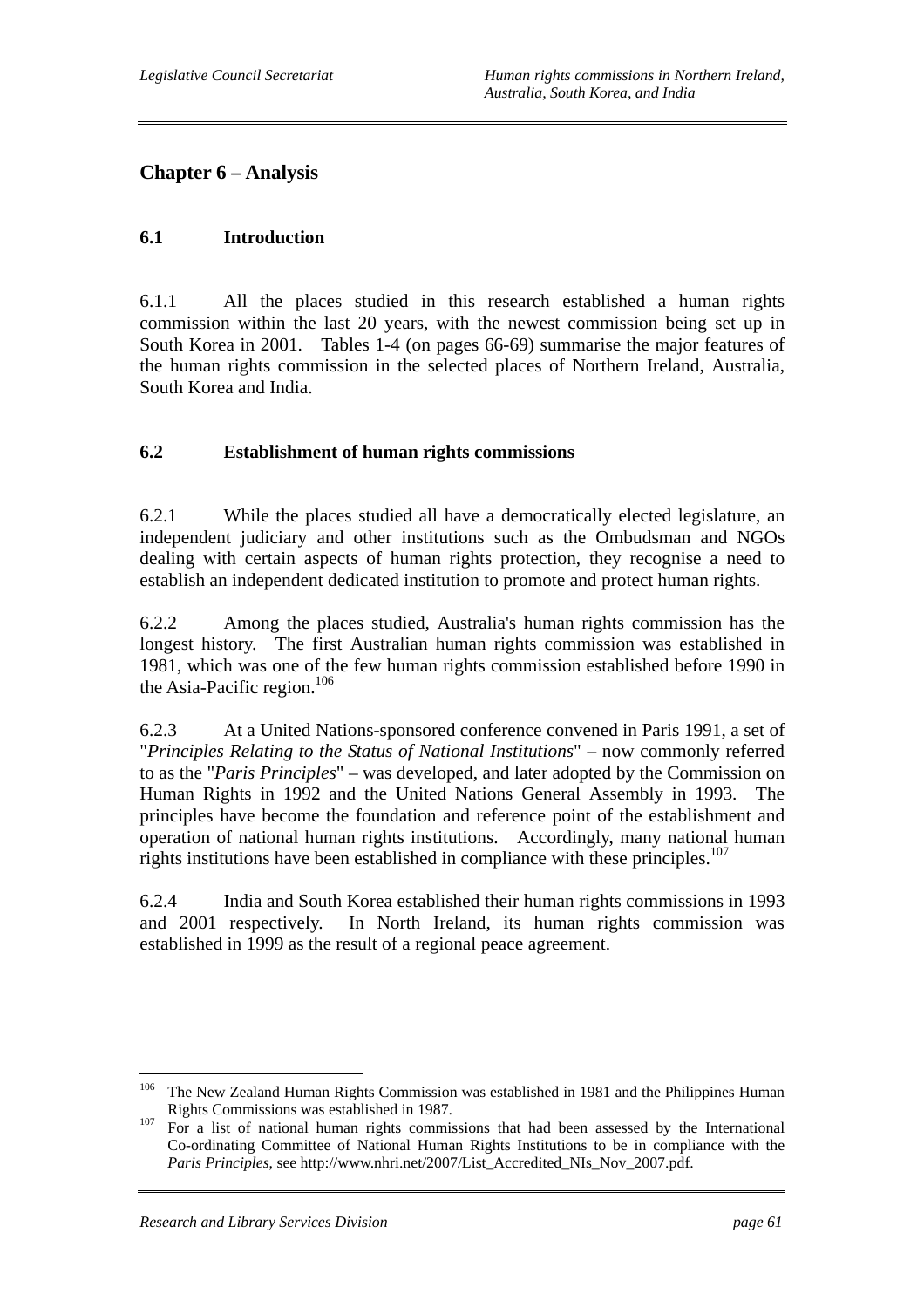# Chapter 6 – Analysis

## 6.1 Introduction

6.1.1 All the places studied in this research established a human rights commission within the last 20 years, with the newest commission being set up in South Korea in 2001. Tables 1-4 (on pages 66-69) summarise the major features of the human rights commission in the selected places of Northern Ireland, Australia, South Korea and India.

## 6.2 Establishment of human rights commissions

6.2.1 While the places studied all have a democratically elected legislature, an independent judiciary and other institutions such as the Ombudsman and NGOs dealing with certain aspects of human rights protection, they recognise a need to establish an independent dedicated institution to promote and protect human rights.

6.2.2 Among the places studied, Australia's human rights commission has the longest history. The first Australian human rights commission was established in 1981, which was one of the few human rights commission established before 1990 in the Asia-Pacific region.[106]

6.2.3 At a United Nations-sponsored conference convened in Paris 1991, a set of "*Principles Relating to the Status of National Institutions*" – now commonly referred to as the "*Paris Principles*" – was developed, and later adopted by the Commission on Human Rights in 1992 and the United Nations General Assembly in 1993. The principles have become the foundation and reference point of the establishment and operation of national human rights institutions. Accordingly, many national human rights institutions have been established in compliance with these principles.[107]

6.2.4 India and South Korea established their human rights commissions in 1993 and 2001 respectively. In North Ireland, its human rights commission was established in 1999 as the result of a regional peace agreement.

---

[106] The New Zealand Human Rights Commission was established in 1981 and the Philippines Human Rights Commissions was established in 1987.

[107] For a list of national human rights commissions that had been assessed by the International Co-ordinating Committee of National Human Rights Institutions to be in compliance with the *Paris Principles*, see http://www.nhri.net/2007/List_Accredited_NIs_Nov_2007.pdf.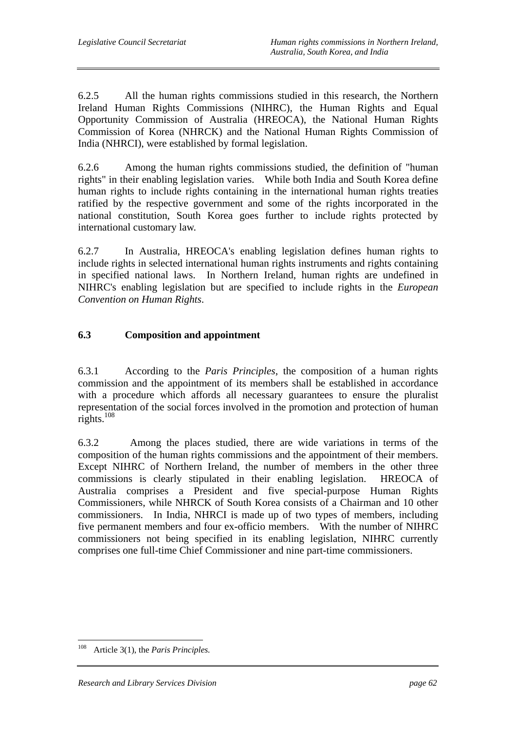6.2.5 All the human rights commissions studied in this research, the Northern Ireland Human Rights Commissions (NIHRC), the Human Rights and Equal Opportunity Commission of Australia (HREOCA), the National Human Rights Commission of Korea (NHRCK) and the National Human Rights Commission of India (NHRCI), were established by formal legislation.

6.2.6 Among the human rights commissions studied, the definition of "human rights" in their enabling legislation varies. While both India and South Korea define human rights to include rights containing in the international human rights treaties ratified by the respective government and some of the rights incorporated in the national constitution, South Korea goes further to include rights protected by international customary law.

6.2.7 In Australia, HREOCA's enabling legislation defines human rights to include rights in selected international human rights instruments and rights containing in specified national laws. In Northern Ireland, human rights are undefined in NIHRC's enabling legislation but are specified to include rights in the *European Convention on Human Rights*.

## 6.3 Composition and appointment

6.3.1 According to the *Paris Principles*, the composition of a human rights commission and the appointment of its members shall be established in accordance with a procedure which affords all necessary guarantees to ensure the pluralist representation of the social forces involved in the promotion and protection of human rights.[108]

6.3.2 Among the places studied, there are wide variations in terms of the composition of the human rights commissions and the appointment of their members. Except NIHRC of Northern Ireland, the number of members in the other three commissions is clearly stipulated in their enabling legislation. HREOCA of Australia comprises a President and five special-purpose Human Rights Commissioners, while NHRCK of South Korea consists of a Chairman and 10 other commissioners. In India, NHRCI is made up of two types of members, including five permanent members and four ex-officio members. With the number of NIHRC commissioners not being specified in its enabling legislation, NIHRC currently comprises one full-time Chief Commissioner and nine part-time commissioners.

---

[108] Article 3(1), the *Paris Principles.*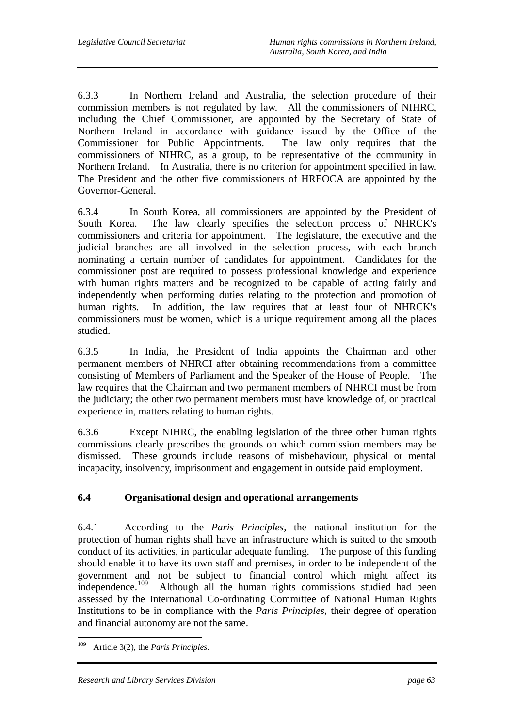6.3.3 In Northern Ireland and Australia, the selection procedure of their commission members is not regulated by law. All the commissioners of NIHRC, including the Chief Commissioner, are appointed by the Secretary of State of Northern Ireland in accordance with guidance issued by the Office of the Commissioner for Public Appointments. The law only requires that the commissioners of NIHRC, as a group, to be representative of the community in Northern Ireland. In Australia, there is no criterion for appointment specified in law. The President and the other five commissioners of HREOCA are appointed by the Governor-General.

6.3.4 In South Korea, all commissioners are appointed by the President of South Korea. The law clearly specifies the selection process of NHRCK's commissioners and criteria for appointment. The legislature, the executive and the judicial branches are all involved in the selection process, with each branch nominating a certain number of candidates for appointment. Candidates for the commissioner post are required to possess professional knowledge and experience with human rights matters and be recognized to be capable of acting fairly and independently when performing duties relating to the protection and promotion of human rights. In addition, the law requires that at least four of NHRCK's commissioners must be women, which is a unique requirement among all the places studied.

6.3.5 In India, the President of India appoints the Chairman and other permanent members of NHRCI after obtaining recommendations from a committee consisting of Members of Parliament and the Speaker of the House of People. The law requires that the Chairman and two permanent members of NHRCI must be from the judiciary; the other two permanent members must have knowledge of, or practical experience in, matters relating to human rights.

6.3.6 Except NIHRC, the enabling legislation of the three other human rights commissions clearly prescribes the grounds on which commission members may be dismissed. These grounds include reasons of misbehaviour, physical or mental incapacity, insolvency, imprisonment and engagement in outside paid employment.

## 6.4 Organisational design and operational arrangements

6.4.1 According to the *Paris Principles*, the national institution for the protection of human rights shall have an infrastructure which is suited to the smooth conduct of its activities, in particular adequate funding. The purpose of this funding should enable it to have its own staff and premises, in order to be independent of the government and not be subject to financial control which might affect its independence.[109] Although all the human rights commissions studied had been assessed by the International Co-ordinating Committee of National Human Rights Institutions to be in compliance with the *Paris Principles*, their degree of operation and financial autonomy are not the same.

---

[109] Article 3(2), the *Paris Principles.*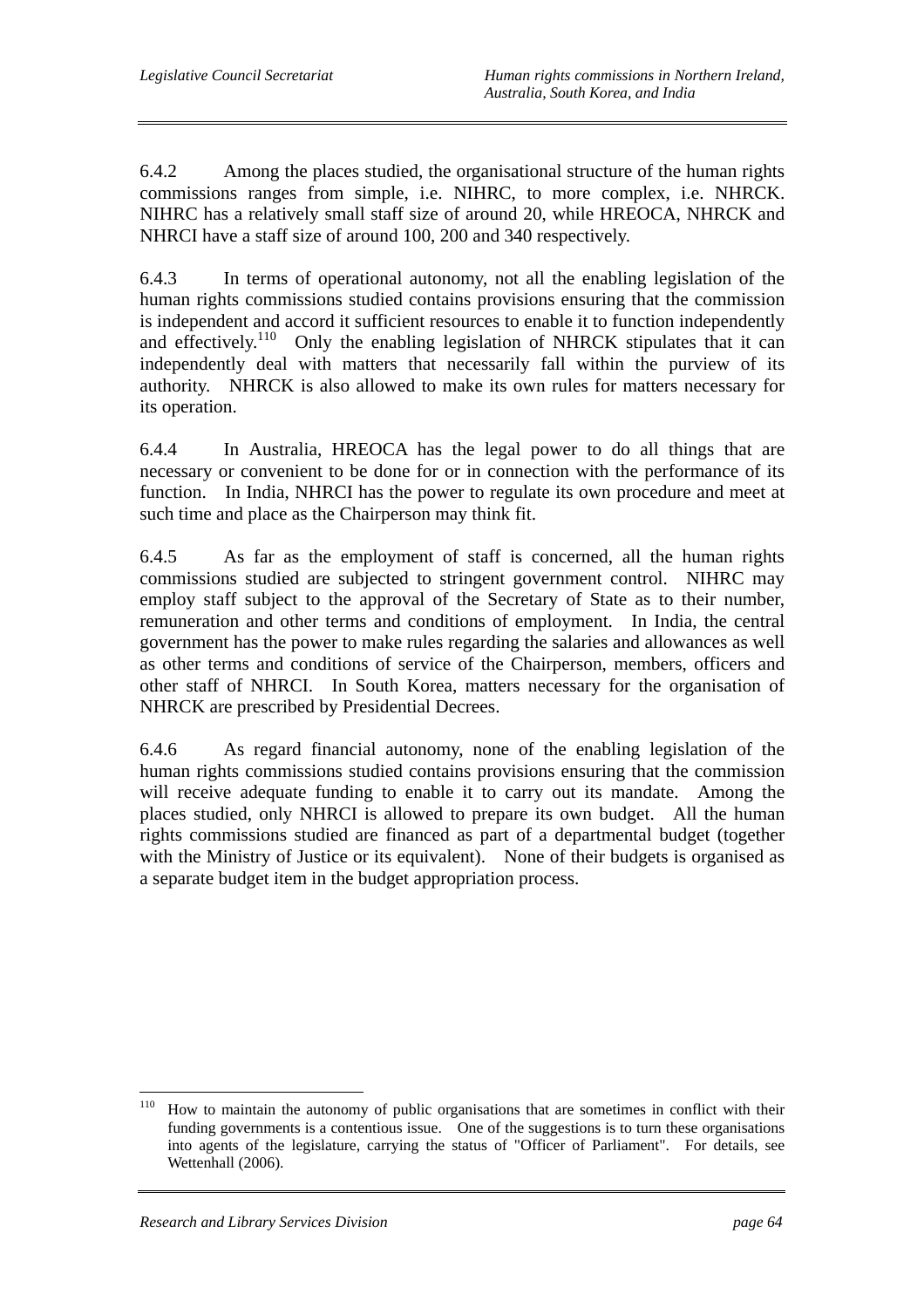6.4.2 Among the places studied, the organisational structure of the human rights commissions ranges from simple, i.e. NIHRC, to more complex, i.e. NHRCK. NIHRC has a relatively small staff size of around 20, while HREOCA, NHRCK and NHRCI have a staff size of around 100, 200 and 340 respectively.

6.4.3 In terms of operational autonomy, not all the enabling legislation of the human rights commissions studied contains provisions ensuring that the commission is independent and accord it sufficient resources to enable it to function independently and effectively.[110] Only the enabling legislation of NHRCK stipulates that it can independently deal with matters that necessarily fall within the purview of its authority. NHRCK is also allowed to make its own rules for matters necessary for its operation.

6.4.4 In Australia, HREOCA has the legal power to do all things that are necessary or convenient to be done for or in connection with the performance of its function. In India, NHRCI has the power to regulate its own procedure and meet at such time and place as the Chairperson may think fit.

6.4.5 As far as the employment of staff is concerned, all the human rights commissions studied are subjected to stringent government control. NIHRC may employ staff subject to the approval of the Secretary of State as to their number, remuneration and other terms and conditions of employment. In India, the central government has the power to make rules regarding the salaries and allowances as well as other terms and conditions of service of the Chairperson, members, officers and other staff of NHRCI. In South Korea, matters necessary for the organisation of NHRCK are prescribed by Presidential Decrees.

6.4.6 As regard financial autonomy, none of the enabling legislation of the human rights commissions studied contains provisions ensuring that the commission will receive adequate funding to enable it to carry out its mandate. Among the places studied, only NHRCI is allowed to prepare its own budget. All the human rights commissions studied are financed as part of a departmental budget (together with the Ministry of Justice or its equivalent). None of their budgets is organised as a separate budget item in the budget appropriation process.

[110] How to maintain the autonomy of public organisations that are sometimes in conflict with their funding governments is a contentious issue. One of the suggestions is to turn these organisations into agents of the legislature, carrying the status of "Officer of Parliament". For details, see Wettenhall (2006).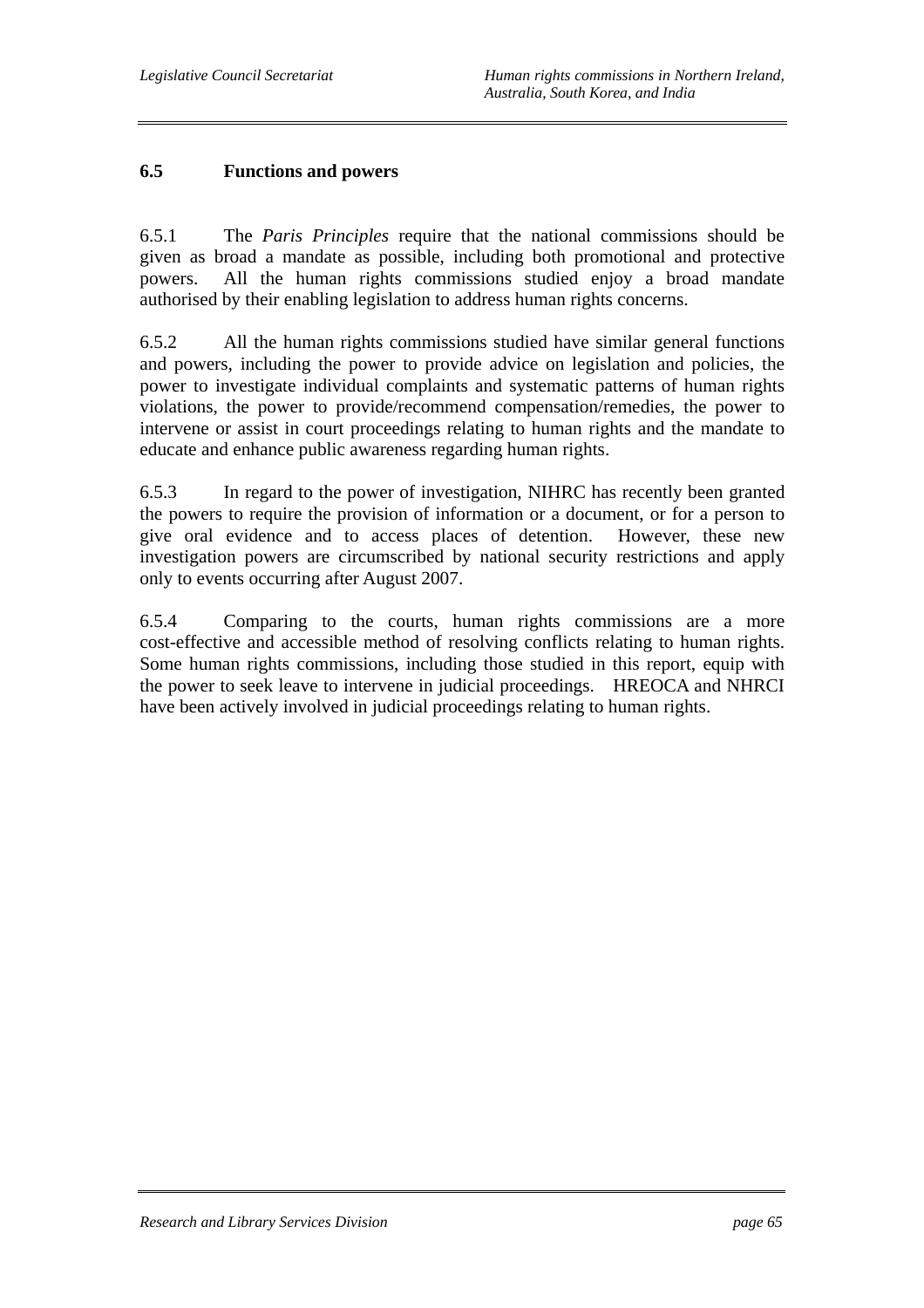### 6.5 Functions and powers

6.5.1 The *Paris Principles* require that the national commissions should be given as broad a mandate as possible, including both promotional and protective powers. All the human rights commissions studied enjoy a broad mandate authorised by their enabling legislation to address human rights concerns.

6.5.2 All the human rights commissions studied have similar general functions and powers, including the power to provide advice on legislation and policies, the power to investigate individual complaints and systematic patterns of human rights violations, the power to provide/recommend compensation/remedies, the power to intervene or assist in court proceedings relating to human rights and the mandate to educate and enhance public awareness regarding human rights.

6.5.3 In regard to the power of investigation, NIHRC has recently been granted the powers to require the provision of information or a document, or for a person to give oral evidence and to access places of detention. However, these new investigation powers are circumscribed by national security restrictions and apply only to events occurring after August 2007.

6.5.4 Comparing to the courts, human rights commissions are a more cost-effective and accessible method of resolving conflicts relating to human rights. Some human rights commissions, including those studied in this report, equip with the power to seek leave to intervene in judicial proceedings. HREOCA and NHRCI have been actively involved in judicial proceedings relating to human rights.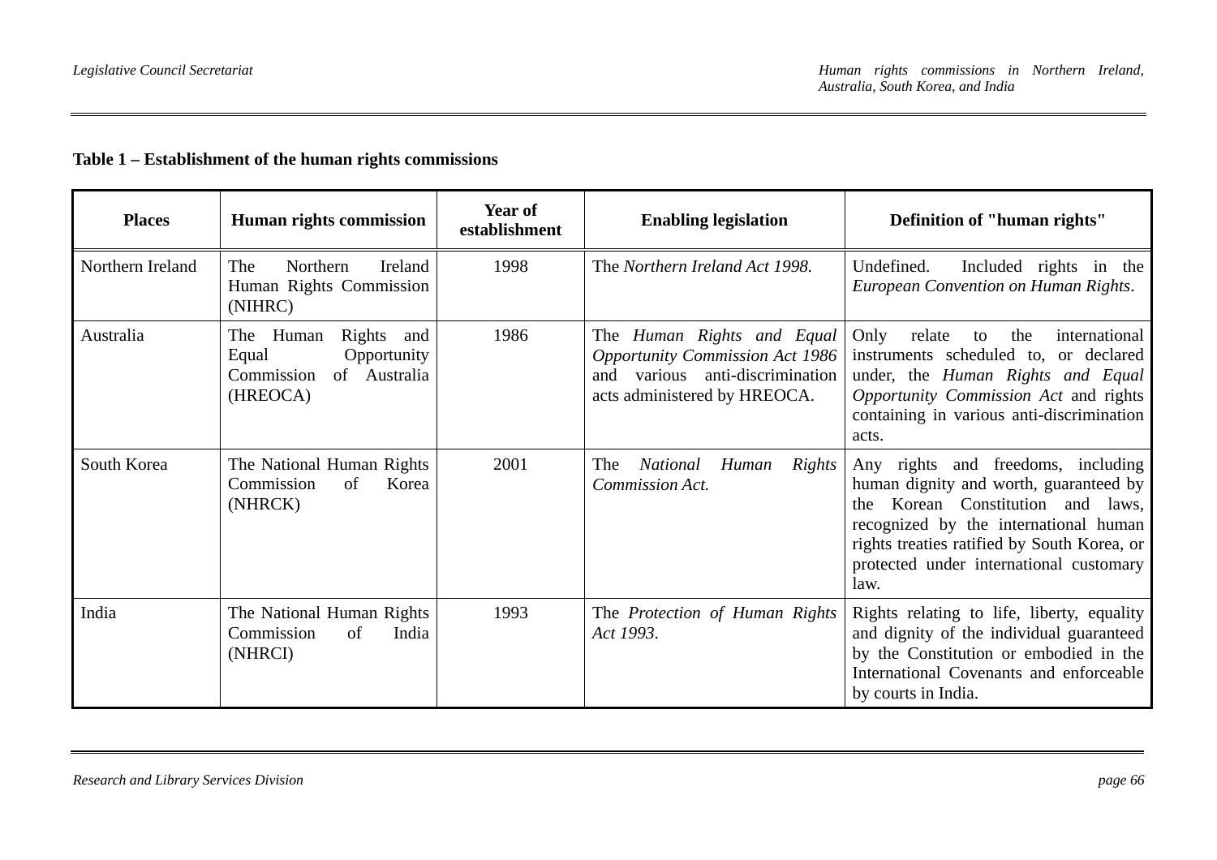**Table 1 – Establishment of the human rights commissions**

| Places | Human rights commission | Year of establishment | Enabling legislation | Definition of "human rights" |
|---|---|---|---|---|
| Northern Ireland | The Northern Ireland Human Rights Commission (NIHRC) | 1998 | The *Northern Ireland Act 1998.* | Undefined. Included rights in the *European Convention on Human Rights*. |
| Australia | The Human Rights and Equal Opportunity Commission of Australia (HREOCA) | 1986 | The *Human Rights and Equal Opportunity Commission Act 1986* and various anti-discrimination acts administered by HREOCA. | Only relate to the international instruments scheduled to, or declared under, the *Human Rights and Equal Opportunity Commission Act* and rights containing in various anti-discrimination acts. |
| South Korea | The National Human Rights Commission of Korea (NHRCK) | 2001 | The *National Human Rights Commission Act.* | Any rights and freedoms, including human dignity and worth, guaranteed by the Korean Constitution and laws, recognized by the international human rights treaties ratified by South Korea, or protected under international customary law. |
| India | The National Human Rights Commission of India (NHRCI) | 1993 | The *Protection of Human Rights Act 1993*. | Rights relating to life, liberty, equality and dignity of the individual guaranteed by the Constitution or embodied in the International Covenants and enforceable by courts in India. |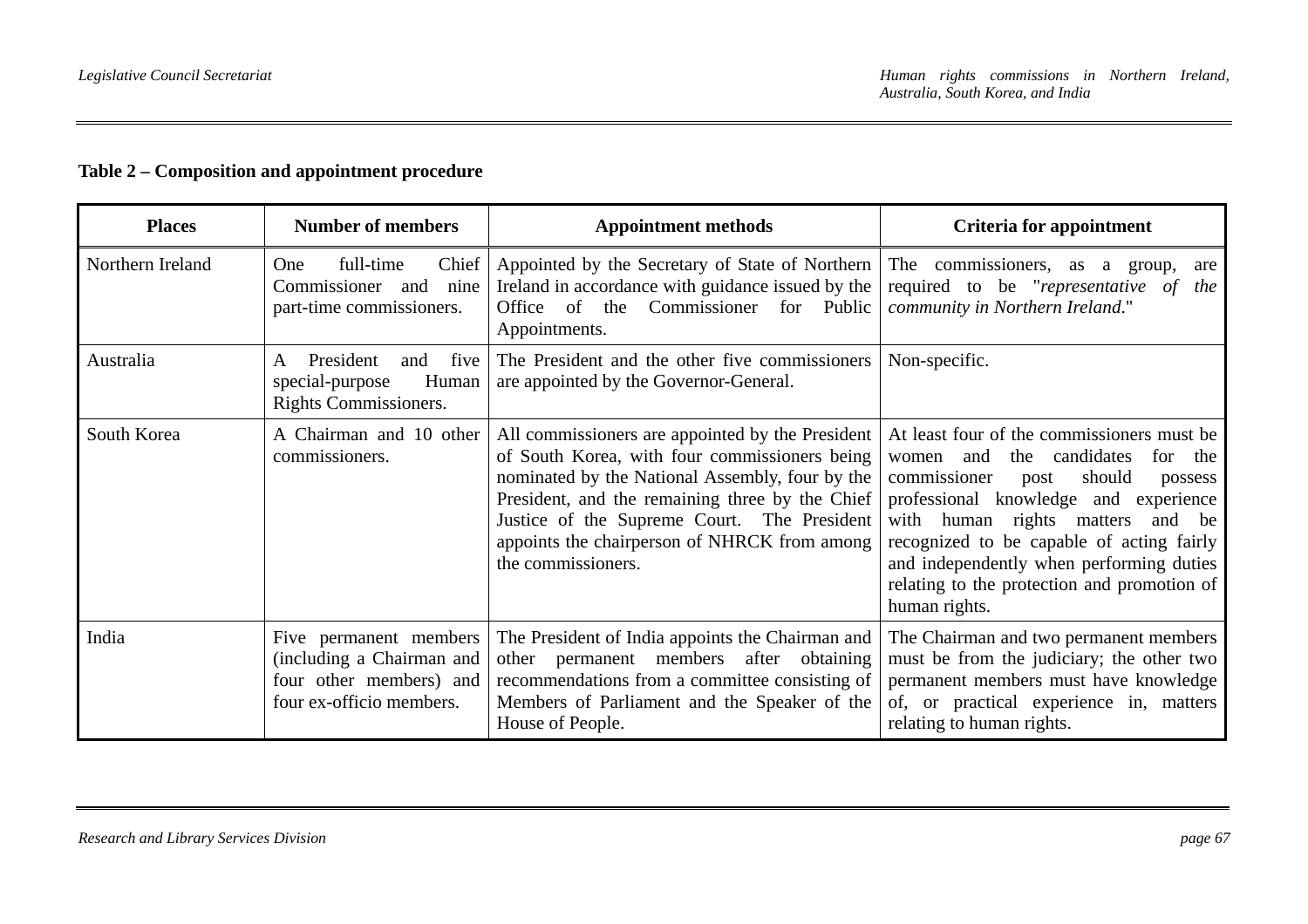**Table 2 – Composition and appointment procedure**

| Places | Number of members | Appointment methods | Criteria for appointment |
|---|---|---|---|
| Northern Ireland | One full-time Chief Commissioner and nine part-time commissioners. | Appointed by the Secretary of State of Northern Ireland in accordance with guidance issued by the Office of the Commissioner for Public Appointments. | The commissioners, as a group, are required to be "*representative of the community in Northern Ireland*." |
| Australia | A President and five special-purpose Human Rights Commissioners. | The President and the other five commissioners are appointed by the Governor-General. | Non-specific. |
| South Korea | A Chairman and 10 other commissioners. | All commissioners are appointed by the President of South Korea, with four commissioners being nominated by the National Assembly, four by the President, and the remaining three by the Chief Justice of the Supreme Court. The President appoints the chairperson of NHRCK from among the commissioners. | At least four of the commissioners must be women and the candidates for the commissioner post should possess professional knowledge and experience with human rights matters and be recognized to be capable of acting fairly and independently when performing duties relating to the protection and promotion of human rights. |
| India | Five permanent members (including a Chairman and four other members) and four ex-officio members. | The President of India appoints the Chairman and other permanent members after obtaining recommendations from a committee consisting of Members of Parliament and the Speaker of the House of People. | The Chairman and two permanent members must be from the judiciary; the other two permanent members must have knowledge of, or practical experience in, matters relating to human rights. |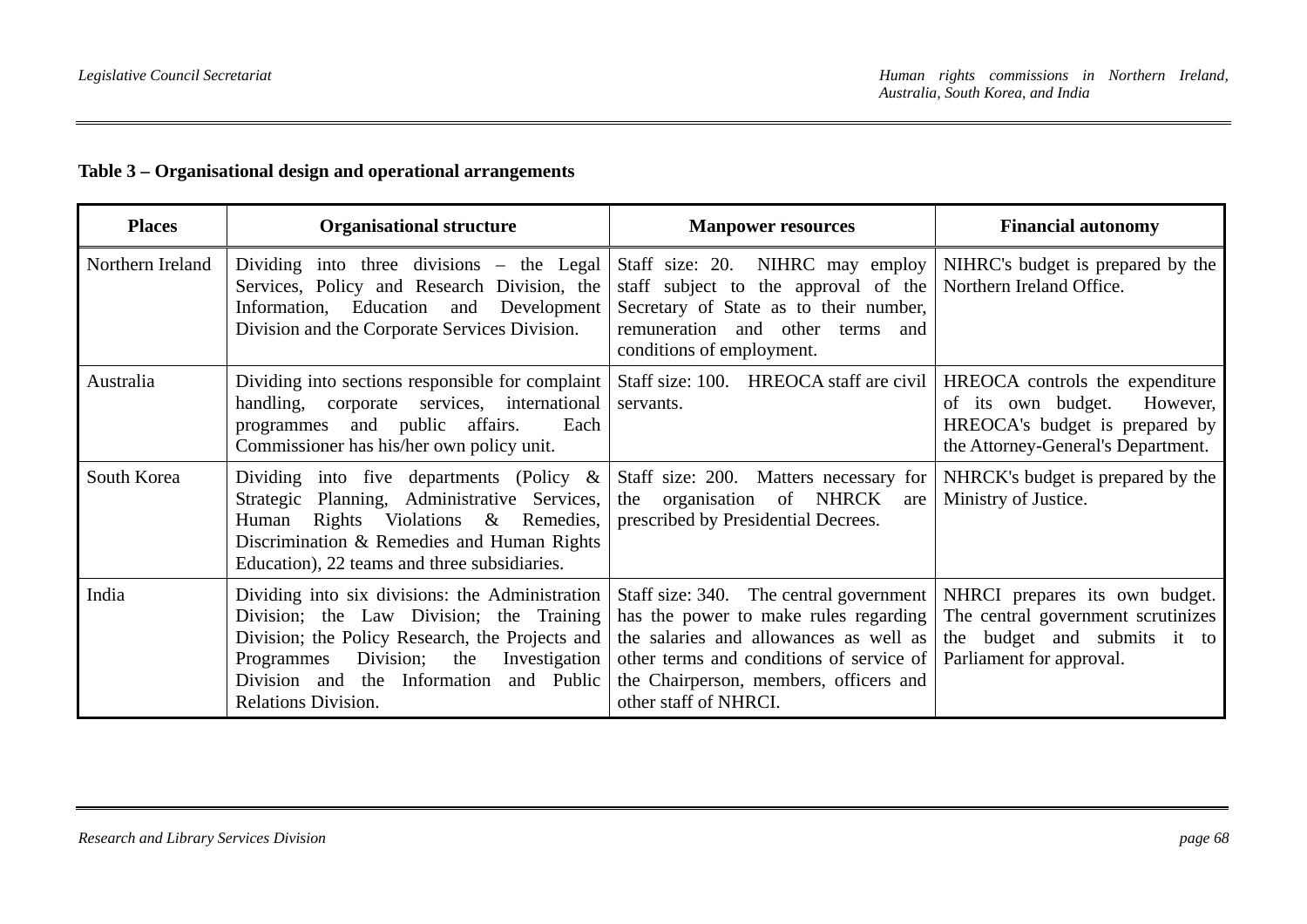**Table 3 – Organisational design and operational arrangements**

| Places | Organisational structure | Manpower resources | Financial autonomy |
|---|---|---|---|
| Northern Ireland | Dividing into three divisions – the Legal Services, Policy and Research Division, the Information, Education and Development Division and the Corporate Services Division. | Staff size: 20. NIHRC may employ staff subject to the approval of the Secretary of State as to their number, remuneration and other terms and conditions of employment. | NIHRC's budget is prepared by the Northern Ireland Office. |
| Australia | Dividing into sections responsible for complaint handling, corporate services, international programmes and public affairs. Each Commissioner has his/her own policy unit. | Staff size: 100. HREOCA staff are civil servants. | HREOCA controls the expenditure of its own budget. However, HREOCA's budget is prepared by the Attorney-General's Department. |
| South Korea | Dividing into five departments (Policy & Strategic Planning, Administrative Services, Human Rights Violations & Remedies, Discrimination & Remedies and Human Rights Education), 22 teams and three subsidiaries. | Staff size: 200. Matters necessary for the organisation of NHRCK are prescribed by Presidential Decrees. | NHRCK's budget is prepared by the Ministry of Justice. |
| India | Dividing into six divisions: the Administration Division; the Law Division; the Training Division; the Policy Research, the Projects and Programmes Division; the Investigation Division and the Information and Public Relations Division. | Staff size: 340. The central government has the power to make rules regarding the salaries and allowances as well as other terms and conditions of service of the Chairperson, members, officers and other staff of NHRCI. | NHRCI prepares its own budget. The central government scrutinizes the budget and submits it to Parliament for approval. |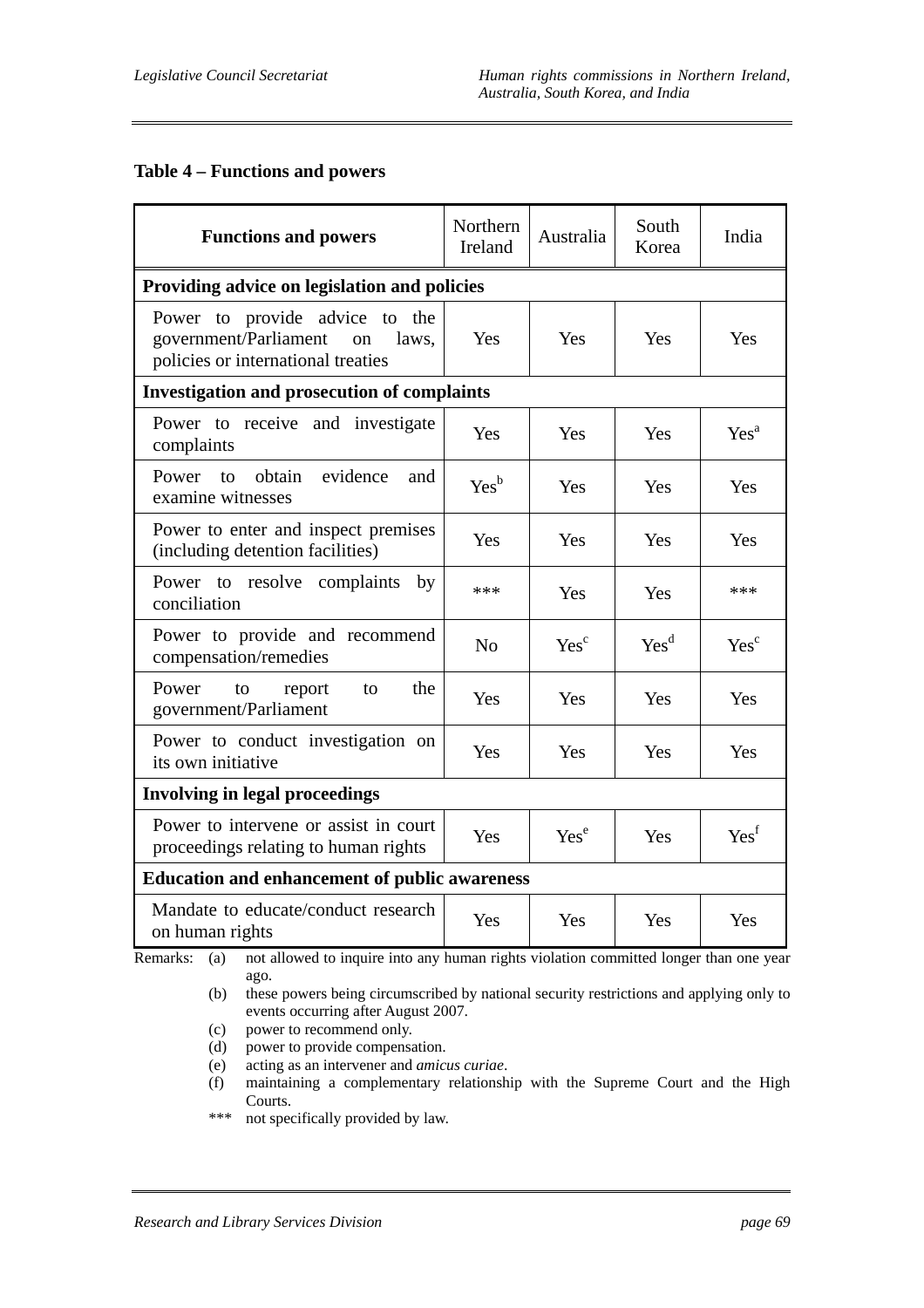**Table 4 – Functions and powers**

| Functions and powers | Northern Ireland | Australia | South Korea | India |
|---|---|---|---|---|
| **Providing advice on legislation and policies** | | | | |
| Power to provide advice to the government/Parliament on laws, policies or international treaties | Yes | Yes | Yes | Yes |
| **Investigation and prosecution of complaints** | | | | |
| Power to receive and investigate complaints | Yes | Yes | Yes | Yes[a] |
| Power to obtain evidence and examine witnesses | Yes[b] | Yes | Yes | Yes |
| Power to enter and inspect premises (including detention facilities) | Yes | Yes | Yes | Yes |
| Power to resolve complaints by conciliation | *** | Yes | Yes | *** |
| Power to provide and recommend compensation/remedies | No | Yes[c] | Yes[d] | Yes[c] |
| Power to report to the government/Parliament | Yes | Yes | Yes | Yes |
| Power to conduct investigation on its own initiative | Yes | Yes | Yes | Yes |
| **Involving in legal proceedings** | | | | |
| Power to intervene or assist in court proceedings relating to human rights | Yes | Yes[e] | Yes | Yes[f] |
| **Education and enhancement of public awareness** | | | | |
| Mandate to educate/conduct research on human rights | Yes | Yes | Yes | Yes |

Remarks:
- (a) not allowed to inquire into any human rights violation committed longer than one year ago.
- (b) these powers being circumscribed by national security restrictions and applying only to events occurring after August 2007.
- (c) power to recommend only.
- (d) power to provide compensation.
- (e) acting as an intervener and *amicus curiae*.
- (f) maintaining a complementary relationship with the Supreme Court and the High Courts.
- *** not specifically provided by law.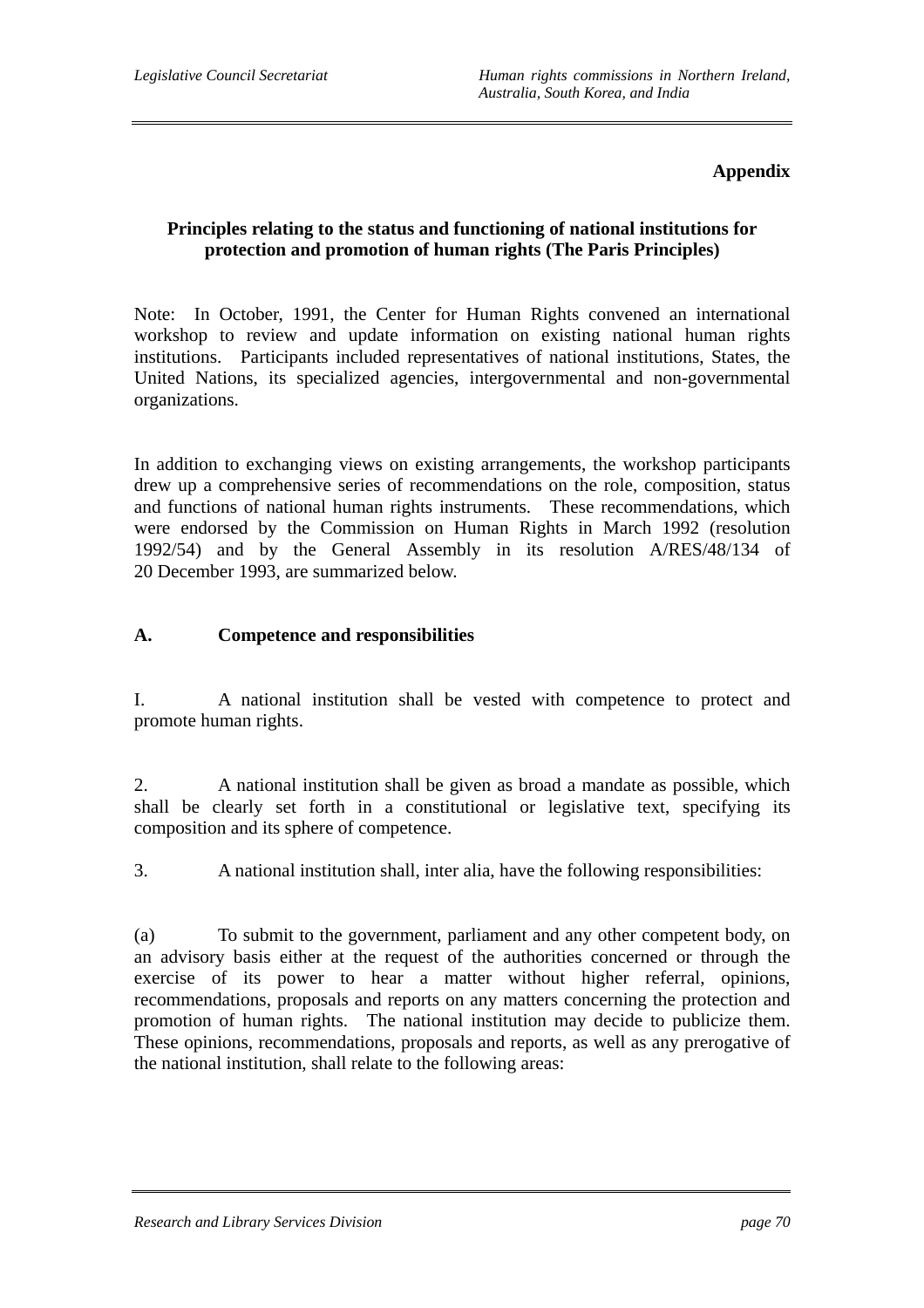**Appendix**

**Principles relating to the status and functioning of national institutions for protection and promotion of human rights (The Paris Principles)**

Note: In October, 1991, the Center for Human Rights convened an international workshop to review and update information on existing national human rights institutions. Participants included representatives of national institutions, States, the United Nations, its specialized agencies, intergovernmental and non-governmental organizations.

In addition to exchanging views on existing arrangements, the workshop participants drew up a comprehensive series of recommendations on the role, composition, status and functions of national human rights instruments. These recommendations, which were endorsed by the Commission on Human Rights in March 1992 (resolution 1992/54) and by the General Assembly in its resolution A/RES/48/134 of 20 December 1993, are summarized below.

## A. Competence and responsibilities

I. A national institution shall be vested with competence to protect and promote human rights.

2. A national institution shall be given as broad a mandate as possible, which shall be clearly set forth in a constitutional or legislative text, specifying its composition and its sphere of competence.

3. A national institution shall, inter alia, have the following responsibilities:

(a) To submit to the government, parliament and any other competent body, on an advisory basis either at the request of the authorities concerned or through the exercise of its power to hear a matter without higher referral, opinions, recommendations, proposals and reports on any matters concerning the protection and promotion of human rights. The national institution may decide to publicize them. These opinions, recommendations, proposals and reports, as well as any prerogative of the national institution, shall relate to the following areas: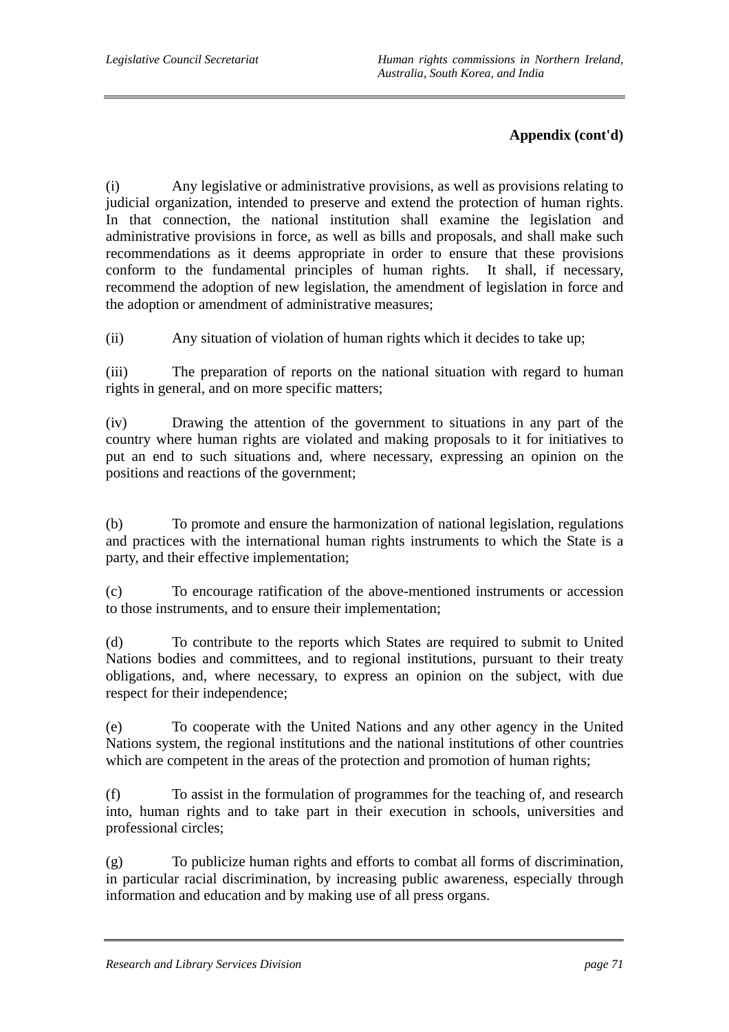**Appendix (cont'd)**

(i) Any legislative or administrative provisions, as well as provisions relating to judicial organization, intended to preserve and extend the protection of human rights. In that connection, the national institution shall examine the legislation and administrative provisions in force, as well as bills and proposals, and shall make such recommendations as it deems appropriate in order to ensure that these provisions conform to the fundamental principles of human rights. It shall, if necessary, recommend the adoption of new legislation, the amendment of legislation in force and the adoption or amendment of administrative measures;

(ii) Any situation of violation of human rights which it decides to take up;

(iii) The preparation of reports on the national situation with regard to human rights in general, and on more specific matters;

(iv) Drawing the attention of the government to situations in any part of the country where human rights are violated and making proposals to it for initiatives to put an end to such situations and, where necessary, expressing an opinion on the positions and reactions of the government;

(b) To promote and ensure the harmonization of national legislation, regulations and practices with the international human rights instruments to which the State is a party, and their effective implementation;

(c) To encourage ratification of the above-mentioned instruments or accession to those instruments, and to ensure their implementation;

(d) To contribute to the reports which States are required to submit to United Nations bodies and committees, and to regional institutions, pursuant to their treaty obligations, and, where necessary, to express an opinion on the subject, with due respect for their independence;

(e) To cooperate with the United Nations and any other agency in the United Nations system, the regional institutions and the national institutions of other countries which are competent in the areas of the protection and promotion of human rights;

(f) To assist in the formulation of programmes for the teaching of, and research into, human rights and to take part in their execution in schools, universities and professional circles;

(g) To publicize human rights and efforts to combat all forms of discrimination, in particular racial discrimination, by increasing public awareness, especially through information and education and by making use of all press organs.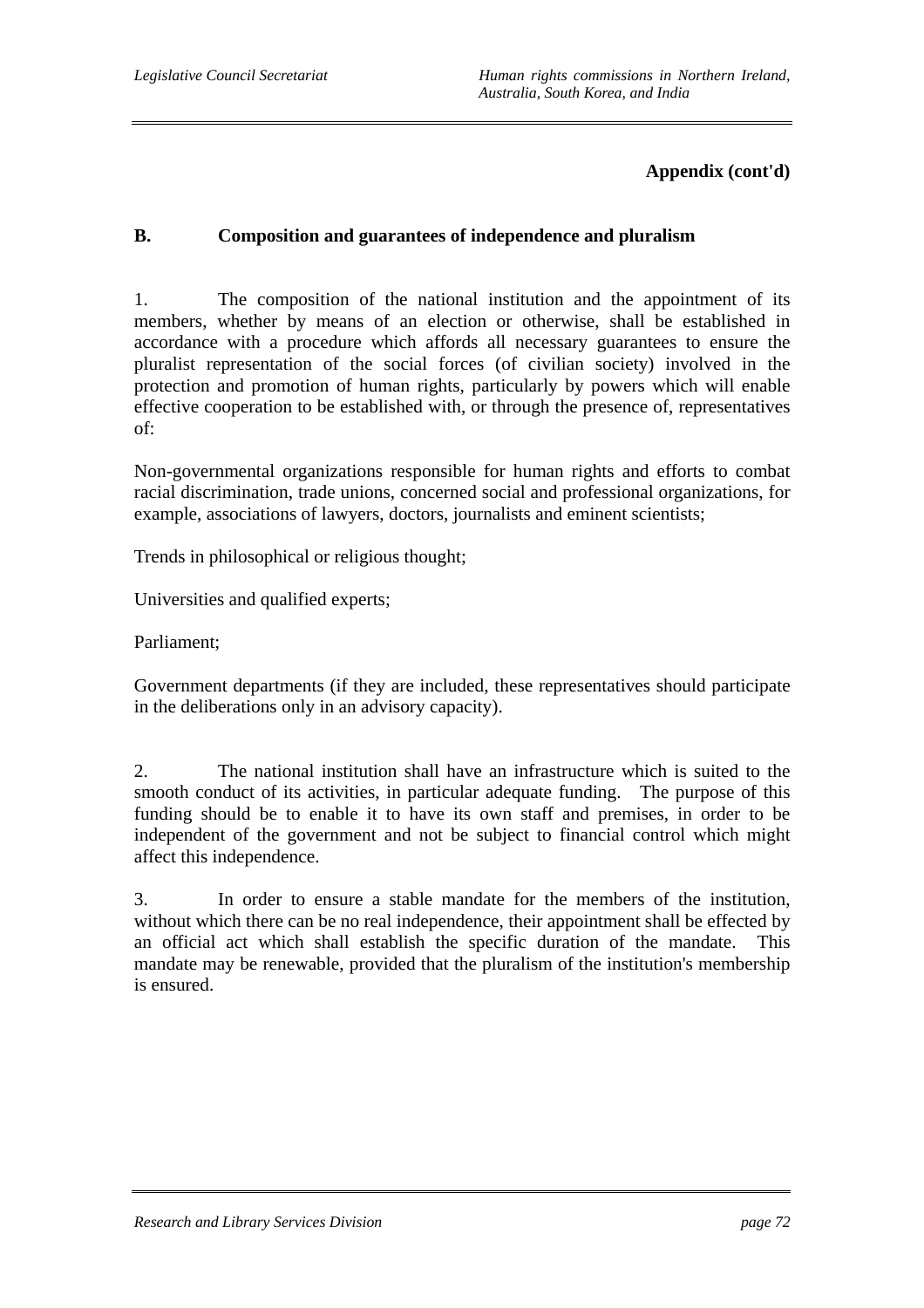**Appendix (cont'd)**

**B. Composition and guarantees of independence and pluralism**

1. The composition of the national institution and the appointment of its members, whether by means of an election or otherwise, shall be established in accordance with a procedure which affords all necessary guarantees to ensure the pluralist representation of the social forces (of civilian society) involved in the protection and promotion of human rights, particularly by powers which will enable effective cooperation to be established with, or through the presence of, representatives of:

Non-governmental organizations responsible for human rights and efforts to combat racial discrimination, trade unions, concerned social and professional organizations, for example, associations of lawyers, doctors, journalists and eminent scientists;

Trends in philosophical or religious thought;

Universities and qualified experts;

Parliament;

Government departments (if they are included, these representatives should participate in the deliberations only in an advisory capacity).

2. The national institution shall have an infrastructure which is suited to the smooth conduct of its activities, in particular adequate funding. The purpose of this funding should be to enable it to have its own staff and premises, in order to be independent of the government and not be subject to financial control which might affect this independence.

3. In order to ensure a stable mandate for the members of the institution, without which there can be no real independence, their appointment shall be effected by an official act which shall establish the specific duration of the mandate. This mandate may be renewable, provided that the pluralism of the institution's membership is ensured.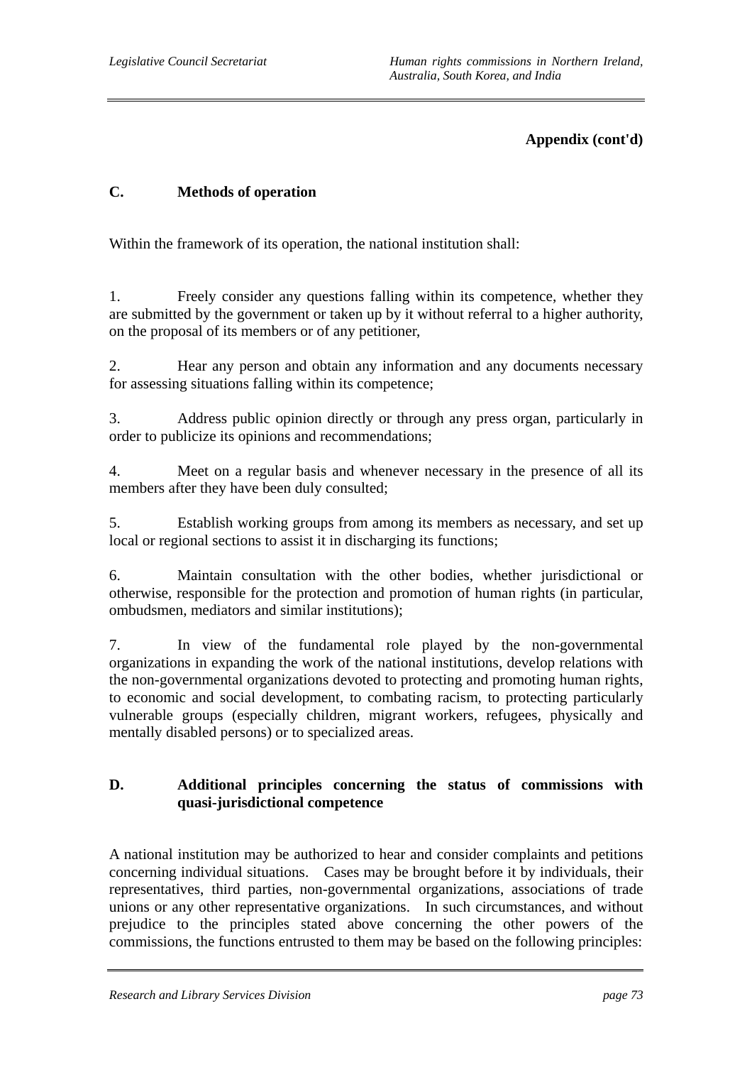**Appendix (cont'd)**

## C. Methods of operation

Within the framework of its operation, the national institution shall:

1. Freely consider any questions falling within its competence, whether they are submitted by the government or taken up by it without referral to a higher authority, on the proposal of its members or of any petitioner,

2. Hear any person and obtain any information and any documents necessary for assessing situations falling within its competence;

3. Address public opinion directly or through any press organ, particularly in order to publicize its opinions and recommendations;

4. Meet on a regular basis and whenever necessary in the presence of all its members after they have been duly consulted;

5. Establish working groups from among its members as necessary, and set up local or regional sections to assist it in discharging its functions;

6. Maintain consultation with the other bodies, whether jurisdictional or otherwise, responsible for the protection and promotion of human rights (in particular, ombudsmen, mediators and similar institutions);

7. In view of the fundamental role played by the non-governmental organizations in expanding the work of the national institutions, develop relations with the non-governmental organizations devoted to protecting and promoting human rights, to economic and social development, to combating racism, to protecting particularly vulnerable groups (especially children, migrant workers, refugees, physically and mentally disabled persons) or to specialized areas.

## D. Additional principles concerning the status of commissions with quasi-jurisdictional competence

A national institution may be authorized to hear and consider complaints and petitions concerning individual situations. Cases may be brought before it by individuals, their representatives, third parties, non-governmental organizations, associations of trade unions or any other representative organizations. In such circumstances, and without prejudice to the principles stated above concerning the other powers of the commissions, the functions entrusted to them may be based on the following principles: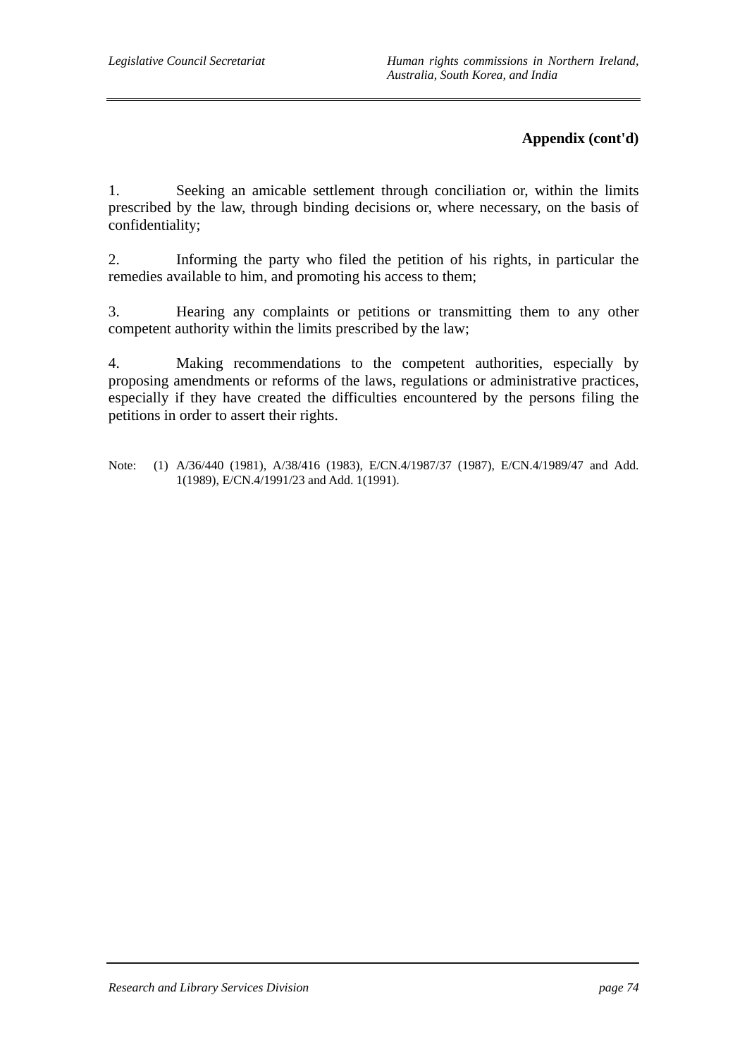**Appendix (cont'd)**

1. Seeking an amicable settlement through conciliation or, within the limits prescribed by the law, through binding decisions or, where necessary, on the basis of confidentiality;

2. Informing the party who filed the petition of his rights, in particular the remedies available to him, and promoting his access to them;

3. Hearing any complaints or petitions or transmitting them to any other competent authority within the limits prescribed by the law;

4. Making recommendations to the competent authorities, especially by proposing amendments or reforms of the laws, regulations or administrative practices, especially if they have created the difficulties encountered by the persons filing the petitions in order to assert their rights.

Note: (1) A/36/440 (1981), A/38/416 (1983), E/CN.4/1987/37 (1987), E/CN.4/1989/47 and Add. 1(1989), E/CN.4/1991/23 and Add. 1(1991).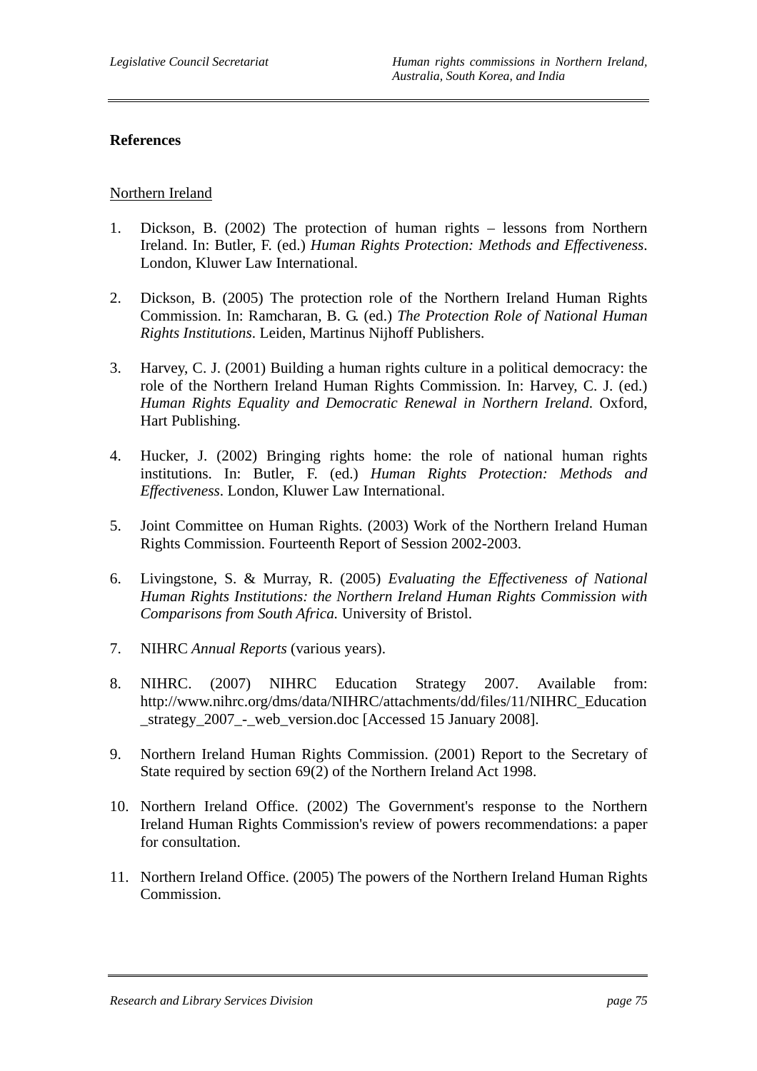## References

Northern Ireland

1. Dickson, B. (2002) The protection of human rights – lessons from Northern Ireland. In: Butler, F. (ed.) *Human Rights Protection: Methods and Effectiveness*. London, Kluwer Law International.

2. Dickson, B. (2005) The protection role of the Northern Ireland Human Rights Commission. In: Ramcharan, B. G. (ed.) *The Protection Role of National Human Rights Institutions*. Leiden, Martinus Nijhoff Publishers.

3. Harvey, C. J. (2001) Building a human rights culture in a political democracy: the role of the Northern Ireland Human Rights Commission. In: Harvey, C. J. (ed.) *Human Rights Equality and Democratic Renewal in Northern Ireland*. Oxford, Hart Publishing.

4. Hucker, J. (2002) Bringing rights home: the role of national human rights institutions. In: Butler, F. (ed.) *Human Rights Protection: Methods and Effectiveness*. London, Kluwer Law International.

5. Joint Committee on Human Rights. (2003) Work of the Northern Ireland Human Rights Commission. Fourteenth Report of Session 2002-2003.

6. Livingstone, S. & Murray, R. (2005) *Evaluating the Effectiveness of National Human Rights Institutions: the Northern Ireland Human Rights Commission with Comparisons from South Africa.* University of Bristol.

7. NIHRC *Annual Reports* (various years).

8. NIHRC. (2007) NIHRC Education Strategy 2007. Available from: http://www.nihrc.org/dms/data/NIHRC/attachments/dd/files/11/NIHRC_Education_strategy_2007_-_web_version.doc [Accessed 15 January 2008].

9. Northern Ireland Human Rights Commission. (2001) Report to the Secretary of State required by section 69(2) of the Northern Ireland Act 1998.

10. Northern Ireland Office. (2002) The Government's response to the Northern Ireland Human Rights Commission's review of powers recommendations: a paper for consultation.

11. Northern Ireland Office. (2005) The powers of the Northern Ireland Human Rights Commission.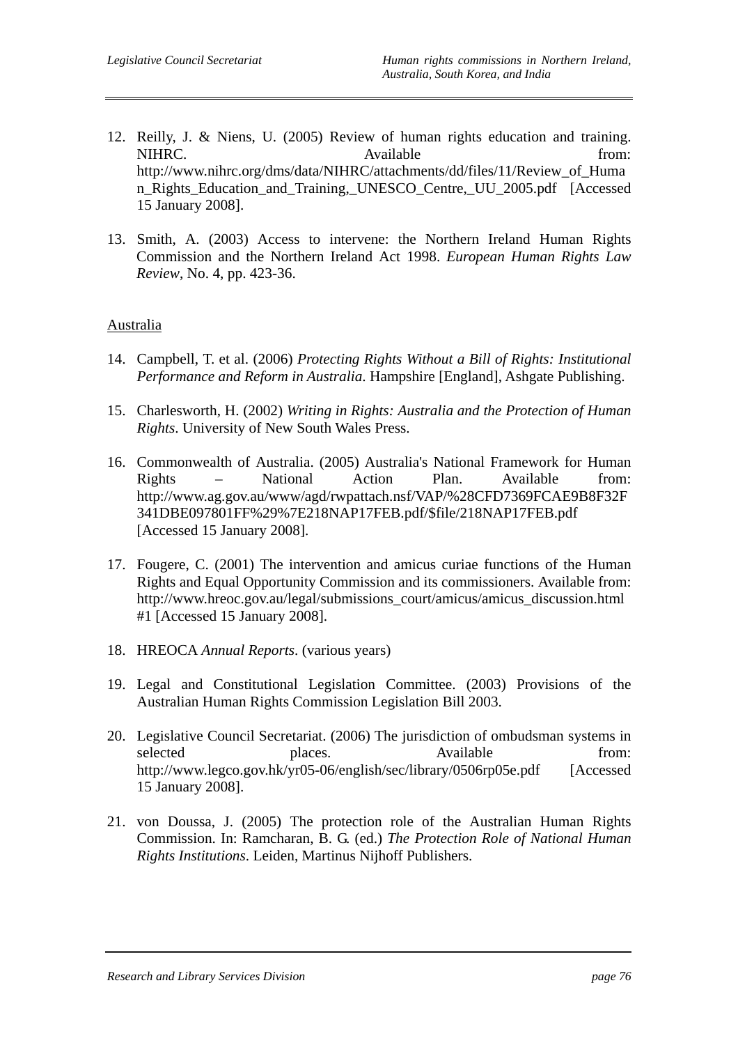12. Reilly, J. & Niens, U. (2005) Review of human rights education and training. NIHRC. Available from: http://www.nihrc.org/dms/data/NIHRC/attachments/dd/files/11/Review_of_Human_Rights_Education_and_Training,_UNESCO_Centre,_UU_2005.pdf [Accessed 15 January 2008].

13. Smith, A. (2003) Access to intervene: the Northern Ireland Human Rights Commission and the Northern Ireland Act 1998. *European Human Rights Law Review*, No. 4, pp. 423-36.

<u>Australia</u>

14. Campbell, T. et al. (2006) *Protecting Rights Without a Bill of Rights: Institutional Performance and Reform in Australia*. Hampshire [England], Ashgate Publishing.

15. Charlesworth, H. (2002) *Writing in Rights: Australia and the Protection of Human Rights*. University of New South Wales Press.

16. Commonwealth of Australia. (2005) Australia's National Framework for Human Rights – National Action Plan. Available from: http://www.ag.gov.au/www/agd/rwpattach.nsf/VAP/%28CFD7369FCAE9B8F32F341DBE097801FF%29%7E218NAP17FEB.pdf/$file/218NAP17FEB.pdf [Accessed 15 January 2008].

17. Fougere, C. (2001) The intervention and amicus curiae functions of the Human Rights and Equal Opportunity Commission and its commissioners. Available from: http://www.hreoc.gov.au/legal/submissions_court/amicus/amicus_discussion.html#1 [Accessed 15 January 2008].

18. HREOCA *Annual Reports*. (various years)

19. Legal and Constitutional Legislation Committee. (2003) Provisions of the Australian Human Rights Commission Legislation Bill 2003.

20. Legislative Council Secretariat. (2006) The jurisdiction of ombudsman systems in selected places. Available from: http://www.legco.gov.hk/yr05-06/english/sec/library/0506rp05e.pdf [Accessed 15 January 2008].

21. von Doussa, J. (2005) The protection role of the Australian Human Rights Commission. In: Ramcharan, B. G. (ed.) *The Protection Role of National Human Rights Institutions*. Leiden, Martinus Nijhoff Publishers.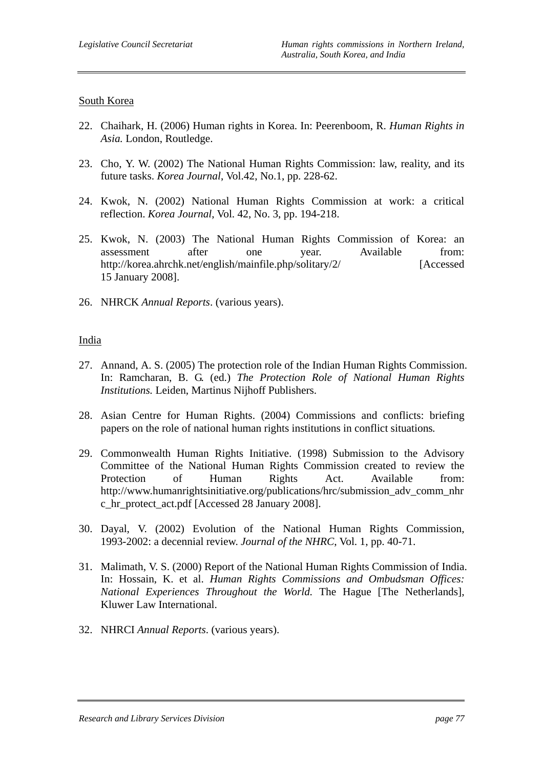South Korea

22. Chaihark, H. (2006) Human rights in Korea. In: Peerenboom, R. *Human Rights in Asia.* London, Routledge.

23. Cho, Y. W. (2002) The National Human Rights Commission: law, reality, and its future tasks. *Korea Journal*, Vol.42, No.1, pp. 228-62.

24. Kwok, N. (2002) National Human Rights Commission at work: a critical reflection. *Korea Journal*, Vol. 42, No. 3, pp. 194-218.

25. Kwok, N. (2003) The National Human Rights Commission of Korea: an assessment after one year. Available from: http://korea.ahrchk.net/english/mainfile.php/solitary/2/ [Accessed 15 January 2008].

26. NHRCK *Annual Reports*. (various years).

India

27. Annand, A. S. (2005) The protection role of the Indian Human Rights Commission. In: Ramcharan, B. G. (ed.) *The Protection Role of National Human Rights Institutions.* Leiden, Martinus Nijhoff Publishers.

28. Asian Centre for Human Rights. (2004) Commissions and conflicts: briefing papers on the role of national human rights institutions in conflict situations*.*

29. Commonwealth Human Rights Initiative. (1998) Submission to the Advisory Committee of the National Human Rights Commission created to review the Protection of Human Rights Act. Available from: http://www.humanrightsinitiative.org/publications/hrc/submission_adv_comm_nhrc_hr_protect_act.pdf [Accessed 28 January 2008].

30. Dayal, V. (2002) Evolution of the National Human Rights Commission, 1993-2002: a decennial review. *Journal of the NHRC*, Vol. 1, pp. 40-71.

31. Malimath, V. S. (2000) Report of the National Human Rights Commission of India. In: Hossain, K. et al. *Human Rights Commissions and Ombudsman Offices: National Experiences Throughout the World.* The Hague [The Netherlands], Kluwer Law International.

32. NHRCI *Annual Reports*. (various years).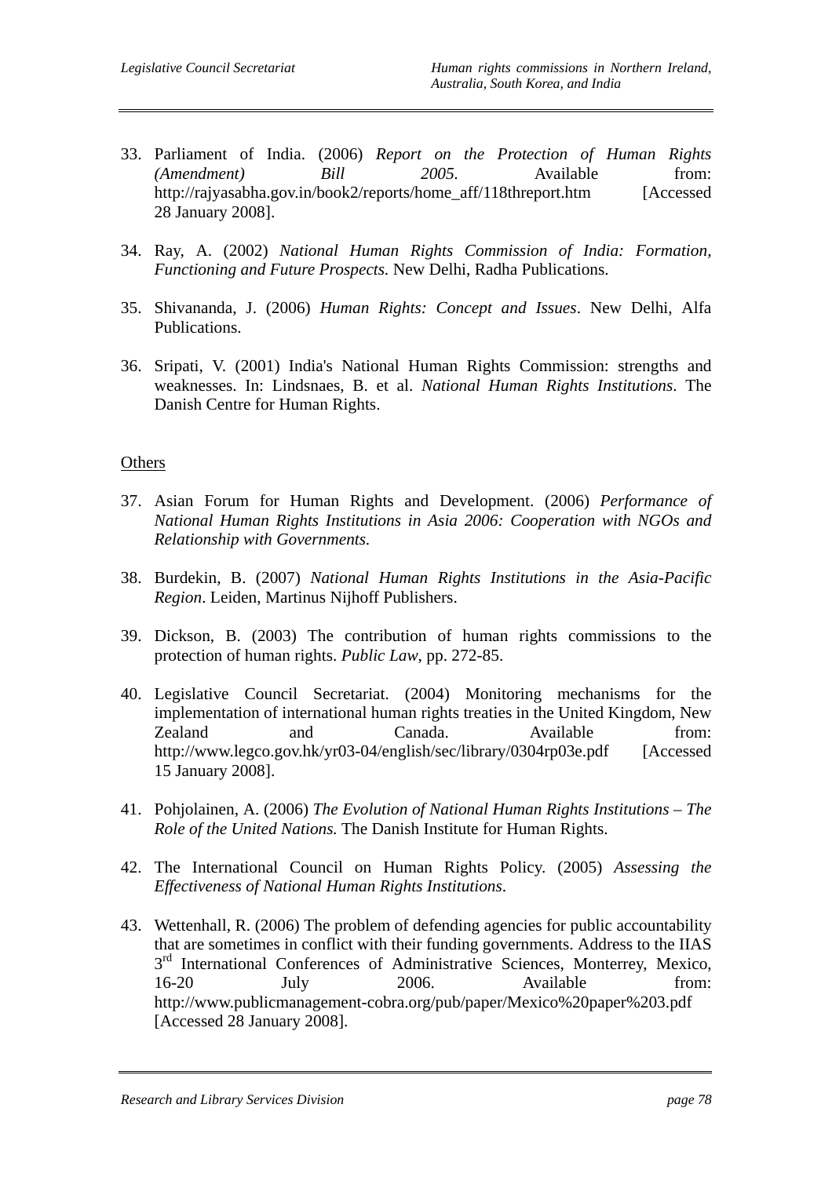33. Parliament of India. (2006) *Report on the Protection of Human Rights (Amendment) Bill 2005*. Available from: http://rajyasabha.gov.in/book2/reports/home_aff/118threport.htm [Accessed 28 January 2008].

34. Ray, A. (2002) *National Human Rights Commission of India: Formation, Functioning and Future Prospects.* New Delhi, Radha Publications.

35. Shivananda, J. (2006) *Human Rights: Concept and Issues*. New Delhi, Alfa Publications.

36. Sripati, V. (2001) India's National Human Rights Commission: strengths and weaknesses. In: Lindsnaes, B. et al. *National Human Rights Institutions*. The Danish Centre for Human Rights.

<u>Others</u>

37. Asian Forum for Human Rights and Development. (2006) *Performance of National Human Rights Institutions in Asia 2006: Cooperation with NGOs and Relationship with Governments.*

38. Burdekin, B. (2007) *National Human Rights Institutions in the Asia-Pacific Region*. Leiden, Martinus Nijhoff Publishers.

39. Dickson, B. (2003) The contribution of human rights commissions to the protection of human rights. *Public Law*, pp. 272-85.

40. Legislative Council Secretariat. (2004) Monitoring mechanisms for the implementation of international human rights treaties in the United Kingdom, New Zealand and Canada. Available from: http://www.legco.gov.hk/yr03-04/english/sec/library/0304rp03e.pdf [Accessed 15 January 2008].

41. Pohjolainen, A. (2006) *The Evolution of National Human Rights Institutions – The Role of the United Nations.* The Danish Institute for Human Rights.

42. The International Council on Human Rights Policy. (2005) *Assessing the Effectiveness of National Human Rights Institutions*.

43. Wettenhall, R. (2006) The problem of defending agencies for public accountability that are sometimes in conflict with their funding governments. Address to the IIAS 3rd International Conferences of Administrative Sciences, Monterrey, Mexico, 16-20 July 2006. Available from: http://www.publicmanagement-cobra.org/pub/paper/Mexico%20paper%203.pdf [Accessed 28 January 2008].